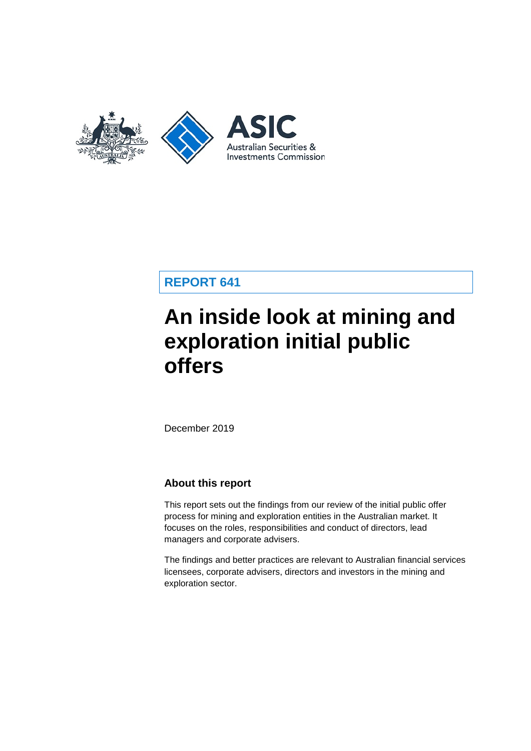ASIC

Australian Securities & Investments Commission

**REPORT 641**

# An inside look at mining and exploration initial public offers

December 2019

## About this report

This report sets out the findings from our review of the initial public offer process for mining and exploration entities in the Australian market. It focuses on the roles, responsibilities and conduct of directors, lead managers and corporate advisers.

The findings and better practices are relevant to Australian financial services licensees, corporate advisers, directors and investors in the mining and exploration sector.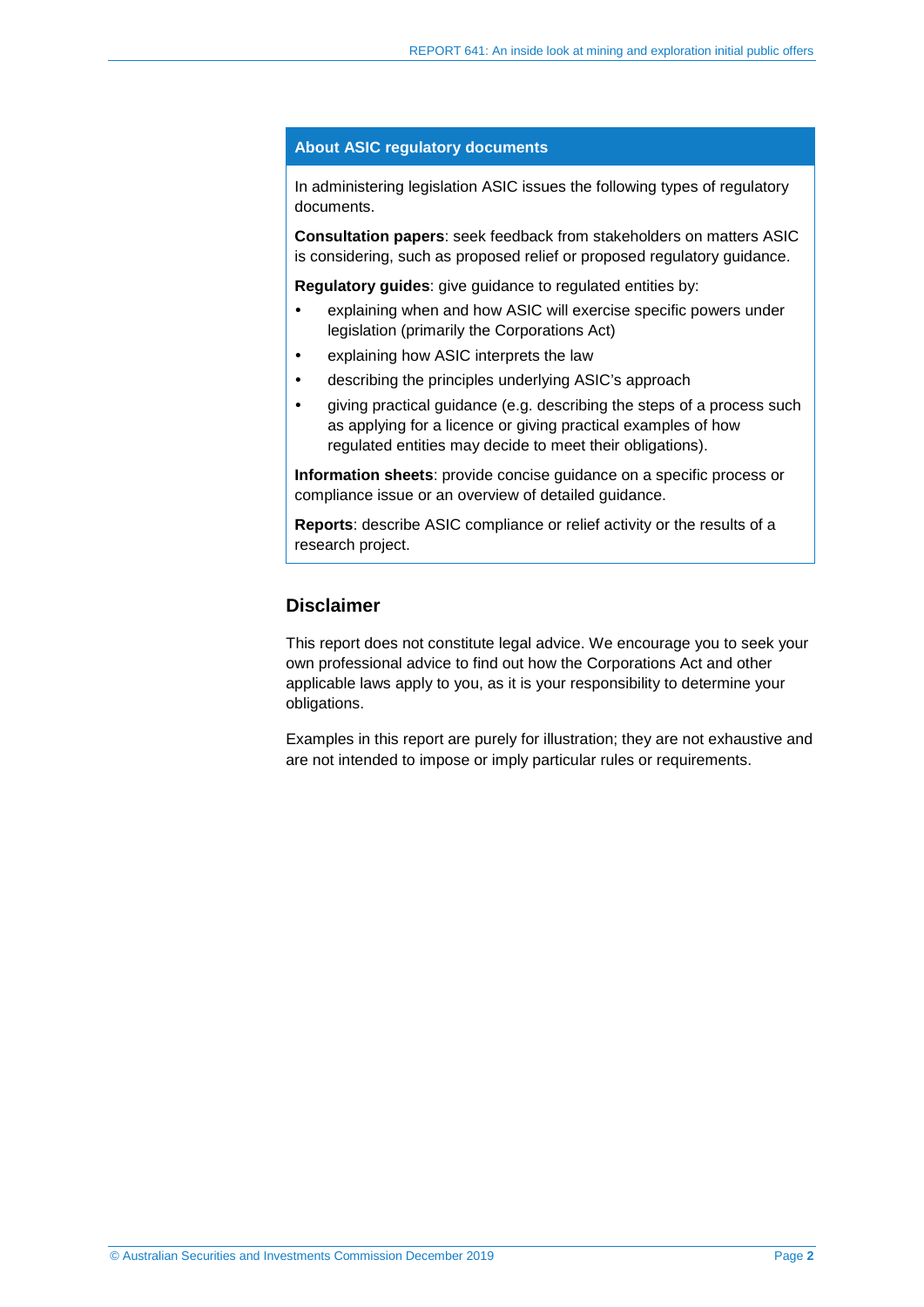## About ASIC regulatory documents

In administering legislation ASIC issues the following types of regulatory documents.

**Consultation papers**: seek feedback from stakeholders on matters ASIC is considering, such as proposed relief or proposed regulatory guidance.

**Regulatory guides**: give guidance to regulated entities by:

- explaining when and how ASIC will exercise specific powers under legislation (primarily the Corporations Act)
- explaining how ASIC interprets the law
- describing the principles underlying ASIC's approach
- giving practical guidance (e.g. describing the steps of a process such as applying for a licence or giving practical examples of how regulated entities may decide to meet their obligations).

**Information sheets**: provide concise guidance on a specific process or compliance issue or an overview of detailed guidance.

**Reports**: describe ASIC compliance or relief activity or the results of a research project.

## Disclaimer

This report does not constitute legal advice. We encourage you to seek your own professional advice to find out how the Corporations Act and other applicable laws apply to you, as it is your responsibility to determine your obligations.

Examples in this report are purely for illustration; they are not exhaustive and are not intended to impose or imply particular rules or requirements.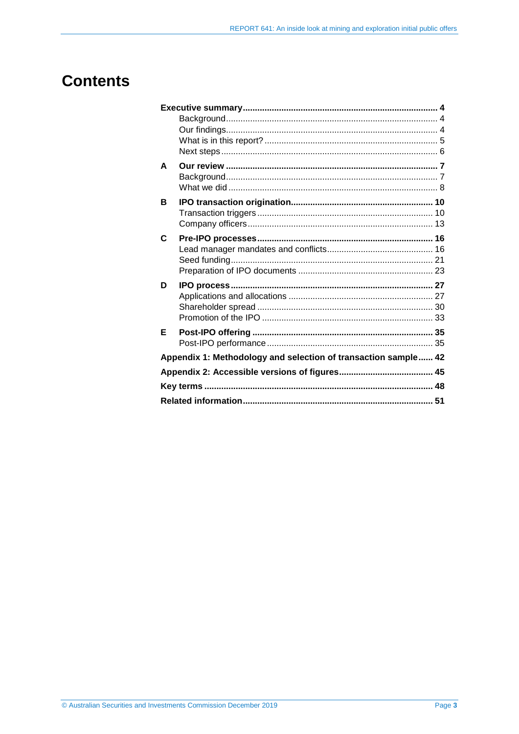# Contents

**Executive summary** ... **4**
- Background ... 4
- Our findings ... 4
- What is in this report? ... 5
- Next steps ... 6

**A Our review** ... **7**
- Background ... 7
- What we did ... 8

**B IPO transaction origination** ... **10**
- Transaction triggers ... 10
- Company officers ... 13

**C Pre-IPO processes** ... **16**
- Lead manager mandates and conflicts ... 16
- Seed funding ... 21
- Preparation of IPO documents ... 23

**D IPO process** ... **27**
- Applications and allocations ... 27
- Shareholder spread ... 30
- Promotion of the IPO ... 33

**E Post-IPO offering** ... **35**
- Post-IPO performance ... 35

**Appendix 1: Methodology and selection of transaction sample** ... **42**

**Appendix 2: Accessible versions of figures** ... **45**

**Key terms** ... **48**

**Related information** ... **51**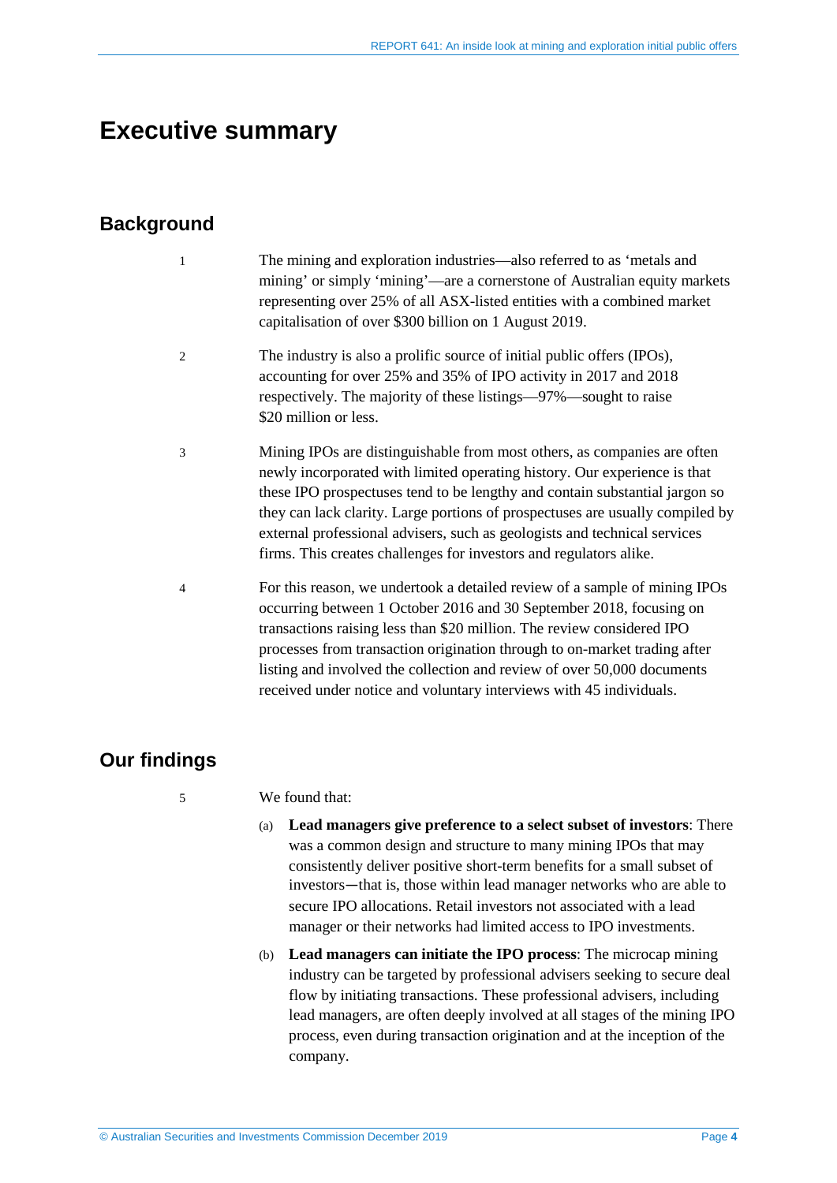# Executive summary

## Background

1 The mining and exploration industries—also referred to as 'metals and mining' or simply 'mining'—are a cornerstone of Australian equity markets representing over 25% of all ASX-listed entities with a combined market capitalisation of over $300 billion on 1 August 2019.

2 The industry is also a prolific source of initial public offers (IPOs), accounting for over 25% and 35% of IPO activity in 2017 and 2018 respectively. The majority of these listings—97%—sought to raise $20 million or less.

3 Mining IPOs are distinguishable from most others, as companies are often newly incorporated with limited operating history. Our experience is that these IPO prospectuses tend to be lengthy and contain substantial jargon so they can lack clarity. Large portions of prospectuses are usually compiled by external professional advisers, such as geologists and technical services firms. This creates challenges for investors and regulators alike.

4 For this reason, we undertook a detailed review of a sample of mining IPOs occurring between 1 October 2016 and 30 September 2018, focusing on transactions raising less than $20 million. The review considered IPO processes from transaction origination through to on-market trading after listing and involved the collection and review of over 50,000 documents received under notice and voluntary interviews with 45 individuals.

## Our findings

5 We found that:

(a) **Lead managers give preference to a select subset of investors**: There was a common design and structure to many mining IPOs that may consistently deliver positive short-term benefits for a small subset of investors—that is, those within lead manager networks who are able to secure IPO allocations. Retail investors not associated with a lead manager or their networks had limited access to IPO investments.

(b) **Lead managers can initiate the IPO process**: The microcap mining industry can be targeted by professional advisers seeking to secure deal flow by initiating transactions. These professional advisers, including lead managers, are often deeply involved at all stages of the mining IPO process, even during transaction origination and at the inception of the company.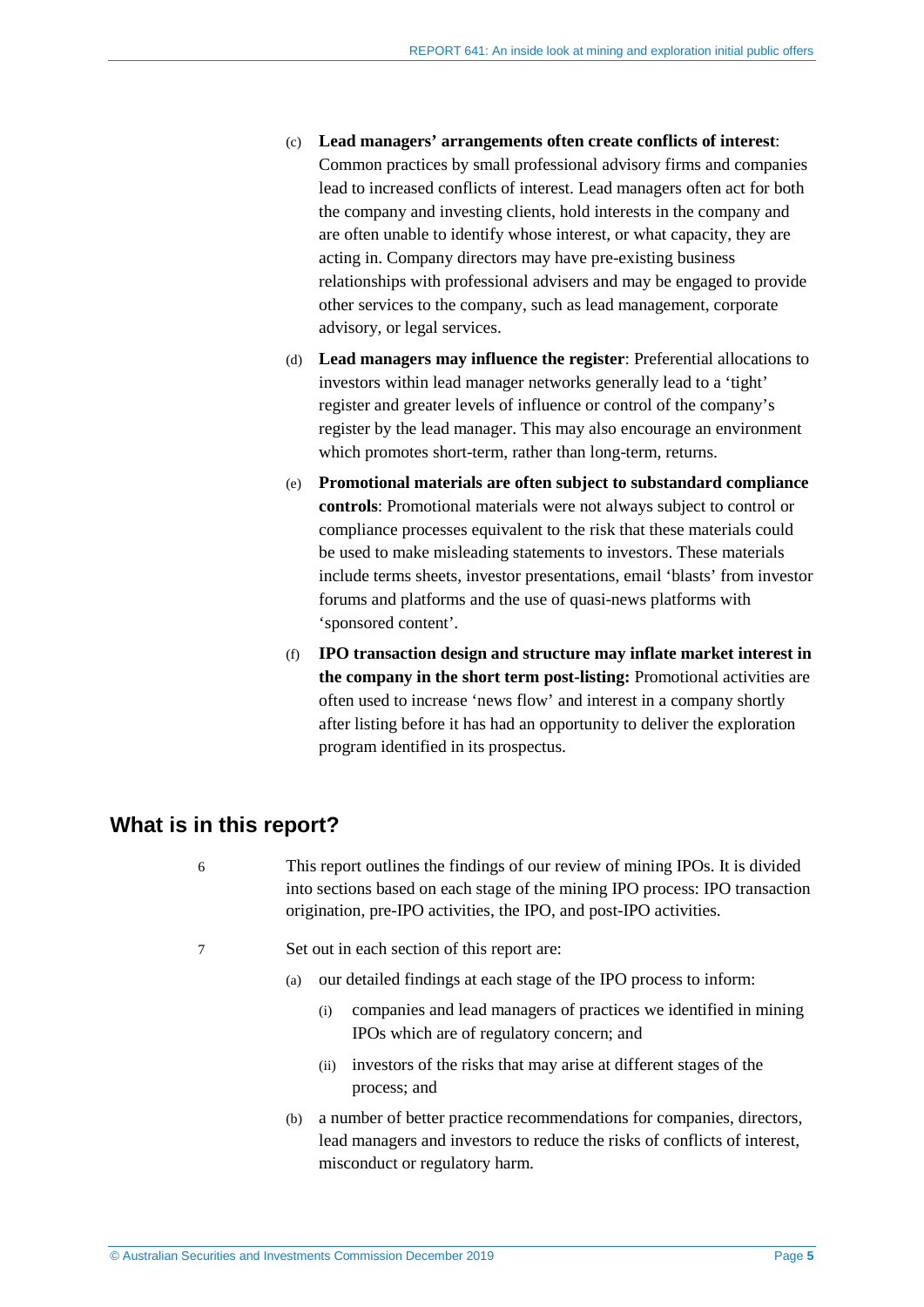(c) **Lead managers' arrangements often create conflicts of interest**: Common practices by small professional advisory firms and companies lead to increased conflicts of interest. Lead managers often act for both the company and investing clients, hold interests in the company and are often unable to identify whose interest, or what capacity, they are acting in. Company directors may have pre-existing business relationships with professional advisers and may be engaged to provide other services to the company, such as lead management, corporate advisory, or legal services.

(d) **Lead managers may influence the register**: Preferential allocations to investors within lead manager networks generally lead to a 'tight' register and greater levels of influence or control of the company's register by the lead manager. This may also encourage an environment which promotes short-term, rather than long-term, returns.

(e) **Promotional materials are often subject to substandard compliance controls**: Promotional materials were not always subject to control or compliance processes equivalent to the risk that these materials could be used to make misleading statements to investors. These materials include terms sheets, investor presentations, email 'blasts' from investor forums and platforms and the use of quasi-news platforms with 'sponsored content'.

(f) **IPO transaction design and structure may inflate market interest in the company in the short term post-listing:** Promotional activities are often used to increase 'news flow' and interest in a company shortly after listing before it has had an opportunity to deliver the exploration program identified in its prospectus.

## What is in this report?

6 This report outlines the findings of our review of mining IPOs. It is divided into sections based on each stage of the mining IPO process: IPO transaction origination, pre-IPO activities, the IPO, and post-IPO activities.

7 Set out in each section of this report are:

(a) our detailed findings at each stage of the IPO process to inform:

(i) companies and lead managers of practices we identified in mining IPOs which are of regulatory concern; and

(ii) investors of the risks that may arise at different stages of the process; and

(b) a number of better practice recommendations for companies, directors, lead managers and investors to reduce the risks of conflicts of interest, misconduct or regulatory harm.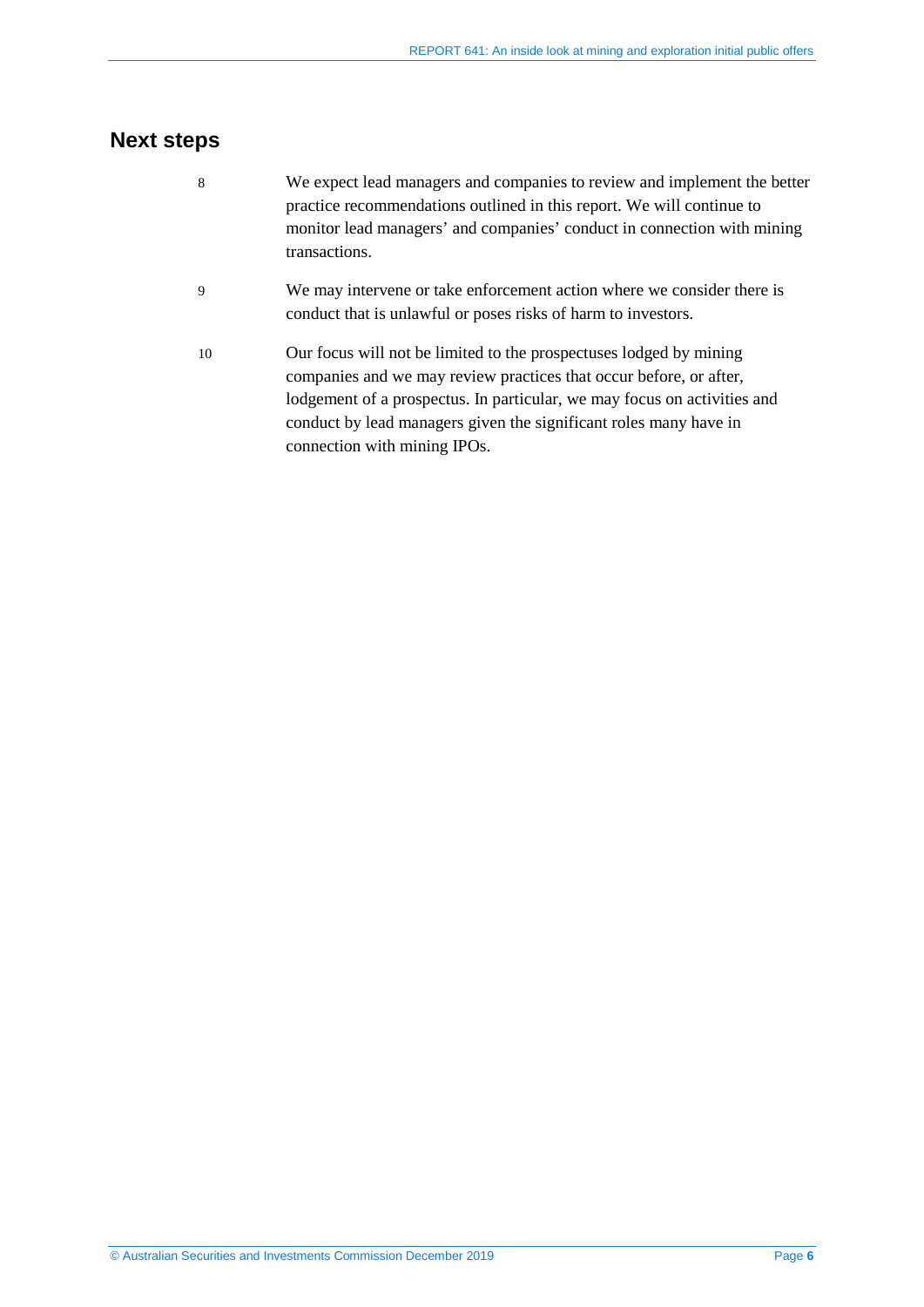## Next steps

8 We expect lead managers and companies to review and implement the better practice recommendations outlined in this report. We will continue to monitor lead managers' and companies' conduct in connection with mining transactions.

9 We may intervene or take enforcement action where we consider there is conduct that is unlawful or poses risks of harm to investors.

10 Our focus will not be limited to the prospectuses lodged by mining companies and we may review practices that occur before, or after, lodgement of a prospectus. In particular, we may focus on activities and conduct by lead managers given the significant roles many have in connection with mining IPOs.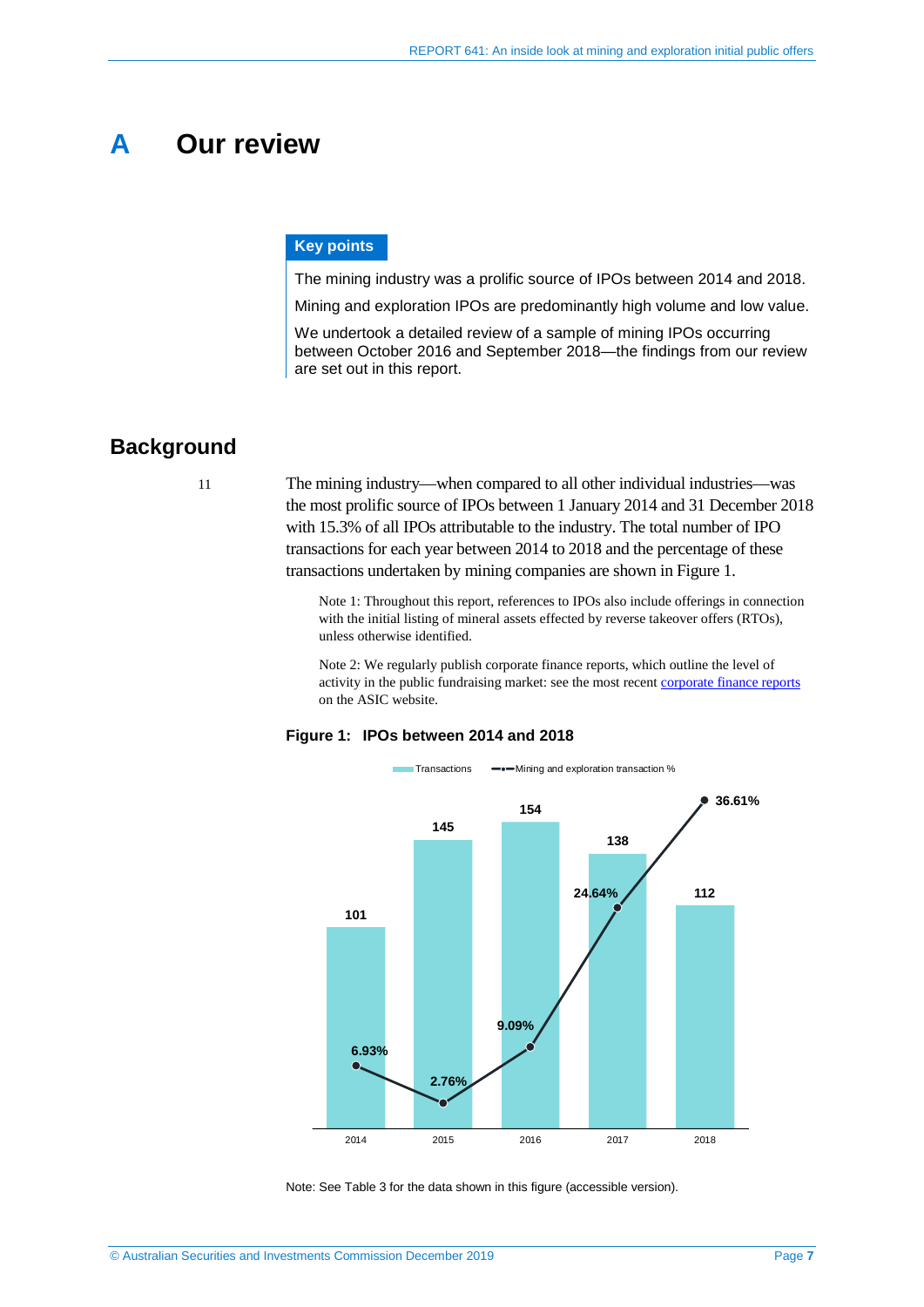# A Our review

**Key points**

The mining industry was a prolific source of IPOs between 2014 and 2018.

Mining and exploration IPOs are predominantly high volume and low value.

We undertook a detailed review of a sample of mining IPOs occurring between October 2016 and September 2018—the findings from our review are set out in this report.

## Background

11 The mining industry—when compared to all other individual industries—was the most prolific source of IPOs between 1 January 2014 and 31 December 2018 with 15.3% of all IPOs attributable to the industry. The total number of IPO transactions for each year between 2014 to 2018 and the percentage of these transactions undertaken by mining companies are shown in Figure 1.

Note 1: Throughout this report, references to IPOs also include offerings in connection with the initial listing of mineral assets effected by reverse takeover offers (RTOs), unless otherwise identified.

Note 2: We regularly publish corporate finance reports, which outline the level of activity in the public fundraising market: see the most recent corporate finance reports on the ASIC website.

**Figure 1: IPOs between 2014 and 2018**

| Year | Transactions | Mining and exploration transaction % |
|---|---|---|
| 2014 | 101 | 6.93% |
| 2015 | 145 | 2.76% |
| 2016 | 154 | 9.09% |
| 2017 | 138 | 24.64% |
| 2018 | 112 | 36.61% |

Note: See Table 3 for the data shown in this figure (accessible version).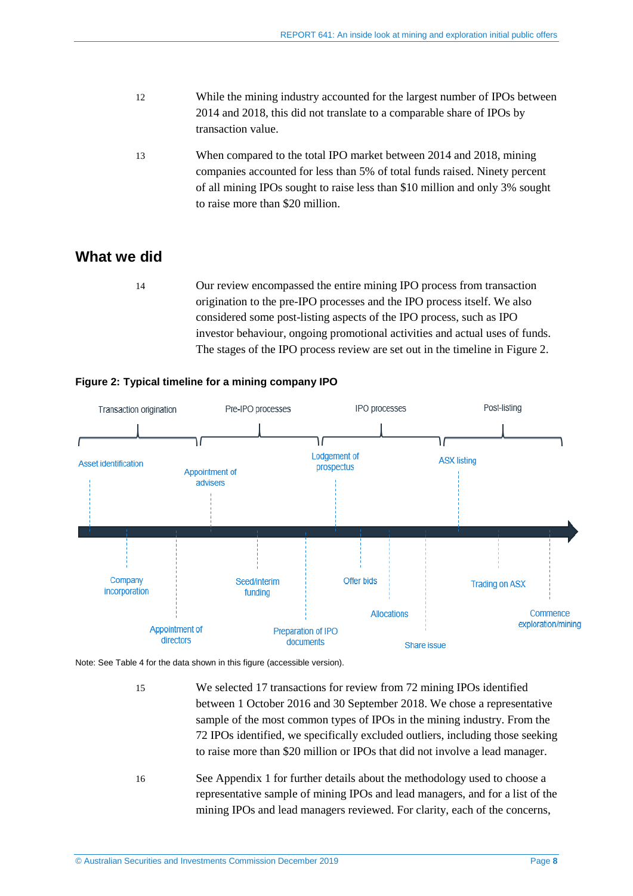12 While the mining industry accounted for the largest number of IPOs between 2014 and 2018, this did not translate to a comparable share of IPOs by transaction value.

13 When compared to the total IPO market between 2014 and 2018, mining companies accounted for less than 5% of total funds raised. Ninety percent of all mining IPOs sought to raise less than $10 million and only 3% sought to raise more than $20 million.

## What we did

14 Our review encompassed the entire mining IPO process from transaction origination to the pre-IPO processes and the IPO process itself. We also considered some post-listing aspects of the IPO process, such as IPO investor behaviour, ongoing promotional activities and actual uses of funds. The stages of the IPO process review are set out in the timeline in Figure 2.

**Figure 2: Typical timeline for a mining company IPO**

Transaction origination | Pre-IPO processes | IPO processes | Post-listing

Asset identification | Company incorporation | Appointment of directors | Appointment of advisers | Seed/interim funding | Preparation of IPO documents | Lodgement of prospectus | Offer bids | Allocations | Share issue | ASX listing | Trading on ASX | Commence exploration/mining

Note: See Table 4 for the data shown in this figure (accessible version).

15 We selected 17 transactions for review from 72 mining IPOs identified between 1 October 2016 and 30 September 2018. We chose a representative sample of the most common types of IPOs in the mining industry. From the 72 IPOs identified, we specifically excluded outliers, including those seeking to raise more than $20 million or IPOs that did not involve a lead manager.

16 See Appendix 1 for further details about the methodology used to choose a representative sample of mining IPOs and lead managers, and for a list of the mining IPOs and lead managers reviewed. For clarity, each of the concerns,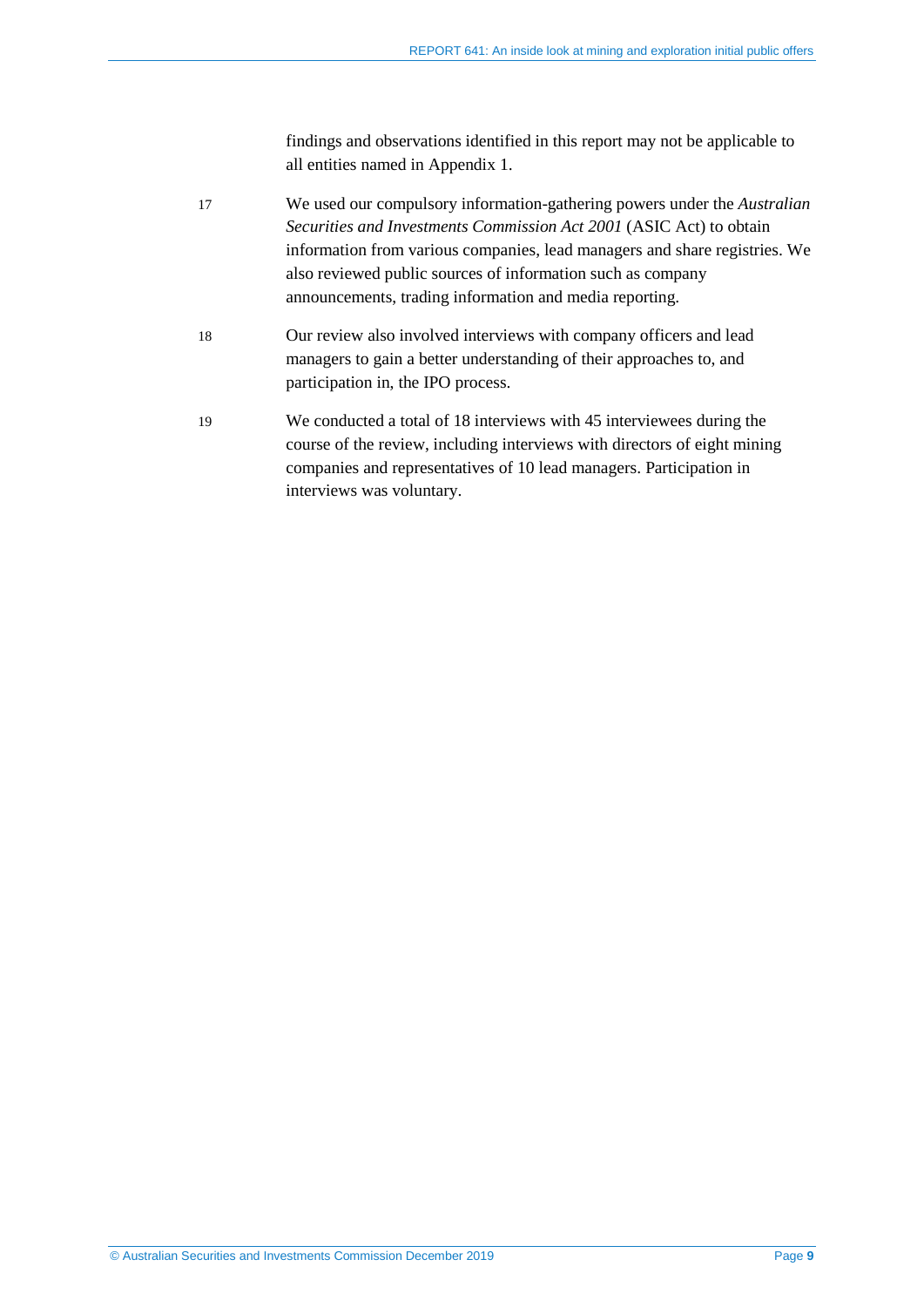findings and observations identified in this report may not be applicable to all entities named in Appendix 1.

17 We used our compulsory information-gathering powers under the *Australian Securities and Investments Commission Act 2001* (ASIC Act) to obtain information from various companies, lead managers and share registries. We also reviewed public sources of information such as company announcements, trading information and media reporting.

18 Our review also involved interviews with company officers and lead managers to gain a better understanding of their approaches to, and participation in, the IPO process.

19 We conducted a total of 18 interviews with 45 interviewees during the course of the review, including interviews with directors of eight mining companies and representatives of 10 lead managers. Participation in interviews was voluntary.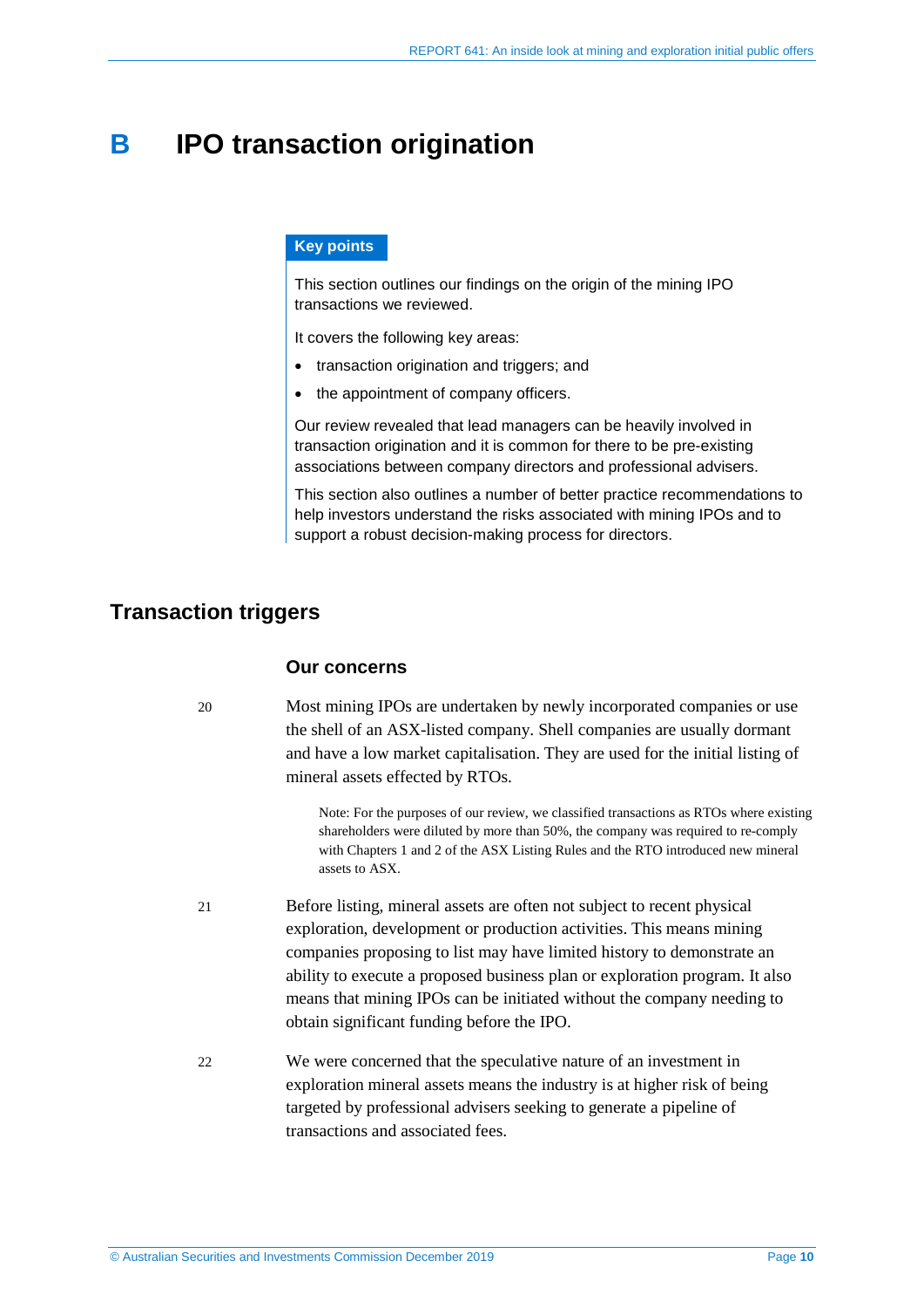# B IPO transaction origination

**Key points**

This section outlines our findings on the origin of the mining IPO transactions we reviewed.

It covers the following key areas:

- transaction origination and triggers; and
- the appointment of company officers.

Our review revealed that lead managers can be heavily involved in transaction origination and it is common for there to be pre-existing associations between company directors and professional advisers.

This section also outlines a number of better practice recommendations to help investors understand the risks associated with mining IPOs and to support a robust decision-making process for directors.

## Transaction triggers

### Our concerns

20 Most mining IPOs are undertaken by newly incorporated companies or use the shell of an ASX-listed company. Shell companies are usually dormant and have a low market capitalisation. They are used for the initial listing of mineral assets effected by RTOs.

> Note: For the purposes of our review, we classified transactions as RTOs where existing shareholders were diluted by more than 50%, the company was required to re-comply with Chapters 1 and 2 of the ASX Listing Rules and the RTO introduced new mineral assets to ASX.

21 Before listing, mineral assets are often not subject to recent physical exploration, development or production activities. This means mining companies proposing to list may have limited history to demonstrate an ability to execute a proposed business plan or exploration program. It also means that mining IPOs can be initiated without the company needing to obtain significant funding before the IPO.

22 We were concerned that the speculative nature of an investment in exploration mineral assets means the industry is at higher risk of being targeted by professional advisers seeking to generate a pipeline of transactions and associated fees.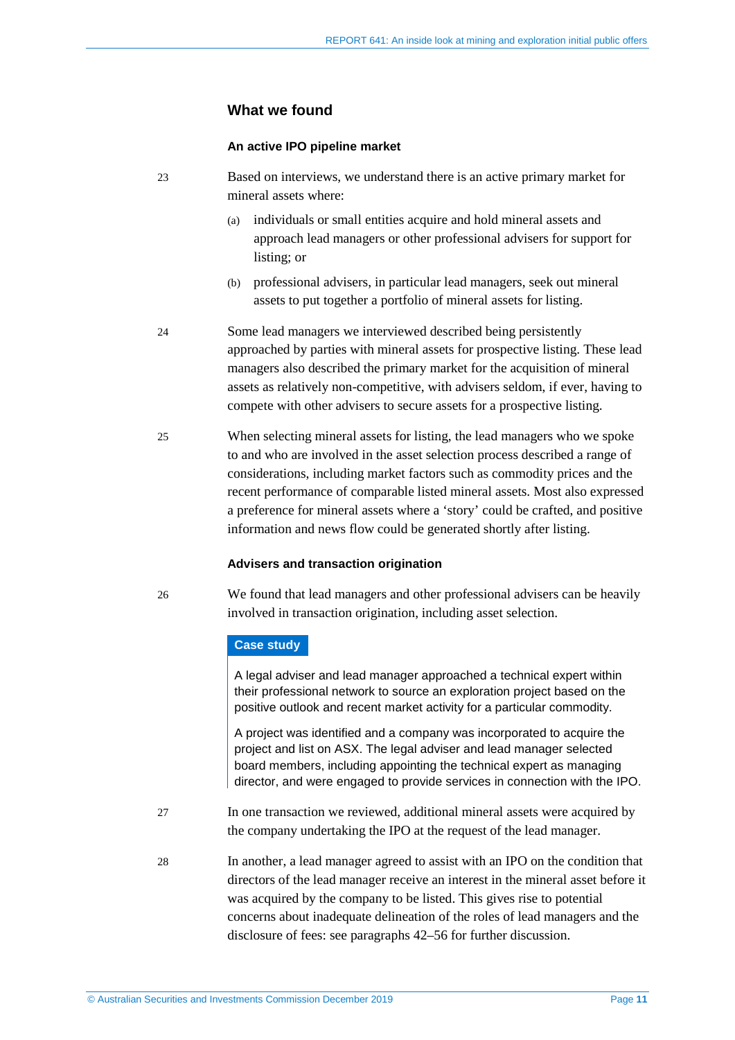## What we found

### An active IPO pipeline market

23 Based on interviews, we understand there is an active primary market for mineral assets where:

(a) individuals or small entities acquire and hold mineral assets and approach lead managers or other professional advisers for support for listing; or

(b) professional advisers, in particular lead managers, seek out mineral assets to put together a portfolio of mineral assets for listing.

24 Some lead managers we interviewed described being persistently approached by parties with mineral assets for prospective listing. These lead managers also described the primary market for the acquisition of mineral assets as relatively non-competitive, with advisers seldom, if ever, having to compete with other advisers to secure assets for a prospective listing.

25 When selecting mineral assets for listing, the lead managers who we spoke to and who are involved in the asset selection process described a range of considerations, including market factors such as commodity prices and the recent performance of comparable listed mineral assets. Most also expressed a preference for mineral assets where a 'story' could be crafted, and positive information and news flow could be generated shortly after listing.

### Advisers and transaction origination

26 We found that lead managers and other professional advisers can be heavily involved in transaction origination, including asset selection.

**Case study**

A legal adviser and lead manager approached a technical expert within their professional network to source an exploration project based on the positive outlook and recent market activity for a particular commodity.

A project was identified and a company was incorporated to acquire the project and list on ASX. The legal adviser and lead manager selected board members, including appointing the technical expert as managing director, and were engaged to provide services in connection with the IPO.

27 In one transaction we reviewed, additional mineral assets were acquired by the company undertaking the IPO at the request of the lead manager.

28 In another, a lead manager agreed to assist with an IPO on the condition that directors of the lead manager receive an interest in the mineral asset before it was acquired by the company to be listed. This gives rise to potential concerns about inadequate delineation of the roles of lead managers and the disclosure of fees: see paragraphs 42–56 for further discussion.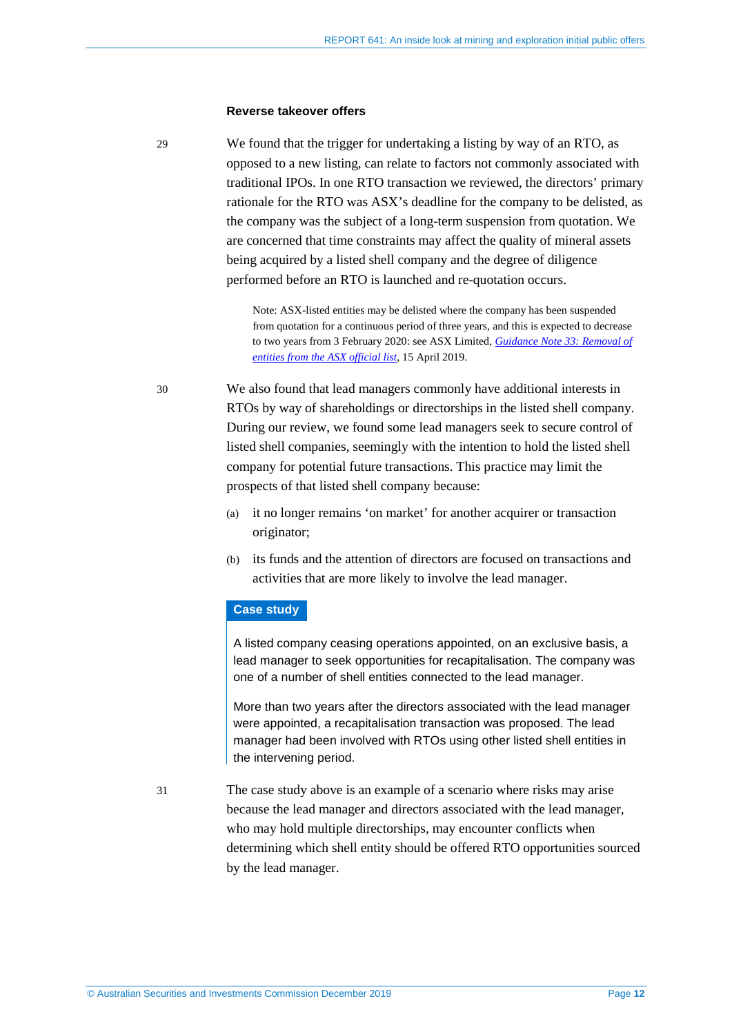### Reverse takeover offers

29 We found that the trigger for undertaking a listing by way of an RTO, as opposed to a new listing, can relate to factors not commonly associated with traditional IPOs. In one RTO transaction we reviewed, the directors' primary rationale for the RTO was ASX's deadline for the company to be delisted, as the company was the subject of a long-term suspension from quotation. We are concerned that time constraints may affect the quality of mineral assets being acquired by a listed shell company and the degree of diligence performed before an RTO is launched and re-quotation occurs.

> Note: ASX-listed entities may be delisted where the company has been suspended from quotation for a continuous period of three years, and this is expected to decrease to two years from 3 February 2020: see ASX Limited, *Guidance Note 33: Removal of entities from the ASX official list*, 15 April 2019.

30 We also found that lead managers commonly have additional interests in RTOs by way of shareholdings or directorships in the listed shell company. During our review, we found some lead managers seek to secure control of listed shell companies, seemingly with the intention to hold the listed shell company for potential future transactions. This practice may limit the prospects of that listed shell company because:

(a) it no longer remains 'on market' for another acquirer or transaction originator;

(b) its funds and the attention of directors are focused on transactions and activities that are more likely to involve the lead manager.

**Case study**

A listed company ceasing operations appointed, on an exclusive basis, a lead manager to seek opportunities for recapitalisation. The company was one of a number of shell entities connected to the lead manager.

More than two years after the directors associated with the lead manager were appointed, a recapitalisation transaction was proposed. The lead manager had been involved with RTOs using other listed shell entities in the intervening period.

31 The case study above is an example of a scenario where risks may arise because the lead manager and directors associated with the lead manager, who may hold multiple directorships, may encounter conflicts when determining which shell entity should be offered RTO opportunities sourced by the lead manager.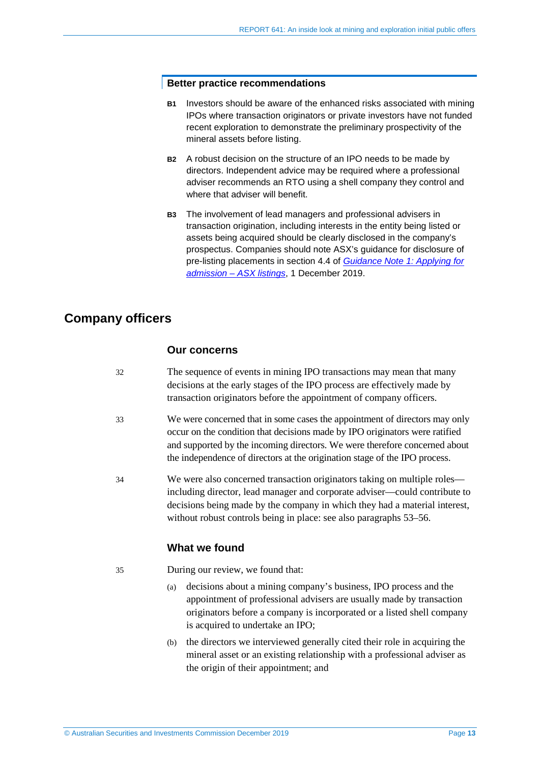### Better practice recommendations

**B1** Investors should be aware of the enhanced risks associated with mining IPOs where transaction originators or private investors have not funded recent exploration to demonstrate the preliminary prospectivity of the mineral assets before listing.

**B2** A robust decision on the structure of an IPO needs to be made by directors. Independent advice may be required where a professional adviser recommends an RTO using a shell company they control and where that adviser will benefit.

**B3** The involvement of lead managers and professional advisers in transaction origination, including interests in the entity being listed or assets being acquired should be clearly disclosed in the company's prospectus. Companies should note ASX's guidance for disclosure of pre-listing placements in section 4.4 of *Guidance Note 1: Applying for admission – ASX listings*, 1 December 2019.

## Company officers

### Our concerns

32 The sequence of events in mining IPO transactions may mean that many decisions at the early stages of the IPO process are effectively made by transaction originators before the appointment of company officers.

33 We were concerned that in some cases the appointment of directors may only occur on the condition that decisions made by IPO originators were ratified and supported by the incoming directors. We were therefore concerned about the independence of directors at the origination stage of the IPO process.

34 We were also concerned transaction originators taking on multiple roles—including director, lead manager and corporate adviser—could contribute to decisions being made by the company in which they had a material interest, without robust controls being in place: see also paragraphs 53–56.

### What we found

35 During our review, we found that:

(a) decisions about a mining company's business, IPO process and the appointment of professional advisers are usually made by transaction originators before a company is incorporated or a listed shell company is acquired to undertake an IPO;

(b) the directors we interviewed generally cited their role in acquiring the mineral asset or an existing relationship with a professional adviser as the origin of their appointment; and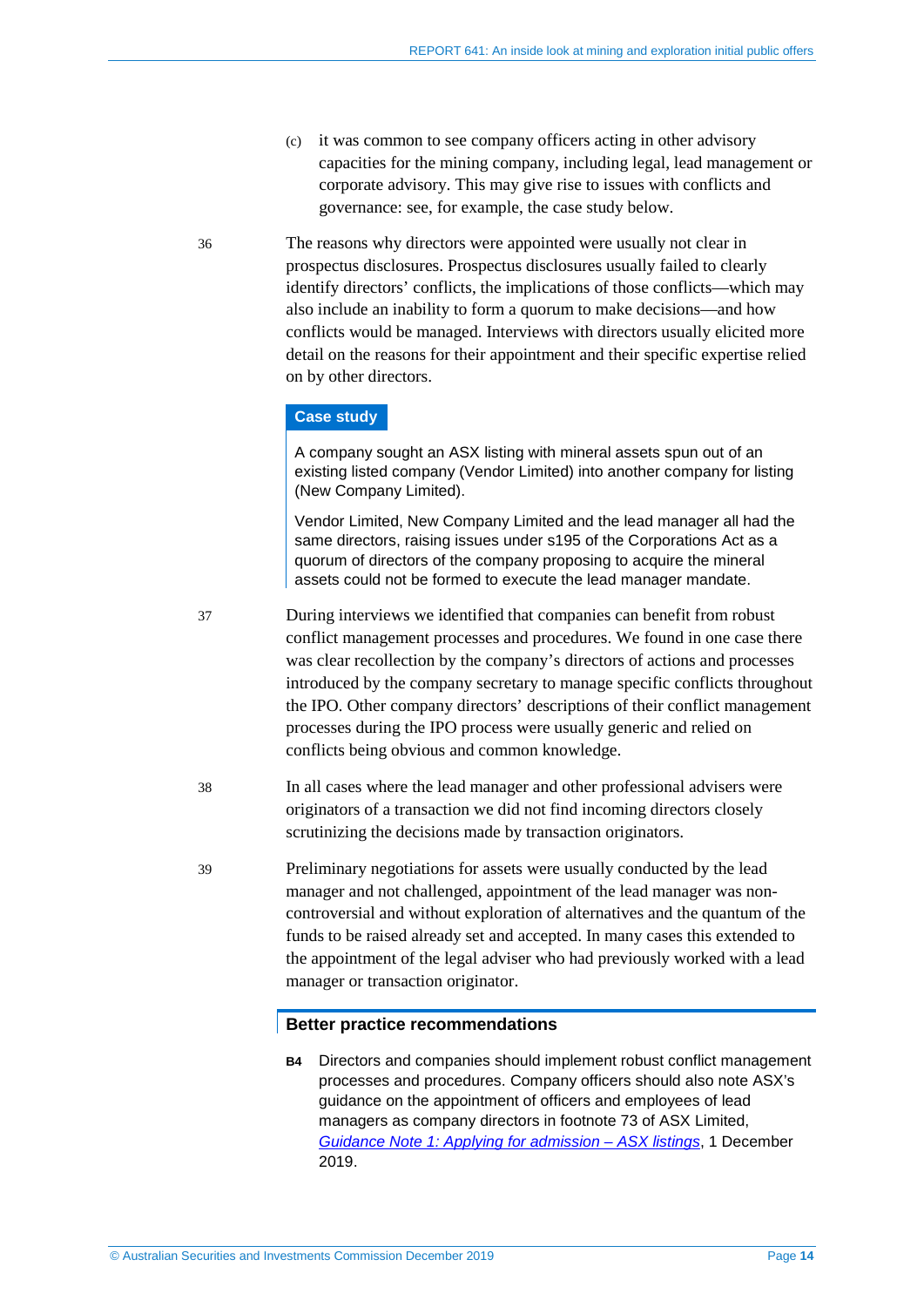(c) it was common to see company officers acting in other advisory capacities for the mining company, including legal, lead management or corporate advisory. This may give rise to issues with conflicts and governance: see, for example, the case study below.

36 The reasons why directors were appointed were usually not clear in prospectus disclosures. Prospectus disclosures usually failed to clearly identify directors' conflicts, the implications of those conflicts—which may also include an inability to form a quorum to make decisions—and how conflicts would be managed. Interviews with directors usually elicited more detail on the reasons for their appointment and their specific expertise relied on by other directors.

**Case study**

A company sought an ASX listing with mineral assets spun out of an existing listed company (Vendor Limited) into another company for listing (New Company Limited).

Vendor Limited, New Company Limited and the lead manager all had the same directors, raising issues under s195 of the Corporations Act as a quorum of directors of the company proposing to acquire the mineral assets could not be formed to execute the lead manager mandate.

37 During interviews we identified that companies can benefit from robust conflict management processes and procedures. We found in one case there was clear recollection by the company's directors of actions and processes introduced by the company secretary to manage specific conflicts throughout the IPO. Other company directors' descriptions of their conflict management processes during the IPO process were usually generic and relied on conflicts being obvious and common knowledge.

38 In all cases where the lead manager and other professional advisers were originators of a transaction we did not find incoming directors closely scrutinizing the decisions made by transaction originators.

39 Preliminary negotiations for assets were usually conducted by the lead manager and not challenged, appointment of the lead manager was non-controversial and without exploration of alternatives and the quantum of the funds to be raised already set and accepted. In many cases this extended to the appointment of the legal adviser who had previously worked with a lead manager or transaction originator.

### Better practice recommendations

**B4** Directors and companies should implement robust conflict management processes and procedures. Company officers should also note ASX's guidance on the appointment of officers and employees of lead managers as company directors in footnote 73 of ASX Limited, *Guidance Note 1: Applying for admission – ASX listings*, 1 December 2019.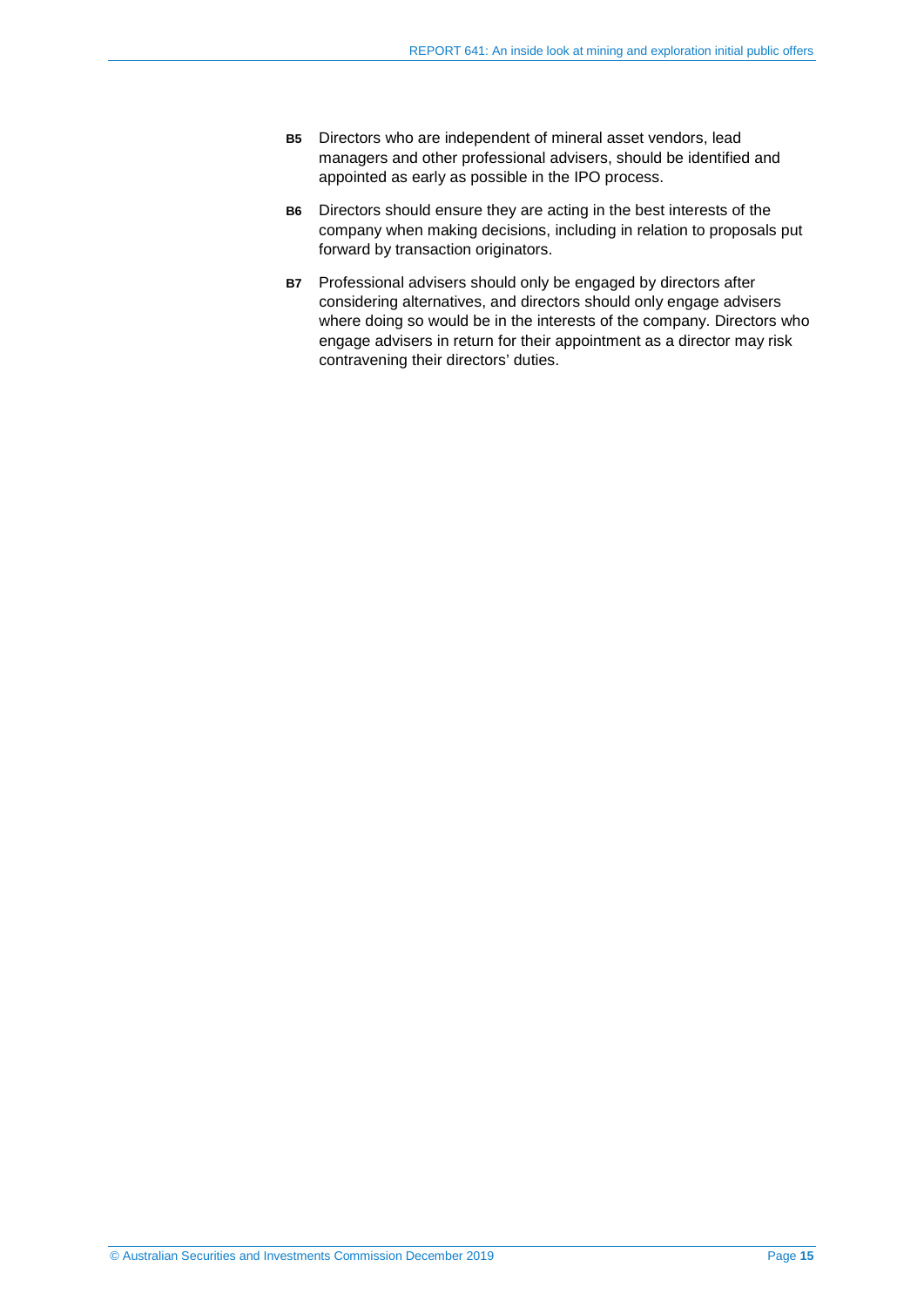**B5** Directors who are independent of mineral asset vendors, lead managers and other professional advisers, should be identified and appointed as early as possible in the IPO process.

**B6** Directors should ensure they are acting in the best interests of the company when making decisions, including in relation to proposals put forward by transaction originators.

**B7** Professional advisers should only be engaged by directors after considering alternatives, and directors should only engage advisers where doing so would be in the interests of the company. Directors who engage advisers in return for their appointment as a director may risk contravening their directors' duties.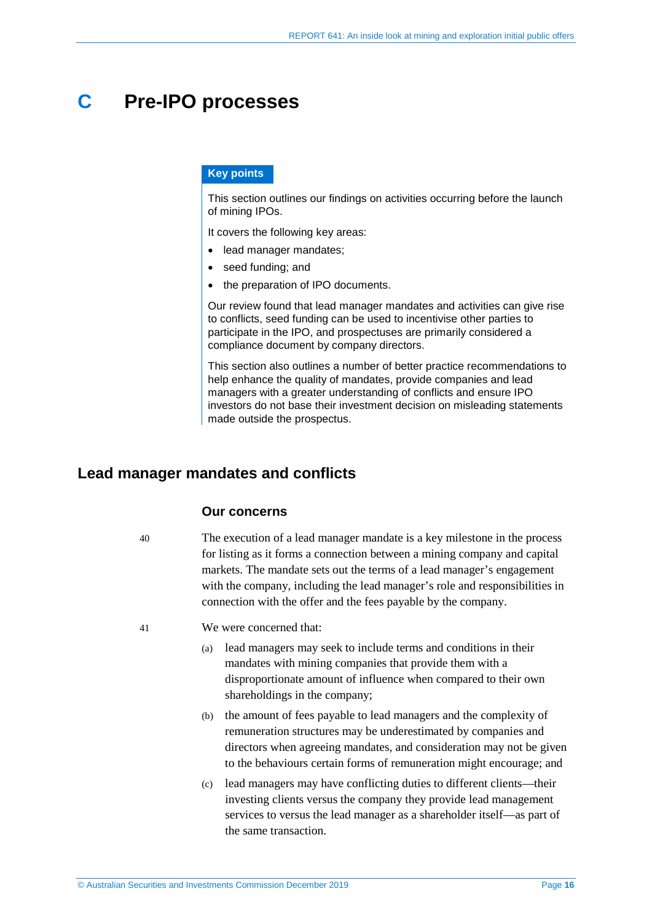# C Pre-IPO processes

**Key points**

This section outlines our findings on activities occurring before the launch of mining IPOs.

It covers the following key areas:

- lead manager mandates;
- seed funding; and
- the preparation of IPO documents.

Our review found that lead manager mandates and activities can give rise to conflicts, seed funding can be used to incentivise other parties to participate in the IPO, and prospectuses are primarily considered a compliance document by company directors.

This section also outlines a number of better practice recommendations to help enhance the quality of mandates, provide companies and lead managers with a greater understanding of conflicts and ensure IPO investors do not base their investment decision on misleading statements made outside the prospectus.

## Lead manager mandates and conflicts

### Our concerns

40 The execution of a lead manager mandate is a key milestone in the process for listing as it forms a connection between a mining company and capital markets. The mandate sets out the terms of a lead manager's engagement with the company, including the lead manager's role and responsibilities in connection with the offer and the fees payable by the company.

41 We were concerned that:

(a) lead managers may seek to include terms and conditions in their mandates with mining companies that provide them with a disproportionate amount of influence when compared to their own shareholdings in the company;

(b) the amount of fees payable to lead managers and the complexity of remuneration structures may be underestimated by companies and directors when agreeing mandates, and consideration may not be given to the behaviours certain forms of remuneration might encourage; and

(c) lead managers may have conflicting duties to different clients—their investing clients versus the company they provide lead management services to versus the lead manager as a shareholder itself—as part of the same transaction.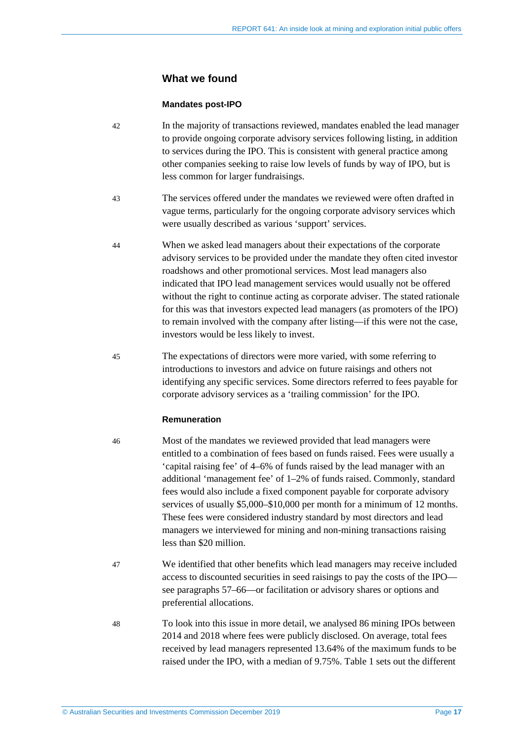## What we found

### Mandates post-IPO

42 In the majority of transactions reviewed, mandates enabled the lead manager to provide ongoing corporate advisory services following listing, in addition to services during the IPO. This is consistent with general practice among other companies seeking to raise low levels of funds by way of IPO, but is less common for larger fundraisings.

43 The services offered under the mandates we reviewed were often drafted in vague terms, particularly for the ongoing corporate advisory services which were usually described as various 'support' services.

44 When we asked lead managers about their expectations of the corporate advisory services to be provided under the mandate they often cited investor roadshows and other promotional services. Most lead managers also indicated that IPO lead management services would usually not be offered without the right to continue acting as corporate adviser. The stated rationale for this was that investors expected lead managers (as promoters of the IPO) to remain involved with the company after listing—if this were not the case, investors would be less likely to invest.

45 The expectations of directors were more varied, with some referring to introductions to investors and advice on future raisings and others not identifying any specific services. Some directors referred to fees payable for corporate advisory services as a 'trailing commission' for the IPO.

### Remuneration

46 Most of the mandates we reviewed provided that lead managers were entitled to a combination of fees based on funds raised. Fees were usually a 'capital raising fee' of 4–6% of funds raised by the lead manager with an additional 'management fee' of 1–2% of funds raised. Commonly, standard fees would also include a fixed component payable for corporate advisory services of usually $5,000–$10,000 per month for a minimum of 12 months. These fees were considered industry standard by most directors and lead managers we interviewed for mining and non-mining transactions raising less than $20 million.

47 We identified that other benefits which lead managers may receive included access to discounted securities in seed raisings to pay the costs of the IPO—see paragraphs 57–66—or facilitation or advisory shares or options and preferential allocations.

48 To look into this issue in more detail, we analysed 86 mining IPOs between 2014 and 2018 where fees were publicly disclosed. On average, total fees received by lead managers represented 13.64% of the maximum funds to be raised under the IPO, with a median of 9.75%. Table 1 sets out the different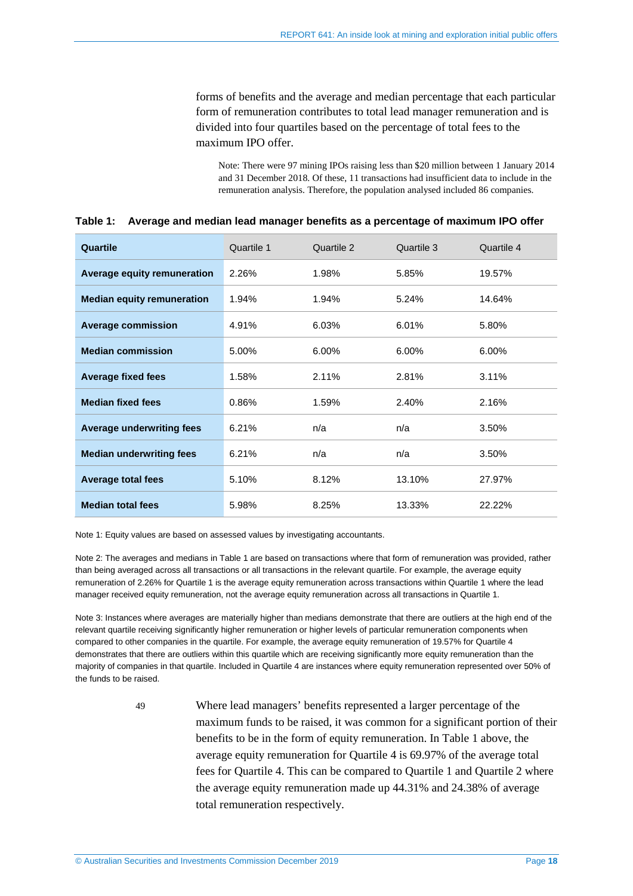forms of benefits and the average and median percentage that each particular form of remuneration contributes to total lead manager remuneration and is divided into four quartiles based on the percentage of total fees to the maximum IPO offer.

Note: There were 97 mining IPOs raising less than $20 million between 1 January 2014 and 31 December 2018. Of these, 11 transactions had insufficient data to include in the remuneration analysis. Therefore, the population analysed included 86 companies.

**Table 1: Average and median lead manager benefits as a percentage of maximum IPO offer**

| Quartile | Quartile 1 | Quartile 2 | Quartile 3 | Quartile 4 |
|---|---|---|---|---|
| **Average equity remuneration** | 2.26% | 1.98% | 5.85% | 19.57% |
| **Median equity remuneration** | 1.94% | 1.94% | 5.24% | 14.64% |
| **Average commission** | 4.91% | 6.03% | 6.01% | 5.80% |
| **Median commission** | 5.00% | 6.00% | 6.00% | 6.00% |
| **Average fixed fees** | 1.58% | 2.11% | 2.81% | 3.11% |
| **Median fixed fees** | 0.86% | 1.59% | 2.40% | 2.16% |
| **Average underwriting fees** | 6.21% | n/a | n/a | 3.50% |
| **Median underwriting fees** | 6.21% | n/a | n/a | 3.50% |
| **Average total fees** | 5.10% | 8.12% | 13.10% | 27.97% |
| **Median total fees** | 5.98% | 8.25% | 13.33% | 22.22% |

Note 1: Equity values are based on assessed values by investigating accountants.

Note 2: The averages and medians in Table 1 are based on transactions where that form of remuneration was provided, rather than being averaged across all transactions or all transactions in the relevant quartile. For example, the average equity remuneration of 2.26% for Quartile 1 is the average equity remuneration across transactions within Quartile 1 where the lead manager received equity remuneration, not the average equity remuneration across all transactions in Quartile 1.

Note 3: Instances where averages are materially higher than medians demonstrate that there are outliers at the high end of the relevant quartile receiving significantly higher remuneration or higher levels of particular remuneration components when compared to other companies in the quartile. For example, the average equity remuneration of 19.57% for Quartile 4 demonstrates that there are outliers within this quartile which are receiving significantly more equity remuneration than the majority of companies in that quartile. Included in Quartile 4 are instances where equity remuneration represented over 50% of the funds to be raised.

49 Where lead managers' benefits represented a larger percentage of the maximum funds to be raised, it was common for a significant portion of their benefits to be in the form of equity remuneration. In Table 1 above, the average equity remuneration for Quartile 4 is 69.97% of the average total fees for Quartile 4. This can be compared to Quartile 1 and Quartile 2 where the average equity remuneration made up 44.31% and 24.38% of average total remuneration respectively.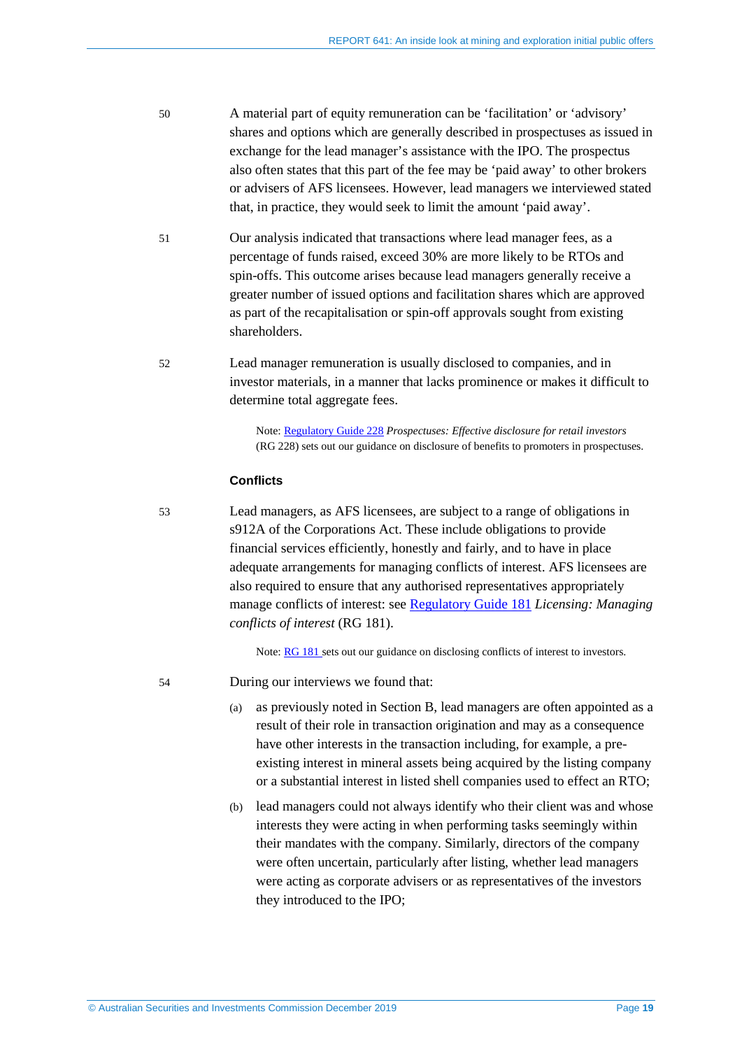50 A material part of equity remuneration can be 'facilitation' or 'advisory' shares and options which are generally described in prospectuses as issued in exchange for the lead manager's assistance with the IPO. The prospectus also often states that this part of the fee may be 'paid away' to other brokers or advisers of AFS licensees. However, lead managers we interviewed stated that, in practice, they would seek to limit the amount 'paid away'.

51 Our analysis indicated that transactions where lead manager fees, as a percentage of funds raised, exceed 30% are more likely to be RTOs and spin-offs. This outcome arises because lead managers generally receive a greater number of issued options and facilitation shares which are approved as part of the recapitalisation or spin-off approvals sought from existing shareholders.

52 Lead manager remuneration is usually disclosed to companies, and in investor materials, in a manner that lacks prominence or makes it difficult to determine total aggregate fees.

> Note: Regulatory Guide 228 *Prospectuses: Effective disclosure for retail investors* (RG 228) sets out our guidance on disclosure of benefits to promoters in prospectuses.

### Conflicts

53 Lead managers, as AFS licensees, are subject to a range of obligations in s912A of the Corporations Act. These include obligations to provide financial services efficiently, honestly and fairly, and to have in place adequate arrangements for managing conflicts of interest. AFS licensees are also required to ensure that any authorised representatives appropriately manage conflicts of interest: see Regulatory Guide 181 *Licensing: Managing conflicts of interest* (RG 181).

> Note: RG 181 sets out our guidance on disclosing conflicts of interest to investors.

54 During our interviews we found that:

(a) as previously noted in Section B, lead managers are often appointed as a result of their role in transaction origination and may as a consequence have other interests in the transaction including, for example, a pre-existing interest in mineral assets being acquired by the listing company or a substantial interest in listed shell companies used to effect an RTO;

(b) lead managers could not always identify who their client was and whose interests they were acting in when performing tasks seemingly within their mandates with the company. Similarly, directors of the company were often uncertain, particularly after listing, whether lead managers were acting as corporate advisers or as representatives of the investors they introduced to the IPO;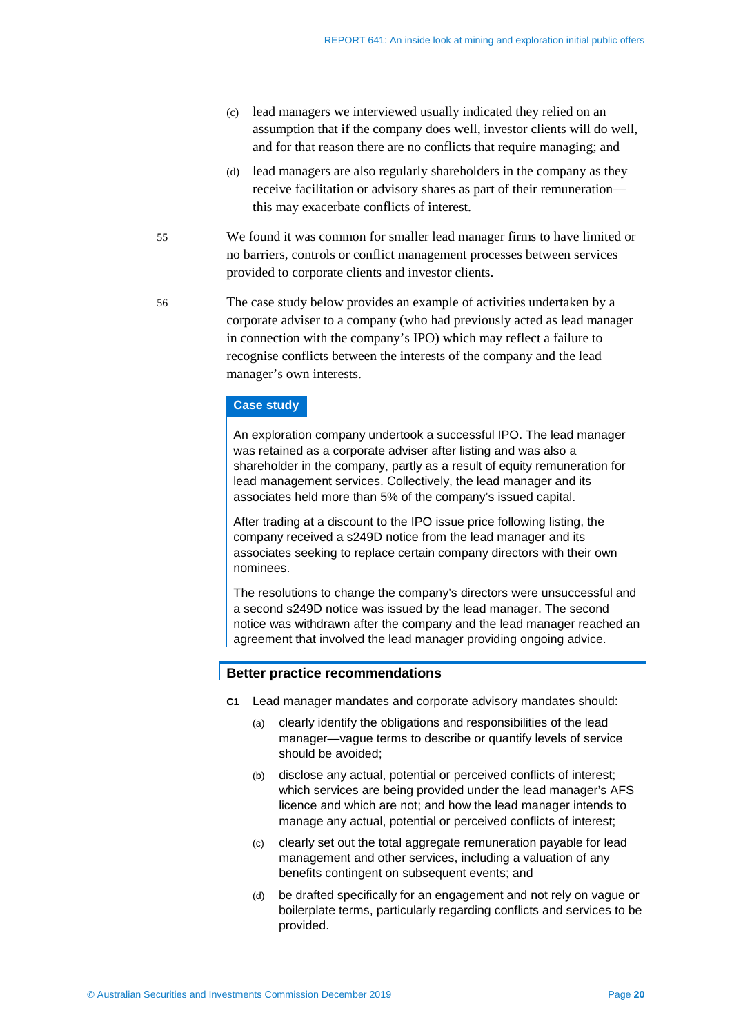(c) lead managers we interviewed usually indicated they relied on an assumption that if the company does well, investor clients will do well, and for that reason there are no conflicts that require managing; and

(d) lead managers are also regularly shareholders in the company as they receive facilitation or advisory shares as part of their remuneration—this may exacerbate conflicts of interest.

55 We found it was common for smaller lead manager firms to have limited or no barriers, controls or conflict management processes between services provided to corporate clients and investor clients.

56 The case study below provides an example of activities undertaken by a corporate adviser to a company (who had previously acted as lead manager in connection with the company's IPO) which may reflect a failure to recognise conflicts between the interests of the company and the lead manager's own interests.

**Case study**

An exploration company undertook a successful IPO. The lead manager was retained as a corporate adviser after listing and was also a shareholder in the company, partly as a result of equity remuneration for lead management services. Collectively, the lead manager and its associates held more than 5% of the company's issued capital.

After trading at a discount to the IPO issue price following listing, the company received a s249D notice from the lead manager and its associates seeking to replace certain company directors with their own nominees.

The resolutions to change the company's directors were unsuccessful and a second s249D notice was issued by the lead manager. The second notice was withdrawn after the company and the lead manager reached an agreement that involved the lead manager providing ongoing advice.

### Better practice recommendations

**C1** Lead manager mandates and corporate advisory mandates should:

(a) clearly identify the obligations and responsibilities of the lead manager—vague terms to describe or quantify levels of service should be avoided;

(b) disclose any actual, potential or perceived conflicts of interest; which services are being provided under the lead manager's AFS licence and which are not; and how the lead manager intends to manage any actual, potential or perceived conflicts of interest;

(c) clearly set out the total aggregate remuneration payable for lead management and other services, including a valuation of any benefits contingent on subsequent events; and

(d) be drafted specifically for an engagement and not rely on vague or boilerplate terms, particularly regarding conflicts and services to be provided.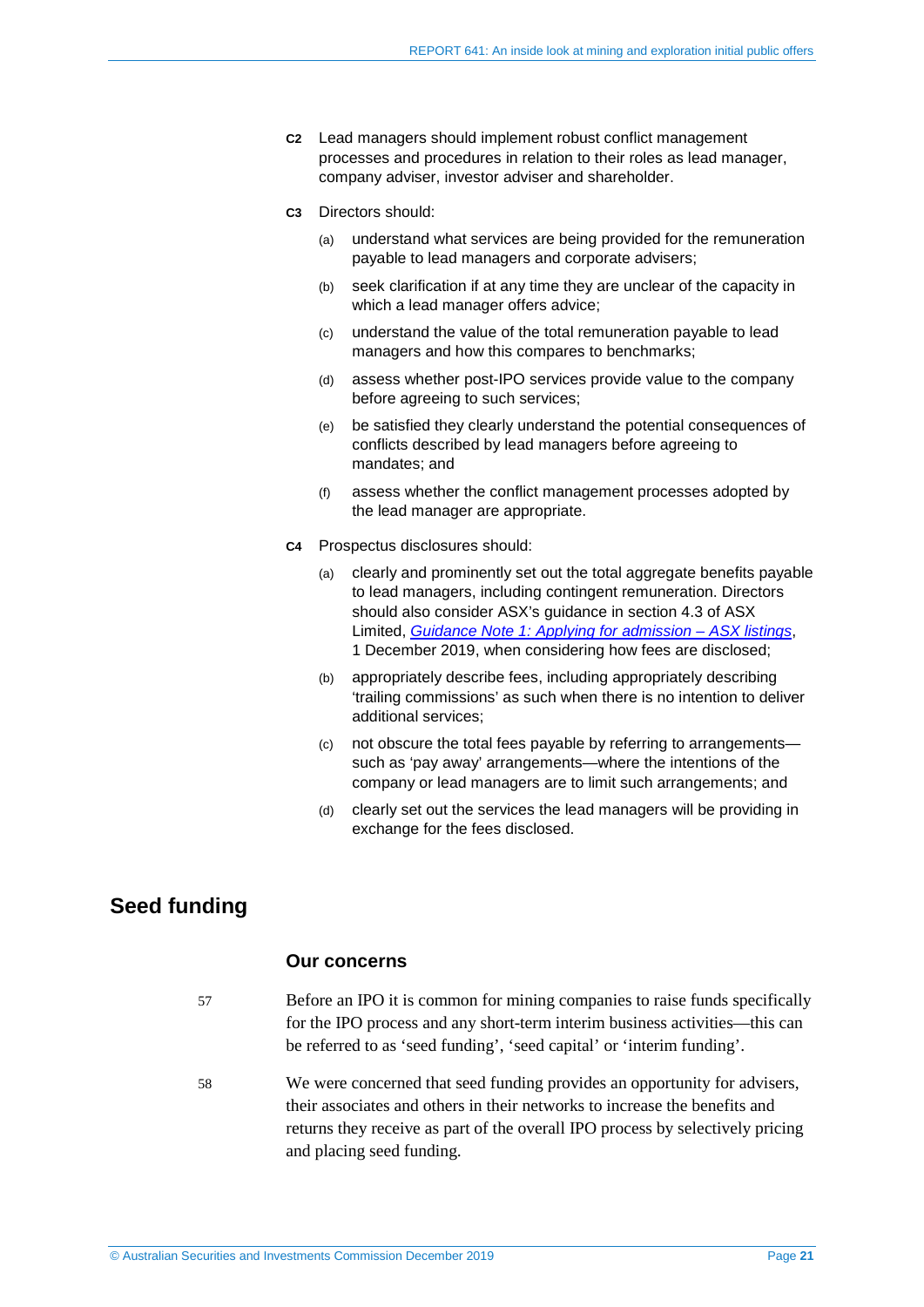**C2** Lead managers should implement robust conflict management processes and procedures in relation to their roles as lead manager, company adviser, investor adviser and shareholder.

**C3** Directors should:

(a) understand what services are being provided for the remuneration payable to lead managers and corporate advisers;

(b) seek clarification if at any time they are unclear of the capacity in which a lead manager offers advice;

(c) understand the value of the total remuneration payable to lead managers and how this compares to benchmarks;

(d) assess whether post-IPO services provide value to the company before agreeing to such services;

(e) be satisfied they clearly understand the potential consequences of conflicts described by lead managers before agreeing to mandates; and

(f) assess whether the conflict management processes adopted by the lead manager are appropriate.

**C4** Prospectus disclosures should:

(a) clearly and prominently set out the total aggregate benefits payable to lead managers, including contingent remuneration. Directors should also consider ASX's guidance in section 4.3 of ASX Limited, *Guidance Note 1: Applying for admission – ASX listings*, 1 December 2019, when considering how fees are disclosed;

(b) appropriately describe fees, including appropriately describing 'trailing commissions' as such when there is no intention to deliver additional services;

(c) not obscure the total fees payable by referring to arrangements—such as 'pay away' arrangements—where the intentions of the company or lead managers are to limit such arrangements; and

(d) clearly set out the services the lead managers will be providing in exchange for the fees disclosed.

## Seed funding

### Our concerns

57 Before an IPO it is common for mining companies to raise funds specifically for the IPO process and any short-term interim business activities—this can be referred to as 'seed funding', 'seed capital' or 'interim funding'.

58 We were concerned that seed funding provides an opportunity for advisers, their associates and others in their networks to increase the benefits and returns they receive as part of the overall IPO process by selectively pricing and placing seed funding.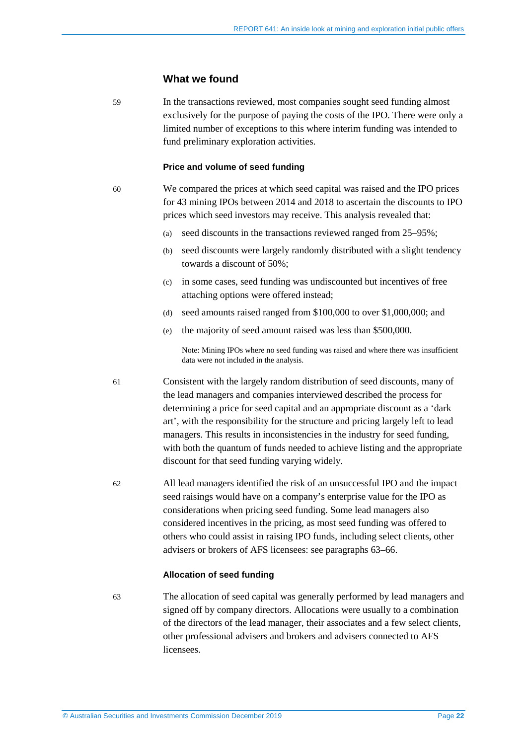## What we found

59 In the transactions reviewed, most companies sought seed funding almost exclusively for the purpose of paying the costs of the IPO. There were only a limited number of exceptions to this where interim funding was intended to fund preliminary exploration activities.

### Price and volume of seed funding

60 We compared the prices at which seed capital was raised and the IPO prices for 43 mining IPOs between 2014 and 2018 to ascertain the discounts to IPO prices which seed investors may receive. This analysis revealed that:

(a) seed discounts in the transactions reviewed ranged from 25–95%;

(b) seed discounts were largely randomly distributed with a slight tendency towards a discount of 50%;

(c) in some cases, seed funding was undiscounted but incentives of free attaching options were offered instead;

(d) seed amounts raised ranged from $100,000 to over $1,000,000; and

(e) the majority of seed amount raised was less than $500,000.

Note: Mining IPOs where no seed funding was raised and where there was insufficient data were not included in the analysis.

61 Consistent with the largely random distribution of seed discounts, many of the lead managers and companies interviewed described the process for determining a price for seed capital and an appropriate discount as a 'dark art', with the responsibility for the structure and pricing largely left to lead managers. This results in inconsistencies in the industry for seed funding, with both the quantum of funds needed to achieve listing and the appropriate discount for that seed funding varying widely.

62 All lead managers identified the risk of an unsuccessful IPO and the impact seed raisings would have on a company's enterprise value for the IPO as considerations when pricing seed funding. Some lead managers also considered incentives in the pricing, as most seed funding was offered to others who could assist in raising IPO funds, including select clients, other advisers or brokers of AFS licensees: see paragraphs 63–66.

### Allocation of seed funding

63 The allocation of seed capital was generally performed by lead managers and signed off by company directors. Allocations were usually to a combination of the directors of the lead manager, their associates and a few select clients, other professional advisers and brokers and advisers connected to AFS licensees.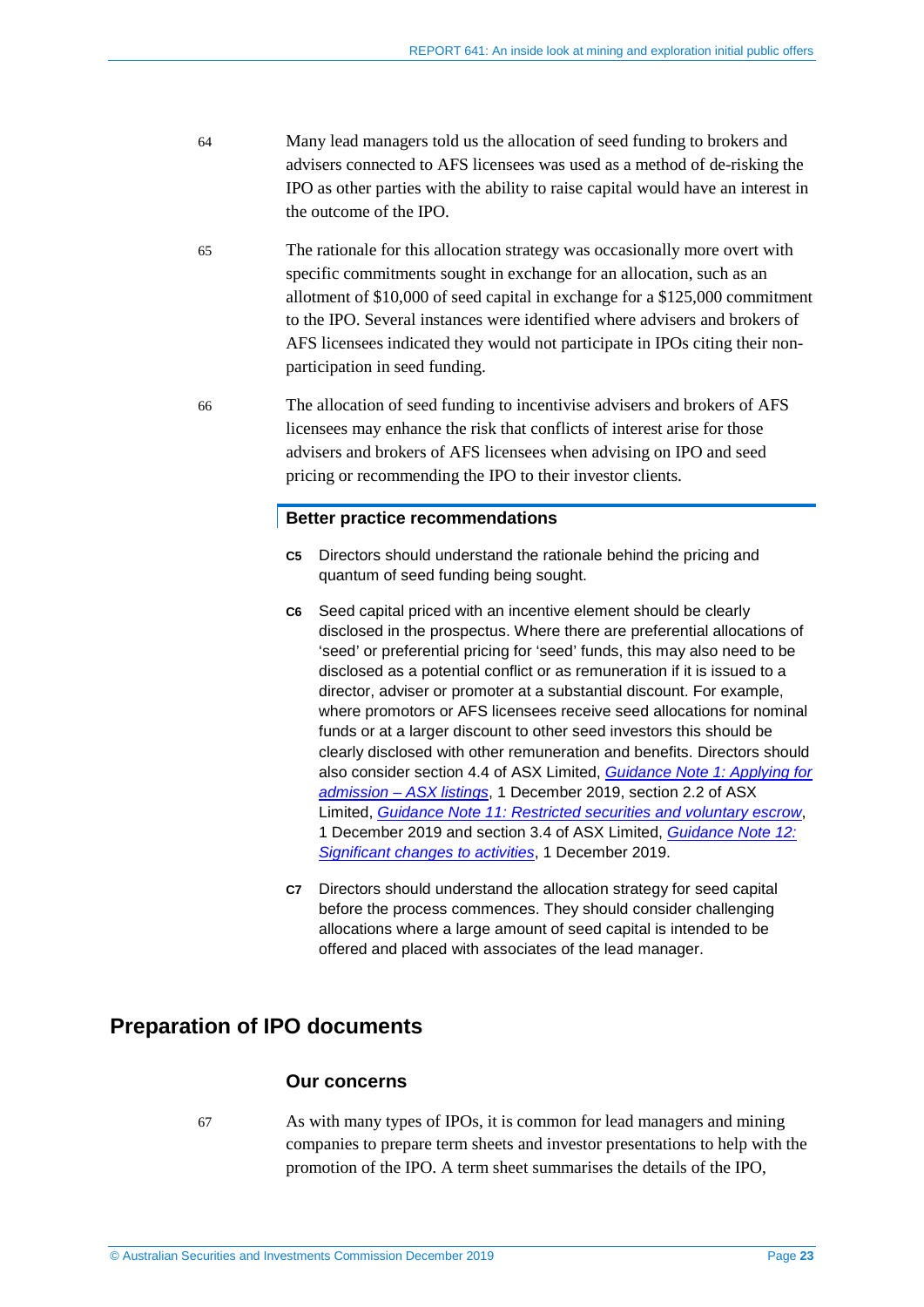64 Many lead managers told us the allocation of seed funding to brokers and advisers connected to AFS licensees was used as a method of de-risking the IPO as other parties with the ability to raise capital would have an interest in the outcome of the IPO.

65 The rationale for this allocation strategy was occasionally more overt with specific commitments sought in exchange for an allocation, such as an allotment of $10,000 of seed capital in exchange for a $125,000 commitment to the IPO. Several instances were identified where advisers and brokers of AFS licensees indicated they would not participate in IPOs citing their non-participation in seed funding.

66 The allocation of seed funding to incentivise advisers and brokers of AFS licensees may enhance the risk that conflicts of interest arise for those advisers and brokers of AFS licensees when advising on IPO and seed pricing or recommending the IPO to their investor clients.

**Better practice recommendations**

**C5** Directors should understand the rationale behind the pricing and quantum of seed funding being sought.

**C6** Seed capital priced with an incentive element should be clearly disclosed in the prospectus. Where there are preferential allocations of 'seed' or preferential pricing for 'seed' funds, this may also need to be disclosed as a potential conflict or as remuneration if it is issued to a director, adviser or promoter at a substantial discount. For example, where promotors or AFS licensees receive seed allocations for nominal funds or at a larger discount to other seed investors this should be clearly disclosed with other remuneration and benefits. Directors should also consider section 4.4 of ASX Limited, *Guidance Note 1: Applying for admission – ASX listings*, 1 December 2019, section 2.2 of ASX Limited, *Guidance Note 11: Restricted securities and voluntary escrow*, 1 December 2019 and section 3.4 of ASX Limited, *Guidance Note 12: Significant changes to activities*, 1 December 2019.

**C7** Directors should understand the allocation strategy for seed capital before the process commences. They should consider challenging allocations where a large amount of seed capital is intended to be offered and placed with associates of the lead manager.

## Preparation of IPO documents

### Our concerns

67 As with many types of IPOs, it is common for lead managers and mining companies to prepare term sheets and investor presentations to help with the promotion of the IPO. A term sheet summarises the details of the IPO,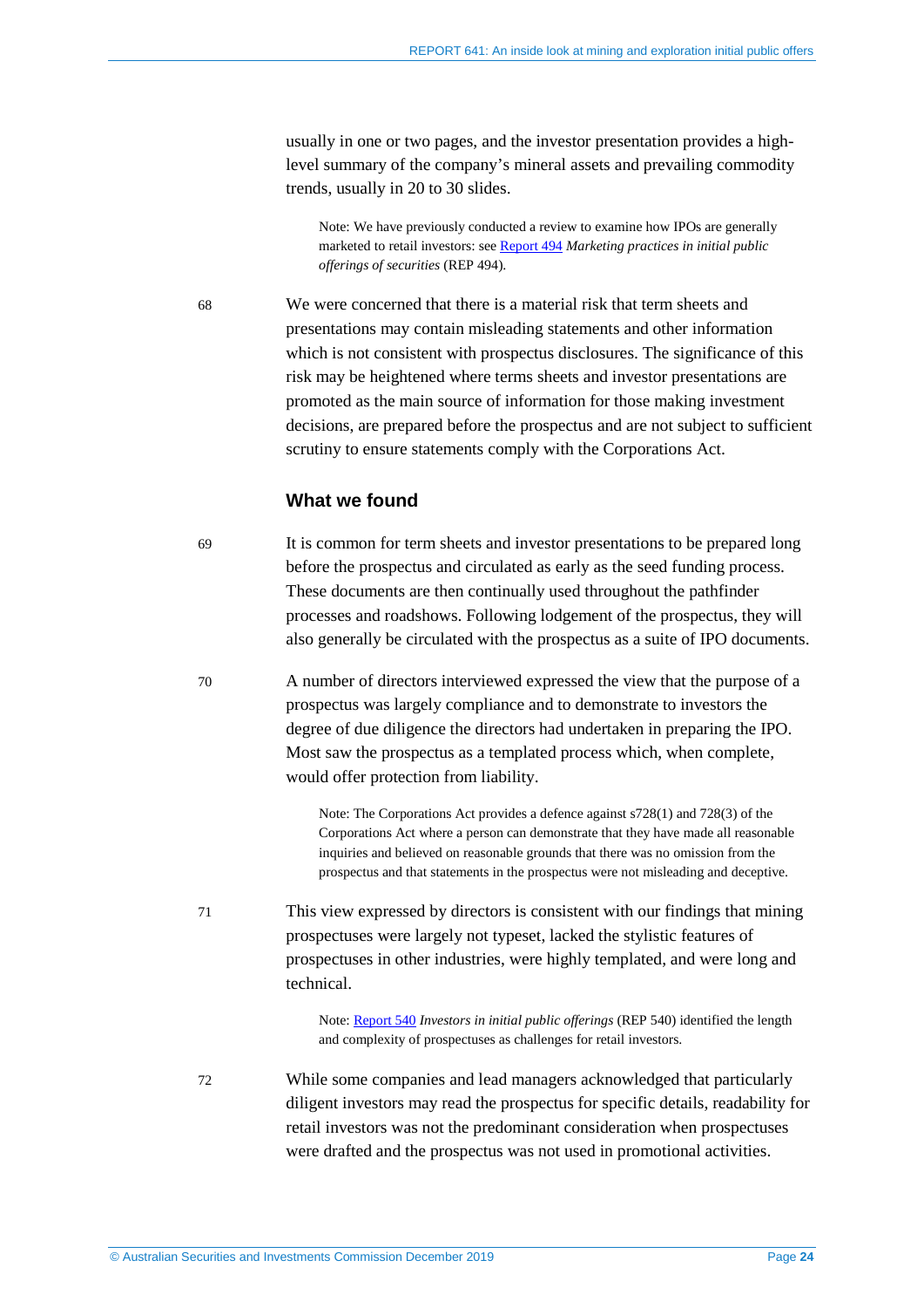usually in one or two pages, and the investor presentation provides a high-level summary of the company's mineral assets and prevailing commodity trends, usually in 20 to 30 slides.

> Note: We have previously conducted a review to examine how IPOs are generally marketed to retail investors: see [Report 494](#) *Marketing practices in initial public offerings of securities* (REP 494).

68 We were concerned that there is a material risk that term sheets and presentations may contain misleading statements and other information which is not consistent with prospectus disclosures. The significance of this risk may be heightened where terms sheets and investor presentations are promoted as the main source of information for those making investment decisions, are prepared before the prospectus and are not subject to sufficient scrutiny to ensure statements comply with the Corporations Act.

### What we found

69 It is common for term sheets and investor presentations to be prepared long before the prospectus and circulated as early as the seed funding process. These documents are then continually used throughout the pathfinder processes and roadshows. Following lodgement of the prospectus, they will also generally be circulated with the prospectus as a suite of IPO documents.

70 A number of directors interviewed expressed the view that the purpose of a prospectus was largely compliance and to demonstrate to investors the degree of due diligence the directors had undertaken in preparing the IPO. Most saw the prospectus as a templated process which, when complete, would offer protection from liability.

> Note: The Corporations Act provides a defence against s728(1) and 728(3) of the Corporations Act where a person can demonstrate that they have made all reasonable inquiries and believed on reasonable grounds that there was no omission from the prospectus and that statements in the prospectus were not misleading and deceptive.

71 This view expressed by directors is consistent with our findings that mining prospectuses were largely not typeset, lacked the stylistic features of prospectuses in other industries, were highly templated, and were long and technical.

> Note: [Report 540](#) *Investors in initial public offerings* (REP 540) identified the length and complexity of prospectuses as challenges for retail investors.

72 While some companies and lead managers acknowledged that particularly diligent investors may read the prospectus for specific details, readability for retail investors was not the predominant consideration when prospectuses were drafted and the prospectus was not used in promotional activities.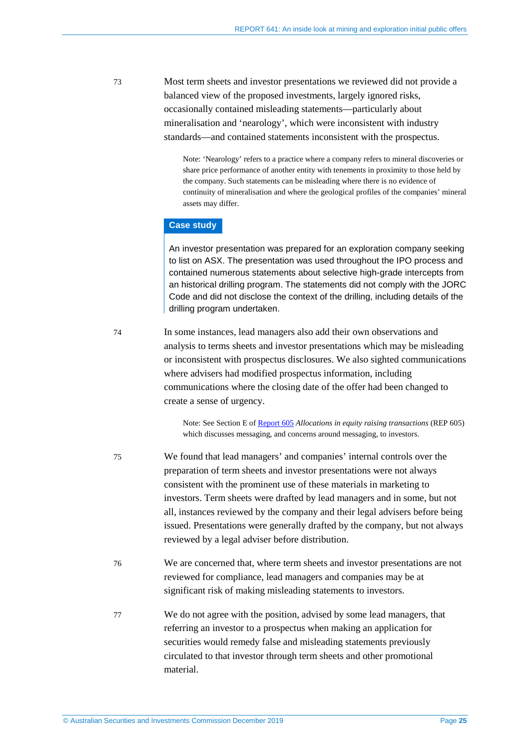73 Most term sheets and investor presentations we reviewed did not provide a balanced view of the proposed investments, largely ignored risks, occasionally contained misleading statements—particularly about mineralisation and 'nearology', which were inconsistent with industry standards—and contained statements inconsistent with the prospectus.

> Note: 'Nearology' refers to a practice where a company refers to mineral discoveries or share price performance of another entity with tenements in proximity to those held by the company. Such statements can be misleading where there is no evidence of continuity of mineralisation and where the geological profiles of the companies' mineral assets may differ.

**Case study**

An investor presentation was prepared for an exploration company seeking to list on ASX. The presentation was used throughout the IPO process and contained numerous statements about selective high-grade intercepts from an historical drilling program. The statements did not comply with the JORC Code and did not disclose the context of the drilling, including details of the drilling program undertaken.

74 In some instances, lead managers also add their own observations and analysis to terms sheets and investor presentations which may be misleading or inconsistent with prospectus disclosures. We also sighted communications where advisers had modified prospectus information, including communications where the closing date of the offer had been changed to create a sense of urgency.

> Note: See Section E of Report 605 *Allocations in equity raising transactions* (REP 605) which discusses messaging, and concerns around messaging, to investors.

75 We found that lead managers' and companies' internal controls over the preparation of term sheets and investor presentations were not always consistent with the prominent use of these materials in marketing to investors. Term sheets were drafted by lead managers and in some, but not all, instances reviewed by the company and their legal advisers before being issued. Presentations were generally drafted by the company, but not always reviewed by a legal adviser before distribution.

76 We are concerned that, where term sheets and investor presentations are not reviewed for compliance, lead managers and companies may be at significant risk of making misleading statements to investors.

77 We do not agree with the position, advised by some lead managers, that referring an investor to a prospectus when making an application for securities would remedy false and misleading statements previously circulated to that investor through term sheets and other promotional material.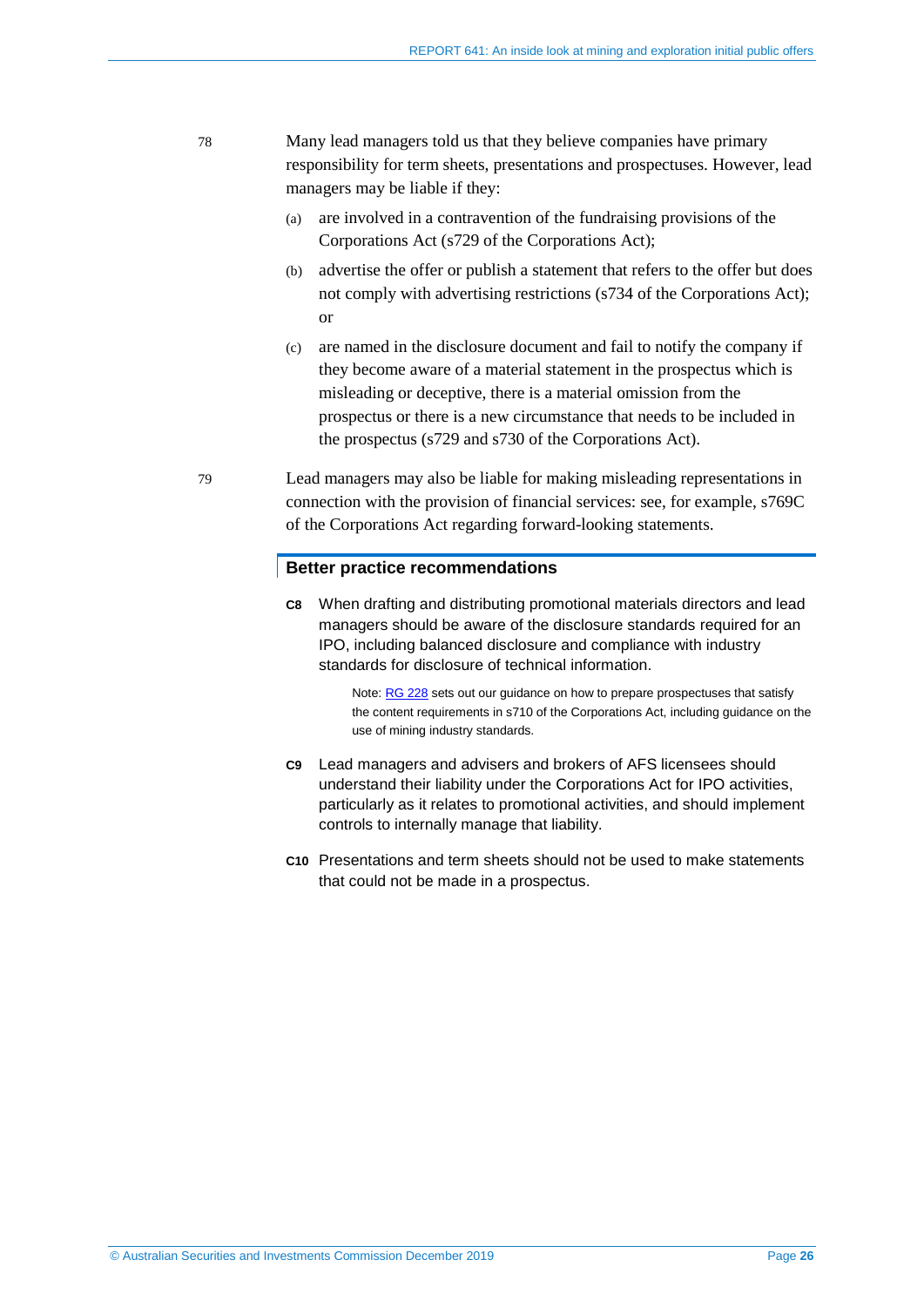78 Many lead managers told us that they believe companies have primary responsibility for term sheets, presentations and prospectuses. However, lead managers may be liable if they:

(a) are involved in a contravention of the fundraising provisions of the Corporations Act (s729 of the Corporations Act);

(b) advertise the offer or publish a statement that refers to the offer but does not comply with advertising restrictions (s734 of the Corporations Act); or

(c) are named in the disclosure document and fail to notify the company if they become aware of a material statement in the prospectus which is misleading or deceptive, there is a material omission from the prospectus or there is a new circumstance that needs to be included in the prospectus (s729 and s730 of the Corporations Act).

79 Lead managers may also be liable for making misleading representations in connection with the provision of financial services: see, for example, s769C of the Corporations Act regarding forward-looking statements.

### Better practice recommendations

**C8** When drafting and distributing promotional materials directors and lead managers should be aware of the disclosure standards required for an IPO, including balanced disclosure and compliance with industry standards for disclosure of technical information.

> Note: RG 228 sets out our guidance on how to prepare prospectuses that satisfy the content requirements in s710 of the Corporations Act, including guidance on the use of mining industry standards.

**C9** Lead managers and advisers and brokers of AFS licensees should understand their liability under the Corporations Act for IPO activities, particularly as it relates to promotional activities, and should implement controls to internally manage that liability.

**C10** Presentations and term sheets should not be used to make statements that could not be made in a prospectus.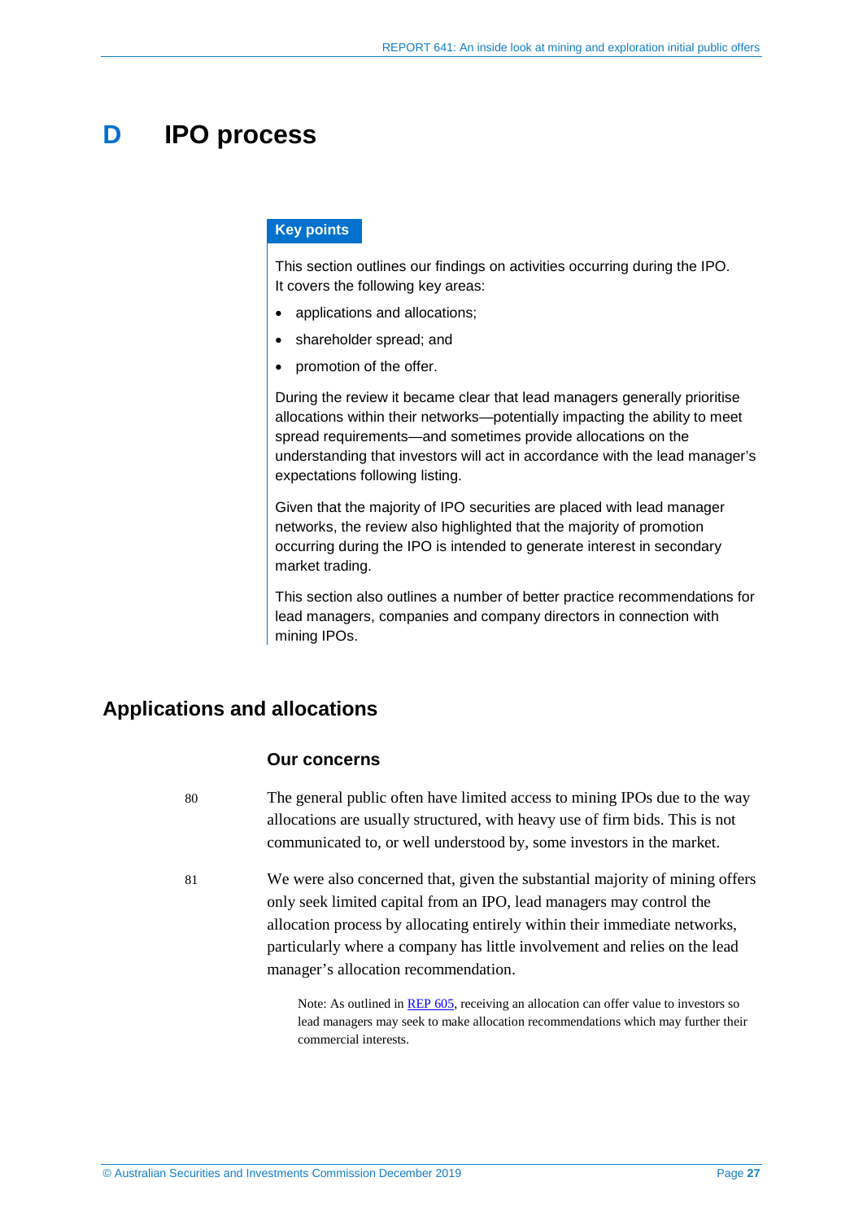# D IPO process

**Key points**

This section outlines our findings on activities occurring during the IPO. It covers the following key areas:

- applications and allocations;
- shareholder spread; and
- promotion of the offer.

During the review it became clear that lead managers generally prioritise allocations within their networks—potentially impacting the ability to meet spread requirements—and sometimes provide allocations on the understanding that investors will act in accordance with the lead manager's expectations following listing.

Given that the majority of IPO securities are placed with lead manager networks, the review also highlighted that the majority of promotion occurring during the IPO is intended to generate interest in secondary market trading.

This section also outlines a number of better practice recommendations for lead managers, companies and company directors in connection with mining IPOs.

## Applications and allocations

### Our concerns

80 The general public often have limited access to mining IPOs due to the way allocations are usually structured, with heavy use of firm bids. This is not communicated to, or well understood by, some investors in the market.

81 We were also concerned that, given the substantial majority of mining offers only seek limited capital from an IPO, lead managers may control the allocation process by allocating entirely within their immediate networks, particularly where a company has little involvement and relies on the lead manager's allocation recommendation.

Note: As outlined in REP 605, receiving an allocation can offer value to investors so lead managers may seek to make allocation recommendations which may further their commercial interests.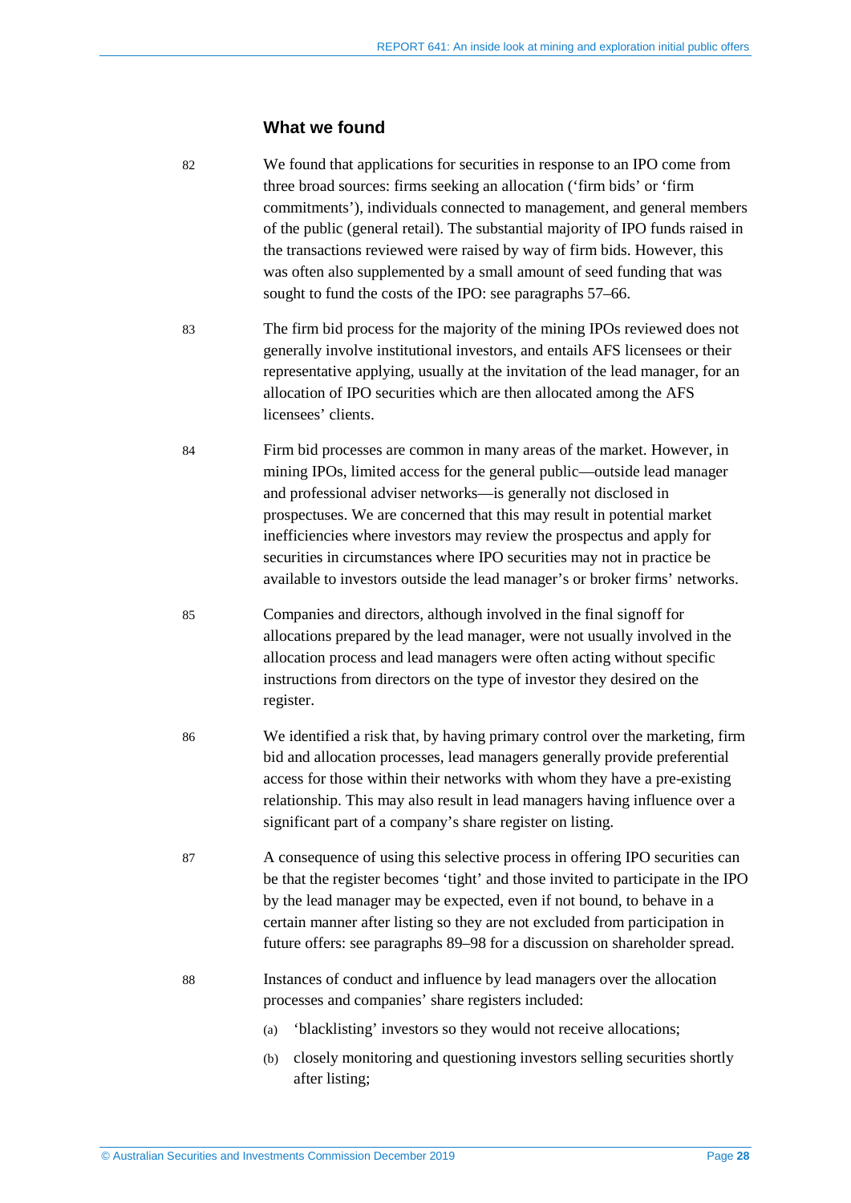### What we found

82 We found that applications for securities in response to an IPO come from three broad sources: firms seeking an allocation ('firm bids' or 'firm commitments'), individuals connected to management, and general members of the public (general retail). The substantial majority of IPO funds raised in the transactions reviewed were raised by way of firm bids. However, this was often also supplemented by a small amount of seed funding that was sought to fund the costs of the IPO: see paragraphs 57–66.

83 The firm bid process for the majority of the mining IPOs reviewed does not generally involve institutional investors, and entails AFS licensees or their representative applying, usually at the invitation of the lead manager, for an allocation of IPO securities which are then allocated among the AFS licensees' clients.

84 Firm bid processes are common in many areas of the market. However, in mining IPOs, limited access for the general public—outside lead manager and professional adviser networks—is generally not disclosed in prospectuses. We are concerned that this may result in potential market inefficiencies where investors may review the prospectus and apply for securities in circumstances where IPO securities may not in practice be available to investors outside the lead manager's or broker firms' networks.

85 Companies and directors, although involved in the final signoff for allocations prepared by the lead manager, were not usually involved in the allocation process and lead managers were often acting without specific instructions from directors on the type of investor they desired on the register.

86 We identified a risk that, by having primary control over the marketing, firm bid and allocation processes, lead managers generally provide preferential access for those within their networks with whom they have a pre-existing relationship. This may also result in lead managers having influence over a significant part of a company's share register on listing.

87 A consequence of using this selective process in offering IPO securities can be that the register becomes 'tight' and those invited to participate in the IPO by the lead manager may be expected, even if not bound, to behave in a certain manner after listing so they are not excluded from participation in future offers: see paragraphs 89–98 for a discussion on shareholder spread.

88 Instances of conduct and influence by lead managers over the allocation processes and companies' share registers included:

(a) 'blacklisting' investors so they would not receive allocations;

(b) closely monitoring and questioning investors selling securities shortly after listing;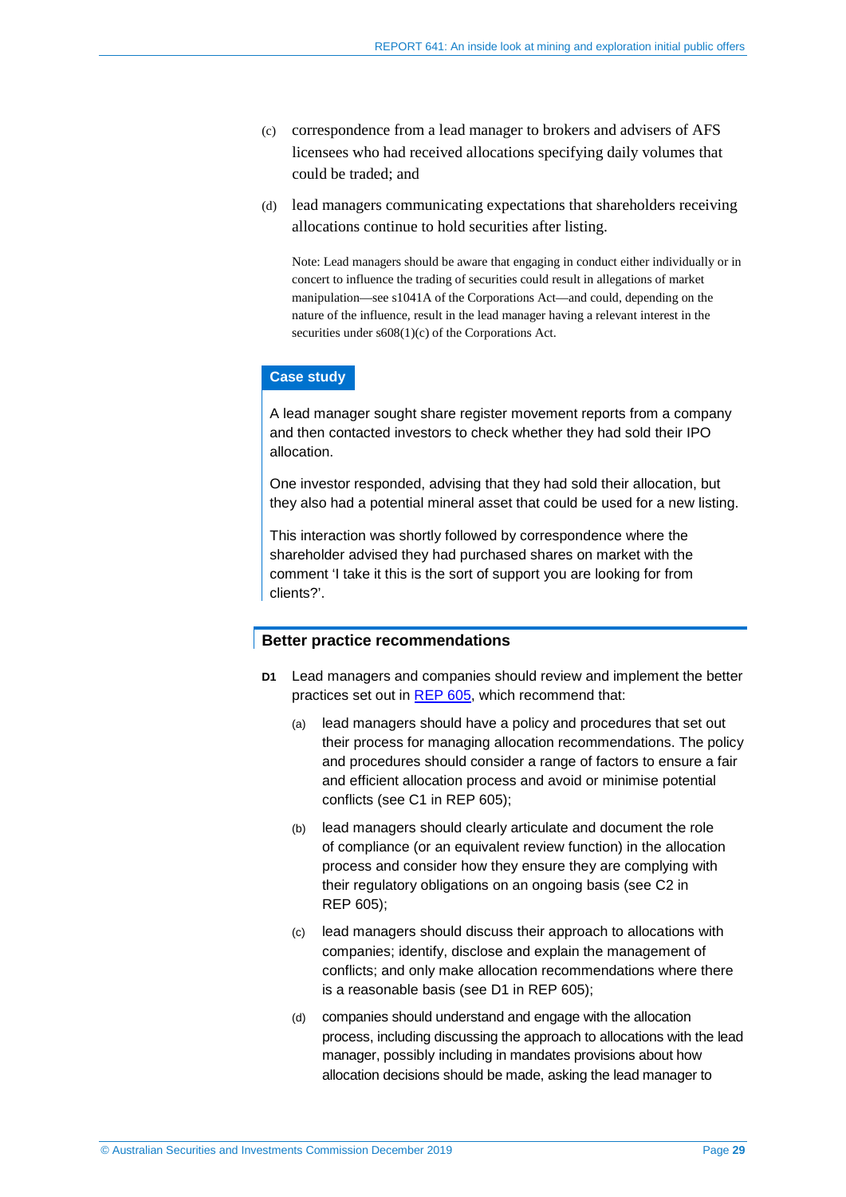(c) correspondence from a lead manager to brokers and advisers of AFS licensees who had received allocations specifying daily volumes that could be traded; and

(d) lead managers communicating expectations that shareholders receiving allocations continue to hold securities after listing.

Note: Lead managers should be aware that engaging in conduct either individually or in concert to influence the trading of securities could result in allegations of market manipulation—see s1041A of the Corporations Act—and could, depending on the nature of the influence, result in the lead manager having a relevant interest in the securities under s608(1)(c) of the Corporations Act.

**Case study**

A lead manager sought share register movement reports from a company and then contacted investors to check whether they had sold their IPO allocation.

One investor responded, advising that they had sold their allocation, but they also had a potential mineral asset that could be used for a new listing.

This interaction was shortly followed by correspondence where the shareholder advised they had purchased shares on market with the comment 'I take it this is the sort of support you are looking for from clients?'.

## Better practice recommendations

**D1** Lead managers and companies should review and implement the better practices set out in REP 605, which recommend that:

(a) lead managers should have a policy and procedures that set out their process for managing allocation recommendations. The policy and procedures should consider a range of factors to ensure a fair and efficient allocation process and avoid or minimise potential conflicts (see C1 in REP 605);

(b) lead managers should clearly articulate and document the role of compliance (or an equivalent review function) in the allocation process and consider how they ensure they are complying with their regulatory obligations on an ongoing basis (see C2 in REP 605);

(c) lead managers should discuss their approach to allocations with companies; identify, disclose and explain the management of conflicts; and only make allocation recommendations where there is a reasonable basis (see D1 in REP 605);

(d) companies should understand and engage with the allocation process, including discussing the approach to allocations with the lead manager, possibly including in mandates provisions about how allocation decisions should be made, asking the lead manager to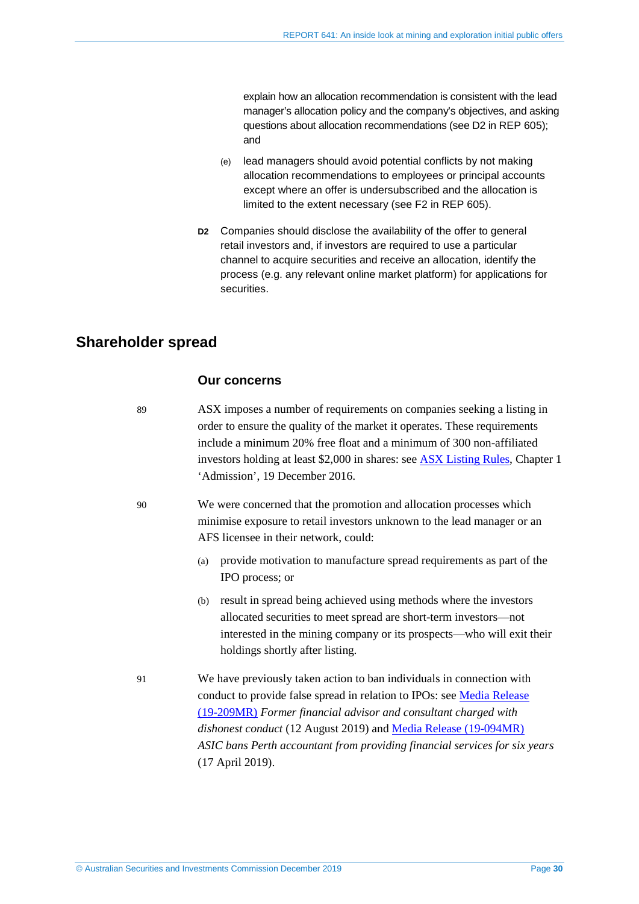explain how an allocation recommendation is consistent with the lead manager's allocation policy and the company's objectives, and asking questions about allocation recommendations (see D2 in REP 605); and

(e) lead managers should avoid potential conflicts by not making allocation recommendations to employees or principal accounts except where an offer is undersubscribed and the allocation is limited to the extent necessary (see F2 in REP 605).

**D2** Companies should disclose the availability of the offer to general retail investors and, if investors are required to use a particular channel to acquire securities and receive an allocation, identify the process (e.g. any relevant online market platform) for applications for securities.

## Shareholder spread

### Our concerns

89 ASX imposes a number of requirements on companies seeking a listing in order to ensure the quality of the market it operates. These requirements include a minimum 20% free float and a minimum of 300 non-affiliated investors holding at least $2,000 in shares: see ASX Listing Rules, Chapter 1 'Admission', 19 December 2016.

90 We were concerned that the promotion and allocation processes which minimise exposure to retail investors unknown to the lead manager or an AFS licensee in their network, could:

(a) provide motivation to manufacture spread requirements as part of the IPO process; or

(b) result in spread being achieved using methods where the investors allocated securities to meet spread are short-term investors—not interested in the mining company or its prospects—who will exit their holdings shortly after listing.

91 We have previously taken action to ban individuals in connection with conduct to provide false spread in relation to IPOs: see Media Release (19-209MR) *Former financial advisor and consultant charged with dishonest conduct* (12 August 2019) and Media Release (19-094MR) *ASIC bans Perth accountant from providing financial services for six years* (17 April 2019).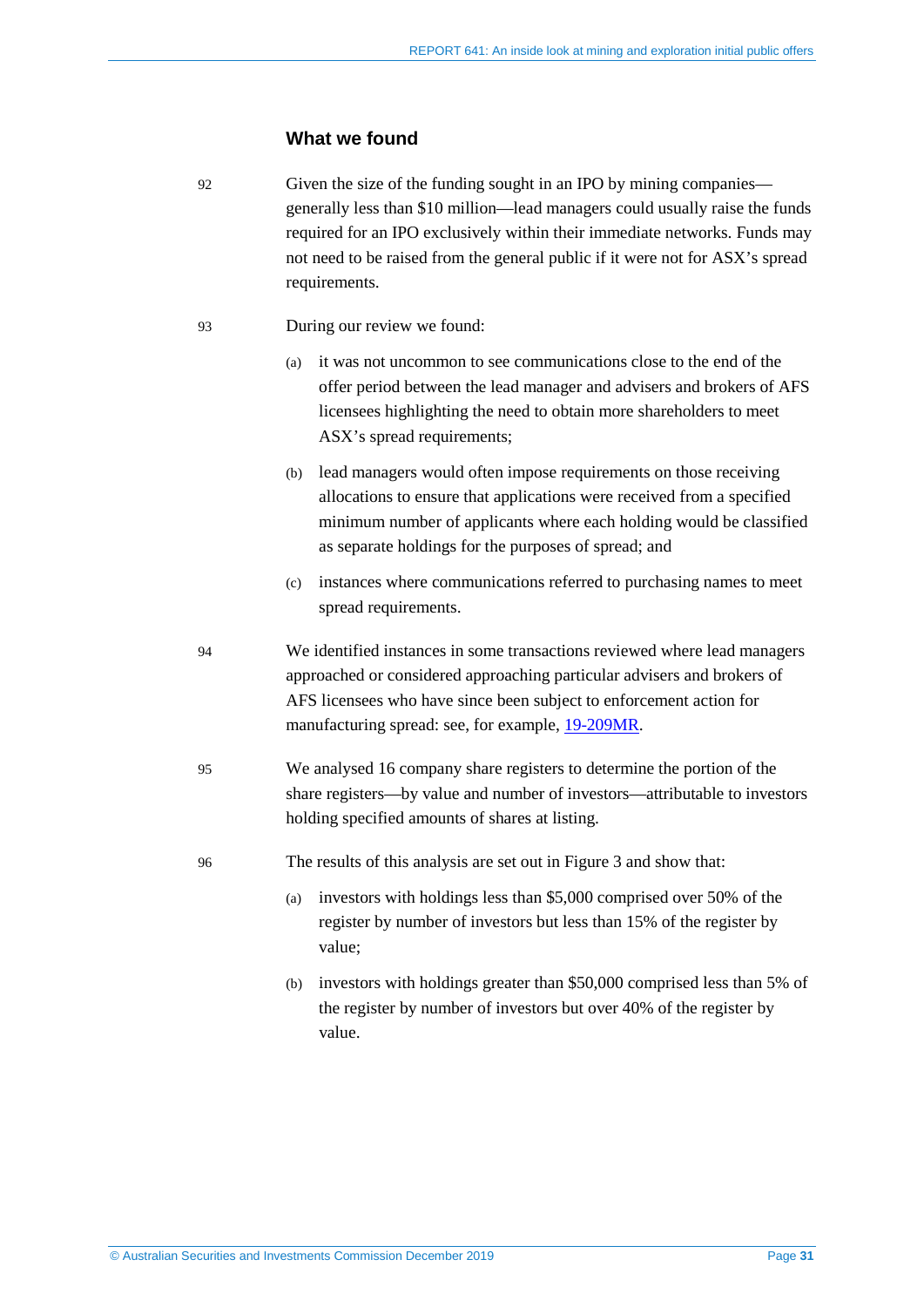### What we found

92 Given the size of the funding sought in an IPO by mining companies—generally less than $10 million—lead managers could usually raise the funds required for an IPO exclusively within their immediate networks. Funds may not need to be raised from the general public if it were not for ASX's spread requirements.

93 During our review we found:

(a) it was not uncommon to see communications close to the end of the offer period between the lead manager and advisers and brokers of AFS licensees highlighting the need to obtain more shareholders to meet ASX's spread requirements;

(b) lead managers would often impose requirements on those receiving allocations to ensure that applications were received from a specified minimum number of applicants where each holding would be classified as separate holdings for the purposes of spread; and

(c) instances where communications referred to purchasing names to meet spread requirements.

94 We identified instances in some transactions reviewed where lead managers approached or considered approaching particular advisers and brokers of AFS licensees who have since been subject to enforcement action for manufacturing spread: see, for example, 19-209MR.

95 We analysed 16 company share registers to determine the portion of the share registers—by value and number of investors—attributable to investors holding specified amounts of shares at listing.

96 The results of this analysis are set out in Figure 3 and show that:

(a) investors with holdings less than $5,000 comprised over 50% of the register by number of investors but less than 15% of the register by value;

(b) investors with holdings greater than $50,000 comprised less than 5% of the register by number of investors but over 40% of the register by value.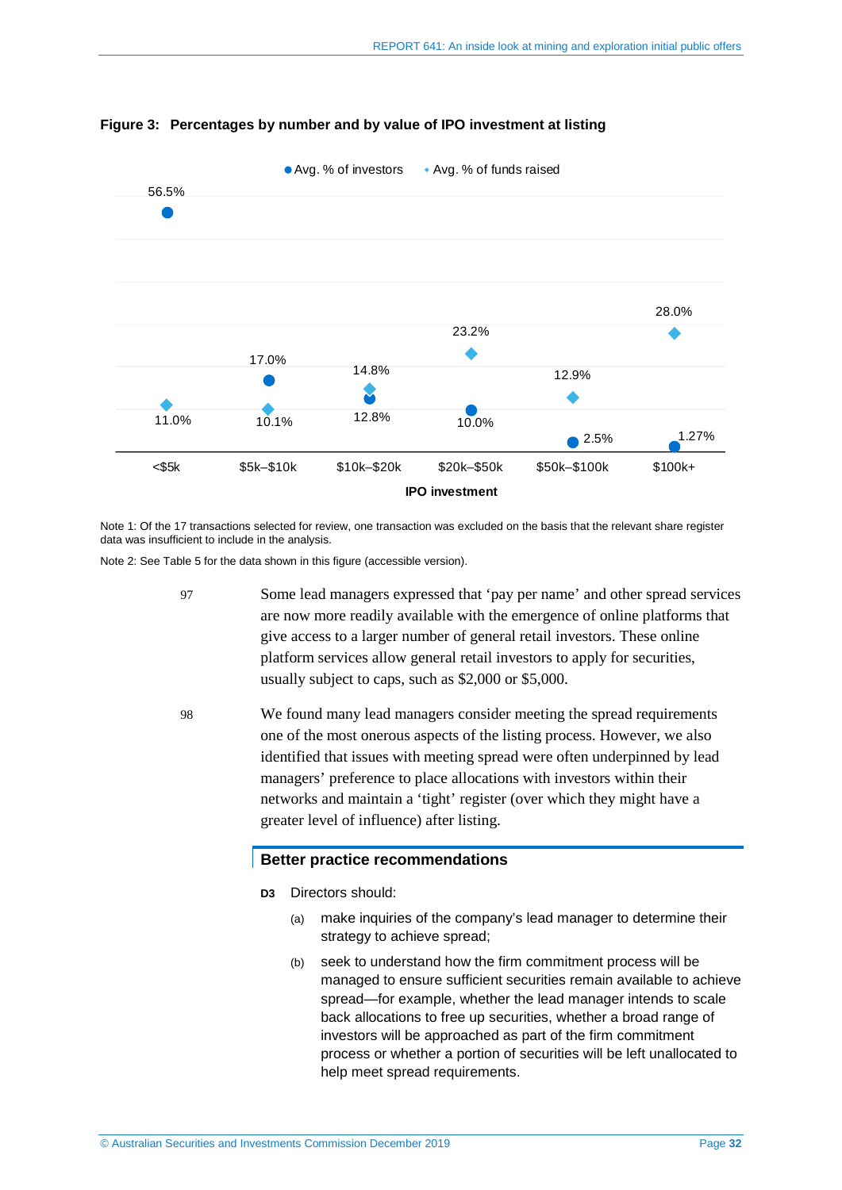**Figure 3: Percentages by number and by value of IPO investment at listing**

| IPO investment | Avg. % of investors | Avg. % of funds raised |
|---|---|---|
| <$5k | 56.5% | 11.0% |
| $5k–$10k | 17.0% | 10.1% |
| $10k–$20k | 12.8% | 14.8% |
| $20k–$50k | 10.0% | 23.2% |
| $50k–$100k | 2.5% | 12.9% |
| $100k+ | 1.27% | 28.0% |

Note 1: Of the 17 transactions selected for review, one transaction was excluded on the basis that the relevant share register data was insufficient to include in the analysis.

Note 2: See Table 5 for the data shown in this figure (accessible version).

97 Some lead managers expressed that 'pay per name' and other spread services are now more readily available with the emergence of online platforms that give access to a larger number of general retail investors. These online platform services allow general retail investors to apply for securities, usually subject to caps, such as $2,000 or $5,000.

98 We found many lead managers consider meeting the spread requirements one of the most onerous aspects of the listing process. However, we also identified that issues with meeting spread were often underpinned by lead managers' preference to place allocations with investors within their networks and maintain a 'tight' register (over which they might have a greater level of influence) after listing.

### Better practice recommendations

**D3** Directors should:

(a) make inquiries of the company's lead manager to determine their strategy to achieve spread;

(b) seek to understand how the firm commitment process will be managed to ensure sufficient securities remain available to achieve spread—for example, whether the lead manager intends to scale back allocations to free up securities, whether a broad range of investors will be approached as part of the firm commitment process or whether a portion of securities will be left unallocated to help meet spread requirements.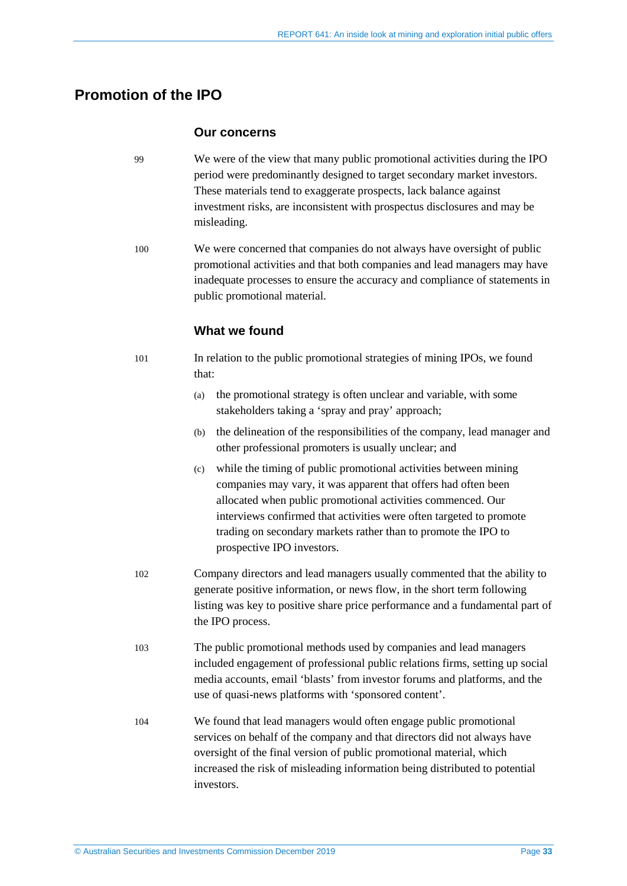## Promotion of the IPO

### Our concerns

99 We were of the view that many public promotional activities during the IPO period were predominantly designed to target secondary market investors. These materials tend to exaggerate prospects, lack balance against investment risks, are inconsistent with prospectus disclosures and may be misleading.

100 We were concerned that companies do not always have oversight of public promotional activities and that both companies and lead managers may have inadequate processes to ensure the accuracy and compliance of statements in public promotional material.

### What we found

101 In relation to the public promotional strategies of mining IPOs, we found that:

(a) the promotional strategy is often unclear and variable, with some stakeholders taking a 'spray and pray' approach;

(b) the delineation of the responsibilities of the company, lead manager and other professional promoters is usually unclear; and

(c) while the timing of public promotional activities between mining companies may vary, it was apparent that offers had often been allocated when public promotional activities commenced. Our interviews confirmed that activities were often targeted to promote trading on secondary markets rather than to promote the IPO to prospective IPO investors.

102 Company directors and lead managers usually commented that the ability to generate positive information, or news flow, in the short term following listing was key to positive share price performance and a fundamental part of the IPO process.

103 The public promotional methods used by companies and lead managers included engagement of professional public relations firms, setting up social media accounts, email 'blasts' from investor forums and platforms, and the use of quasi-news platforms with 'sponsored content'.

104 We found that lead managers would often engage public promotional services on behalf of the company and that directors did not always have oversight of the final version of public promotional material, which increased the risk of misleading information being distributed to potential investors.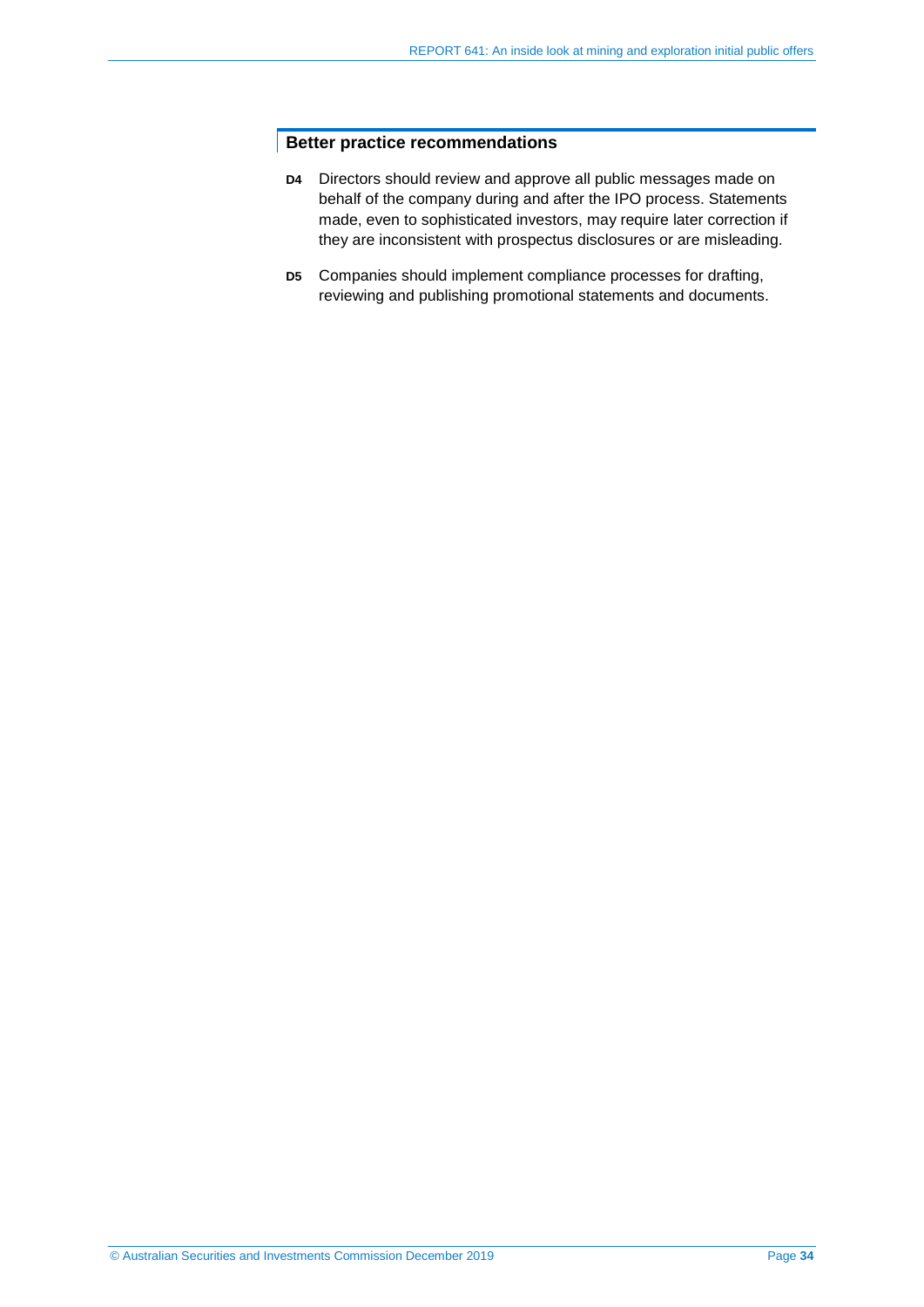### Better practice recommendations

**D4** Directors should review and approve all public messages made on behalf of the company during and after the IPO process. Statements made, even to sophisticated investors, may require later correction if they are inconsistent with prospectus disclosures or are misleading.

**D5** Companies should implement compliance processes for drafting, reviewing and publishing promotional statements and documents.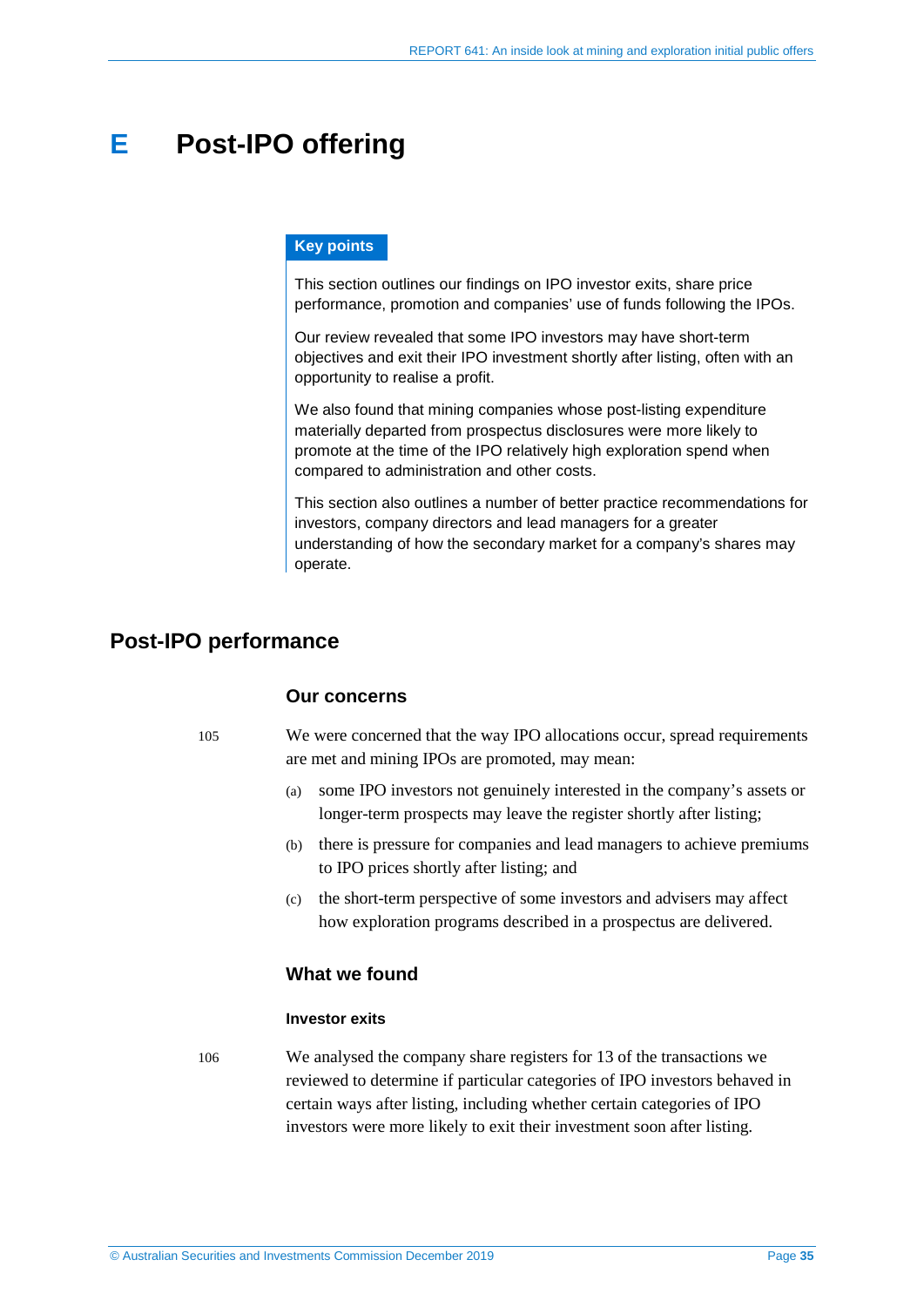# E Post-IPO offering

**Key points**

This section outlines our findings on IPO investor exits, share price performance, promotion and companies' use of funds following the IPOs.

Our review revealed that some IPO investors may have short-term objectives and exit their IPO investment shortly after listing, often with an opportunity to realise a profit.

We also found that mining companies whose post-listing expenditure materially departed from prospectus disclosures were more likely to promote at the time of the IPO relatively high exploration spend when compared to administration and other costs.

This section also outlines a number of better practice recommendations for investors, company directors and lead managers for a greater understanding of how the secondary market for a company's shares may operate.

## Post-IPO performance

### Our concerns

105 We were concerned that the way IPO allocations occur, spread requirements are met and mining IPOs are promoted, may mean:

(a) some IPO investors not genuinely interested in the company's assets or longer-term prospects may leave the register shortly after listing;

(b) there is pressure for companies and lead managers to achieve premiums to IPO prices shortly after listing; and

(c) the short-term perspective of some investors and advisers may affect how exploration programs described in a prospectus are delivered.

### What we found

#### Investor exits

106 We analysed the company share registers for 13 of the transactions we reviewed to determine if particular categories of IPO investors behaved in certain ways after listing, including whether certain categories of IPO investors were more likely to exit their investment soon after listing.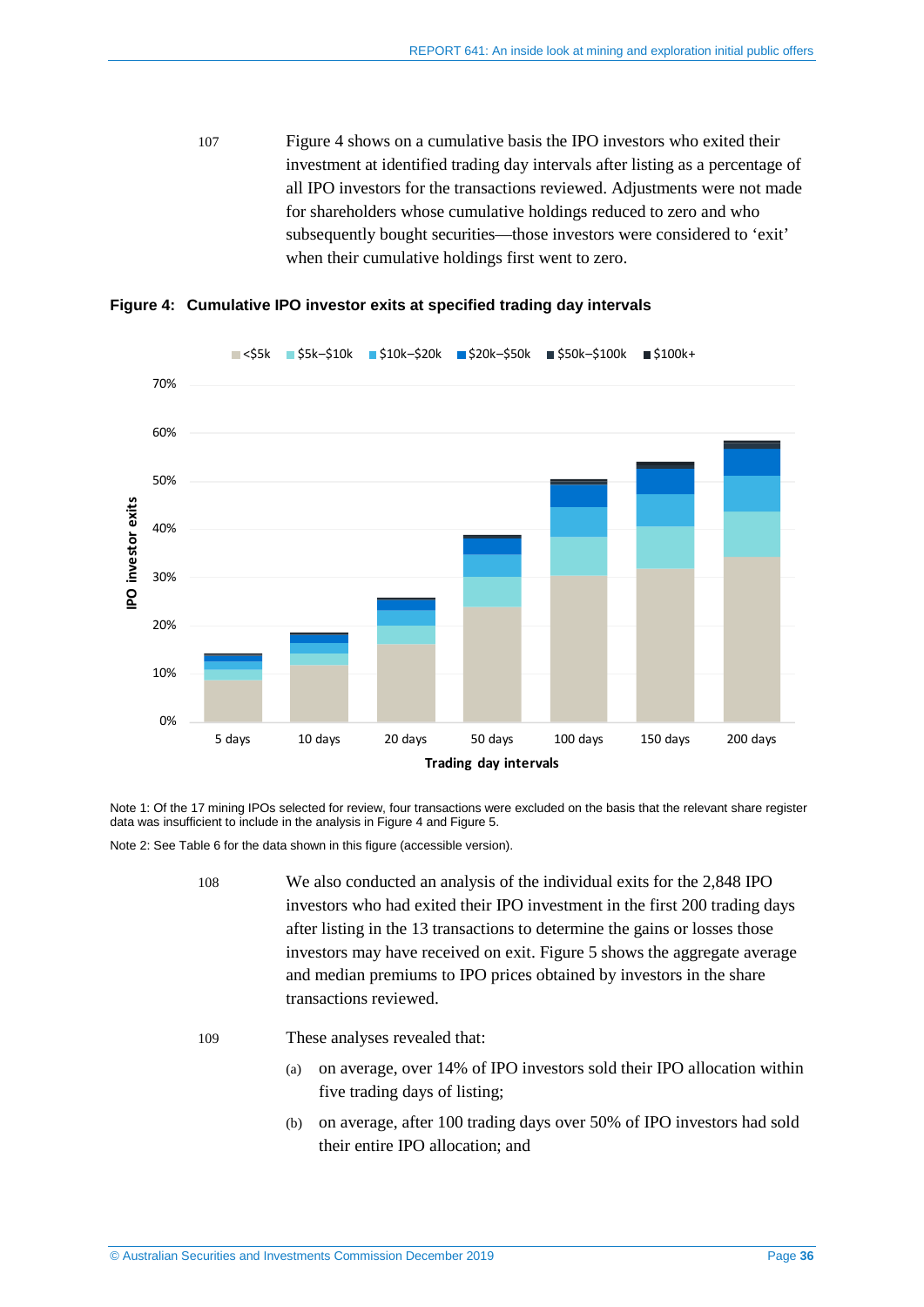107 Figure 4 shows on a cumulative basis the IPO investors who exited their investment at identified trading day intervals after listing as a percentage of all IPO investors for the transactions reviewed. Adjustments were not made for shareholders whose cumulative holdings reduced to zero and who subsequently bought securities—those investors were considered to 'exit' when their cumulative holdings first went to zero.

**Figure 4: Cumulative IPO investor exits at specified trading day intervals**

Note 1: Of the 17 mining IPOs selected for review, four transactions were excluded on the basis that the relevant share register data was insufficient to include in the analysis in Figure 4 and Figure 5.

Note 2: See Table 6 for the data shown in this figure (accessible version).

108 We also conducted an analysis of the individual exits for the 2,848 IPO investors who had exited their IPO investment in the first 200 trading days after listing in the 13 transactions to determine the gains or losses those investors may have received on exit. Figure 5 shows the aggregate average and median premiums to IPO prices obtained by investors in the share transactions reviewed.

109 These analyses revealed that:

(a) on average, over 14% of IPO investors sold their IPO allocation within five trading days of listing;

(b) on average, after 100 trading days over 50% of IPO investors had sold their entire IPO allocation; and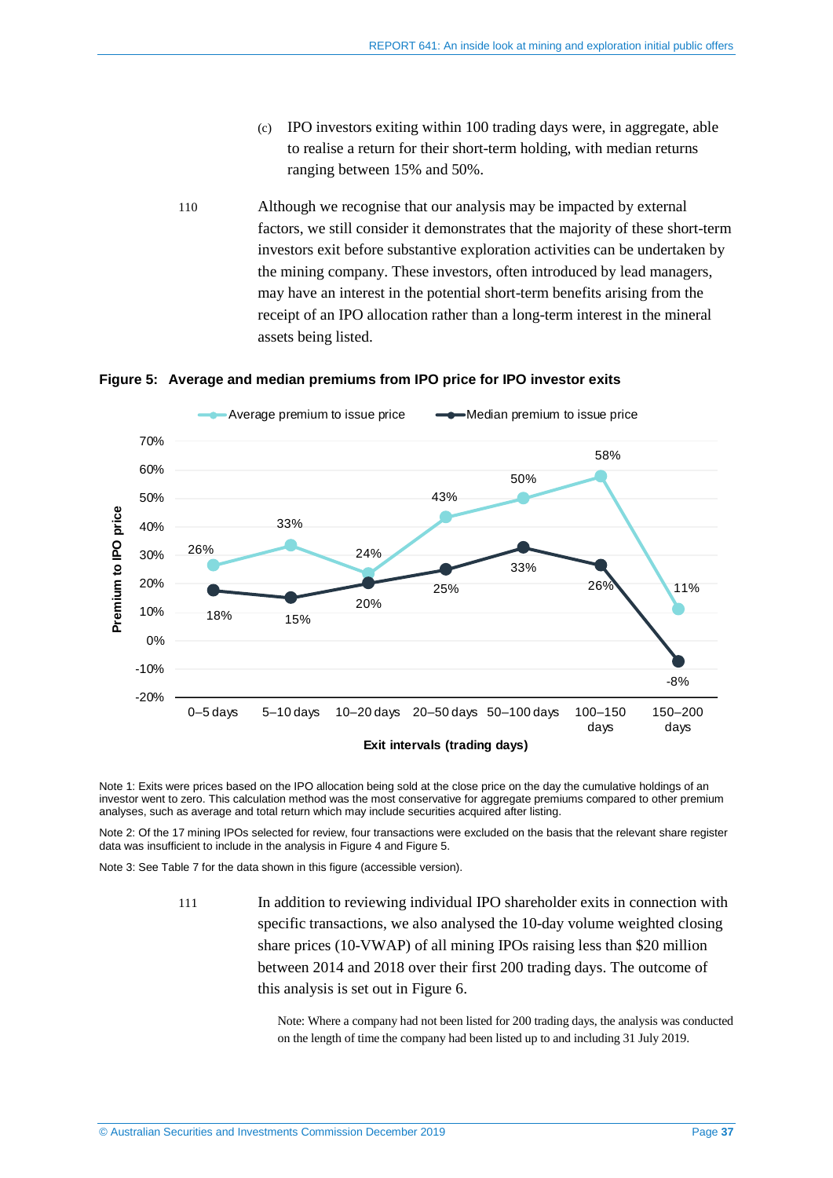(c) IPO investors exiting within 100 trading days were, in aggregate, able to realise a return for their short-term holding, with median returns ranging between 15% and 50%.

110 Although we recognise that our analysis may be impacted by external factors, we still consider it demonstrates that the majority of these short-term investors exit before substantive exploration activities can be undertaken by the mining company. These investors, often introduced by lead managers, may have an interest in the potential short-term benefits arising from the receipt of an IPO allocation rather than a long-term interest in the mineral assets being listed.

**Figure 5: Average and median premiums from IPO price for IPO investor exits**

| Exit intervals (trading days) | Average premium to issue price | Median premium to issue price |
|---|---|---|
| 0–5 days | 26% | 18% |
| 5–10 days | 33% | 15% |
| 10–20 days | 24% | 20% |
| 20–50 days | 43% | 25% |
| 50–100 days | 50% | 33% |
| 100–150 days | 58% | 26% |
| 150–200 days | 11% | -8% |

Note 1: Exits were prices based on the IPO allocation being sold at the close price on the day the cumulative holdings of an investor went to zero. This calculation method was the most conservative for aggregate premiums compared to other premium analyses, such as average and total return which may include securities acquired after listing.

Note 2: Of the 17 mining IPOs selected for review, four transactions were excluded on the basis that the relevant share register data was insufficient to include in the analysis in Figure 4 and Figure 5.

Note 3: See Table 7 for the data shown in this figure (accessible version).

111 In addition to reviewing individual IPO shareholder exits in connection with specific transactions, we also analysed the 10-day volume weighted closing share prices (10-VWAP) of all mining IPOs raising less than $20 million between 2014 and 2018 over their first 200 trading days. The outcome of this analysis is set out in Figure 6.

Note: Where a company had not been listed for 200 trading days, the analysis was conducted on the length of time the company had been listed up to and including 31 July 2019.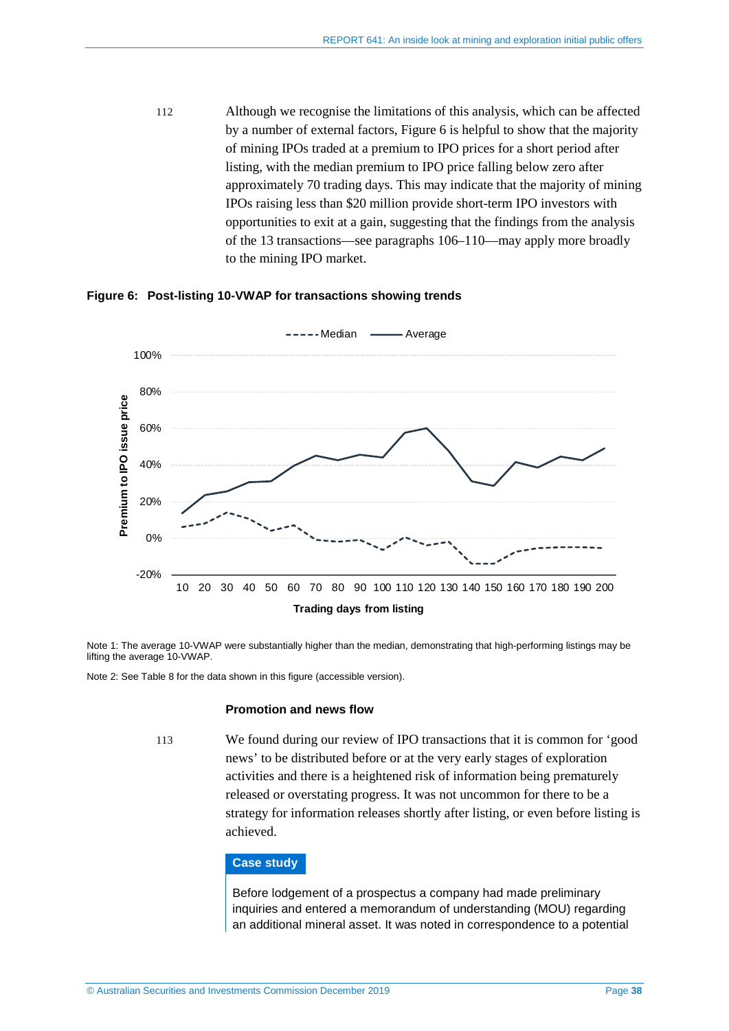112 Although we recognise the limitations of this analysis, which can be affected by a number of external factors, Figure 6 is helpful to show that the majority of mining IPOs traded at a premium to IPO prices for a short period after listing, with the median premium to IPO price falling below zero after approximately 70 trading days. This may indicate that the majority of mining IPOs raising less than $20 million provide short-term IPO investors with opportunities to exit at a gain, suggesting that the findings from the analysis of the 13 transactions—see paragraphs 106–110—may apply more broadly to the mining IPO market.

**Figure 6: Post-listing 10-VWAP for transactions showing trends**

Note 1: The average 10-VWAP were substantially higher than the median, demonstrating that high-performing listings may be lifting the average 10-VWAP.

Note 2: See Table 8 for the data shown in this figure (accessible version).

### Promotion and news flow

113 We found during our review of IPO transactions that it is common for 'good news' to be distributed before or at the very early stages of exploration activities and there is a heightened risk of information being prematurely released or overstating progress. It was not uncommon for there to be a strategy for information releases shortly after listing, or even before listing is achieved.

**Case study**

Before lodgement of a prospectus a company had made preliminary inquiries and entered a memorandum of understanding (MOU) regarding an additional mineral asset. It was noted in correspondence to a potential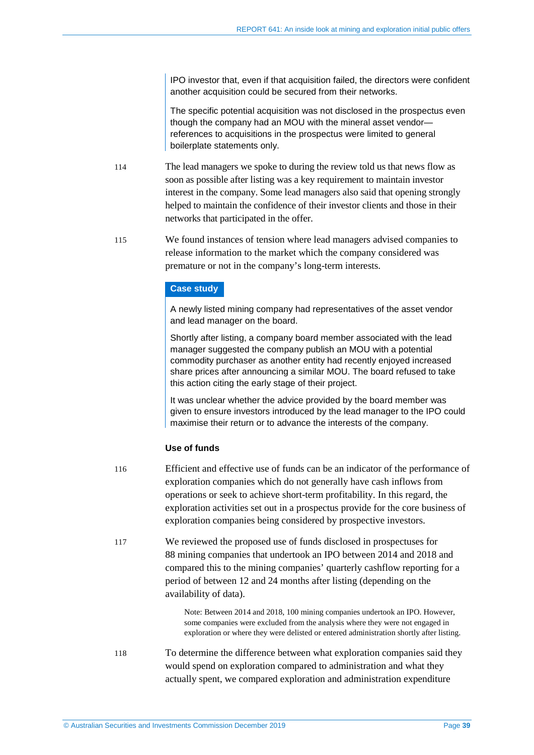IPO investor that, even if that acquisition failed, the directors were confident another acquisition could be secured from their networks.

The specific potential acquisition was not disclosed in the prospectus even though the company had an MOU with the mineral asset vendor—references to acquisitions in the prospectus were limited to general boilerplate statements only.

114 The lead managers we spoke to during the review told us that news flow as soon as possible after listing was a key requirement to maintain investor interest in the company. Some lead managers also said that opening strongly helped to maintain the confidence of their investor clients and those in their networks that participated in the offer.

115 We found instances of tension where lead managers advised companies to release information to the market which the company considered was premature or not in the company's long-term interests.

**Case study**

A newly listed mining company had representatives of the asset vendor and lead manager on the board.

Shortly after listing, a company board member associated with the lead manager suggested the company publish an MOU with a potential commodity purchaser as another entity had recently enjoyed increased share prices after announcing a similar MOU. The board refused to take this action citing the early stage of their project.

It was unclear whether the advice provided by the board member was given to ensure investors introduced by the lead manager to the IPO could maximise their return or to advance the interests of the company.

### Use of funds

116 Efficient and effective use of funds can be an indicator of the performance of exploration companies which do not generally have cash inflows from operations or seek to achieve short-term profitability. In this regard, the exploration activities set out in a prospectus provide for the core business of exploration companies being considered by prospective investors.

117 We reviewed the proposed use of funds disclosed in prospectuses for 88 mining companies that undertook an IPO between 2014 and 2018 and compared this to the mining companies' quarterly cashflow reporting for a period of between 12 and 24 months after listing (depending on the availability of data).

Note: Between 2014 and 2018, 100 mining companies undertook an IPO. However, some companies were excluded from the analysis where they were not engaged in exploration or where they were delisted or entered administration shortly after listing.

118 To determine the difference between what exploration companies said they would spend on exploration compared to administration and what they actually spent, we compared exploration and administration expenditure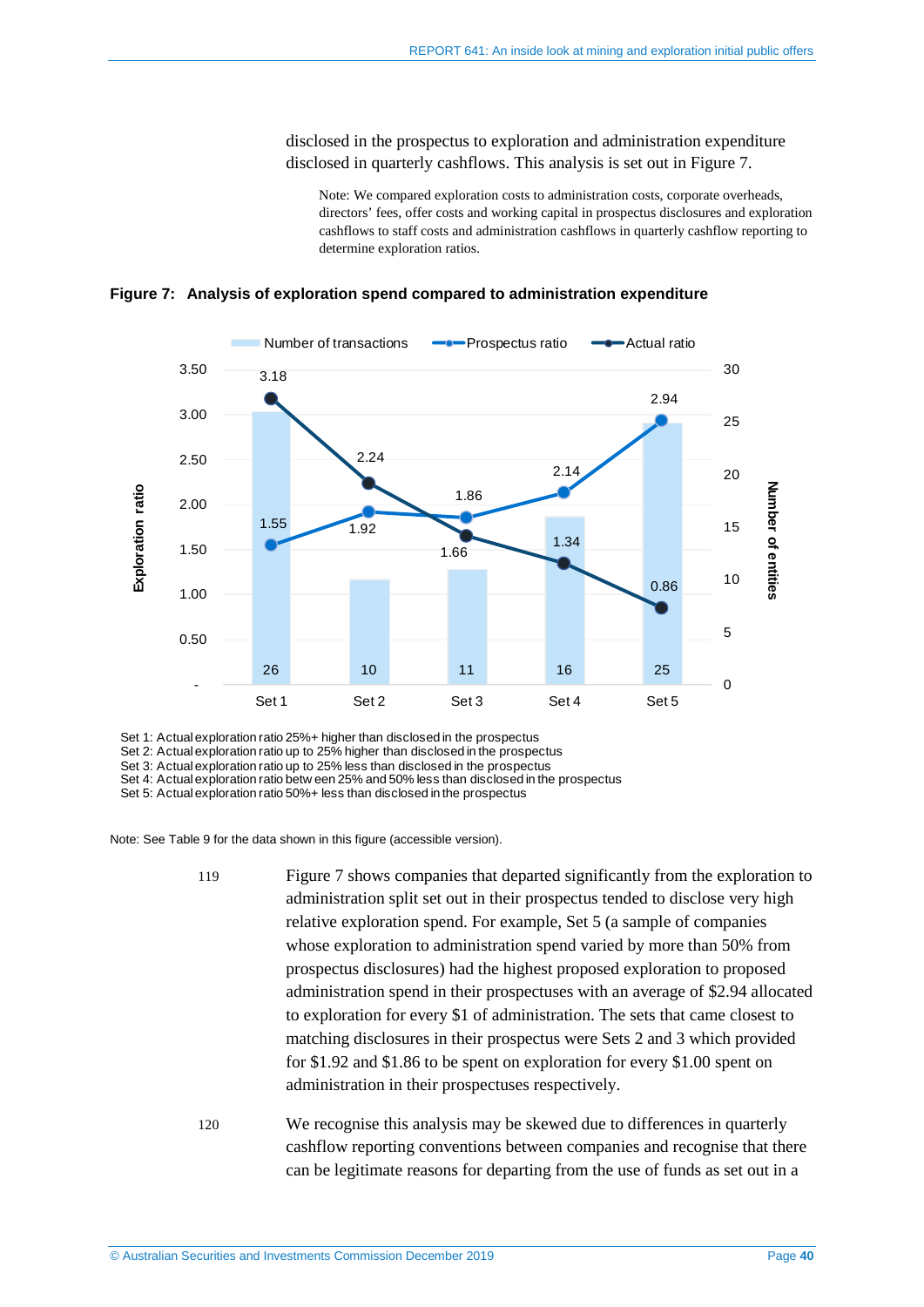disclosed in the prospectus to exploration and administration expenditure disclosed in quarterly cashflows. This analysis is set out in Figure 7.

> Note: We compared exploration costs to administration costs, corporate overheads, directors' fees, offer costs and working capital in prospectus disclosures and exploration cashflows to staff costs and administration cashflows in quarterly cashflow reporting to determine exploration ratios.

**Figure 7: Analysis of exploration spend compared to administration expenditure**

| | Set 1 | Set 2 | Set 3 | Set 4 | Set 5 |
|---|---|---|---|---|---|
| Number of transactions | 26 | 10 | 11 | 16 | 25 |
| Prospectus ratio | 1.55 | 1.92 | 1.86 | 2.14 | 2.94 |
| Actual ratio | 3.18 | 2.24 | 1.66 | 1.34 | 0.86 |

Set 1: Actual exploration ratio 25%+ higher than disclosed in the prospectus
Set 2: Actual exploration ratio up to 25% higher than disclosed in the prospectus
Set 3: Actual exploration ratio up to 25% less than disclosed in the prospectus
Set 4: Actual exploration ratio between 25% and 50% less than disclosed in the prospectus
Set 5: Actual exploration ratio 50%+ less than disclosed in the prospectus

Note: See Table 9 for the data shown in this figure (accessible version).

119 Figure 7 shows companies that departed significantly from the exploration to administration split set out in their prospectus tended to disclose very high relative exploration spend. For example, Set 5 (a sample of companies whose exploration to administration spend varied by more than 50% from prospectus disclosures) had the highest proposed exploration to proposed administration spend in their prospectuses with an average of $2.94 allocated to exploration for every $1 of administration. The sets that came closest to matching disclosures in their prospectus were Sets 2 and 3 which provided for $1.92 and $1.86 to be spent on exploration for every $1.00 spent on administration in their prospectuses respectively.

120 We recognise this analysis may be skewed due to differences in quarterly cashflow reporting conventions between companies and recognise that there can be legitimate reasons for departing from the use of funds as set out in a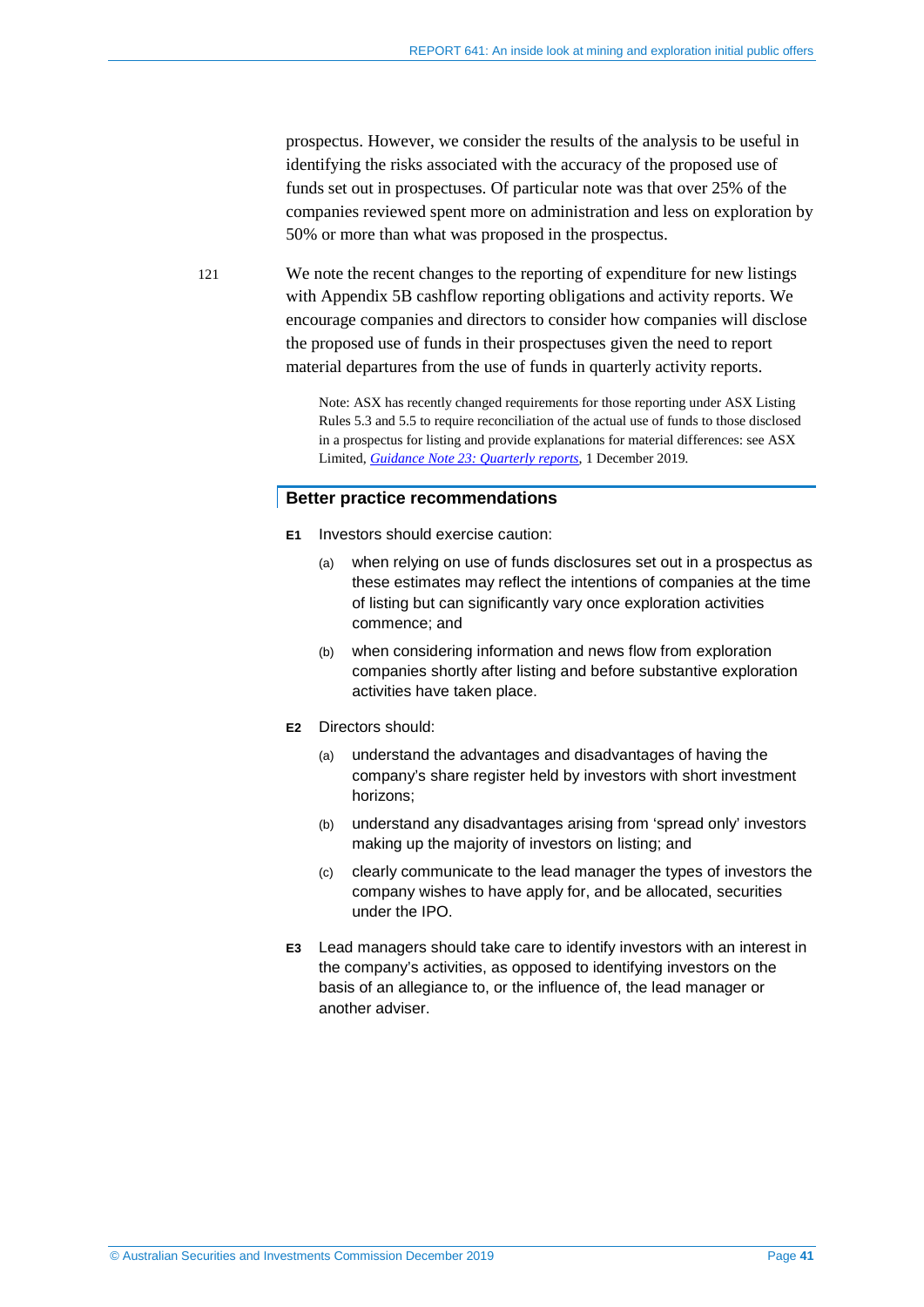prospectus. However, we consider the results of the analysis to be useful in identifying the risks associated with the accuracy of the proposed use of funds set out in prospectuses. Of particular note was that over 25% of the companies reviewed spent more on administration and less on exploration by 50% or more than what was proposed in the prospectus.

121 We note the recent changes to the reporting of expenditure for new listings with Appendix 5B cashflow reporting obligations and activity reports. We encourage companies and directors to consider how companies will disclose the proposed use of funds in their prospectuses given the need to report material departures from the use of funds in quarterly activity reports.

> Note: ASX has recently changed requirements for those reporting under ASX Listing Rules 5.3 and 5.5 to require reconciliation of the actual use of funds to those disclosed in a prospectus for listing and provide explanations for material differences: see ASX Limited, *Guidance Note 23: Quarterly reports*, 1 December 2019.

## Better practice recommendations

**E1** Investors should exercise caution:

- (a) when relying on use of funds disclosures set out in a prospectus as these estimates may reflect the intentions of companies at the time of listing but can significantly vary once exploration activities commence; and
- (b) when considering information and news flow from exploration companies shortly after listing and before substantive exploration activities have taken place.

**E2** Directors should:

- (a) understand the advantages and disadvantages of having the company's share register held by investors with short investment horizons;
- (b) understand any disadvantages arising from 'spread only' investors making up the majority of investors on listing; and
- (c) clearly communicate to the lead manager the types of investors the company wishes to have apply for, and be allocated, securities under the IPO.

**E3** Lead managers should take care to identify investors with an interest in the company's activities, as opposed to identifying investors on the basis of an allegiance to, or the influence of, the lead manager or another adviser.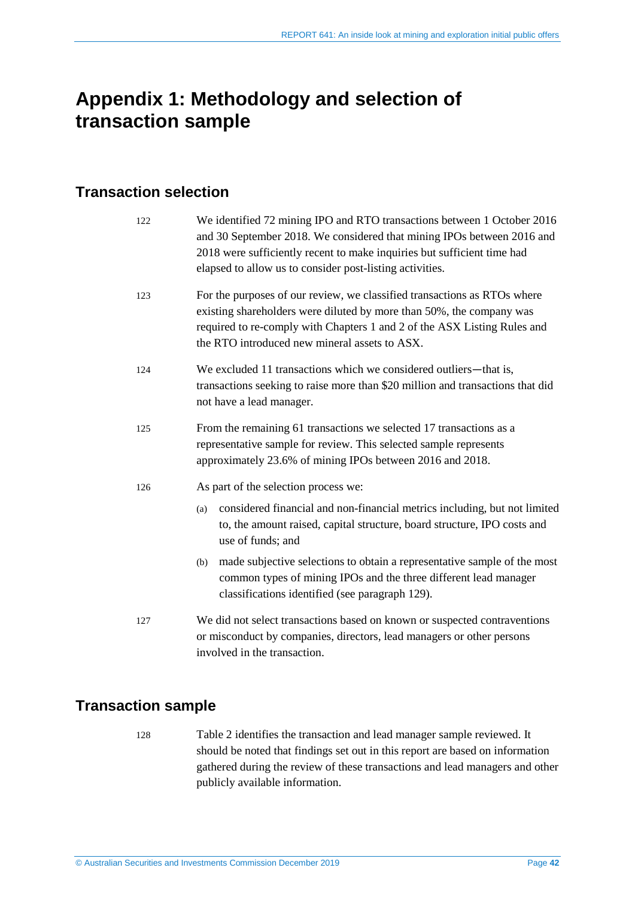# Appendix 1: Methodology and selection of transaction sample

## Transaction selection

122 We identified 72 mining IPO and RTO transactions between 1 October 2016 and 30 September 2018. We considered that mining IPOs between 2016 and 2018 were sufficiently recent to make inquiries but sufficient time had elapsed to allow us to consider post-listing activities.

123 For the purposes of our review, we classified transactions as RTOs where existing shareholders were diluted by more than 50%, the company was required to re-comply with Chapters 1 and 2 of the ASX Listing Rules and the RTO introduced new mineral assets to ASX.

124 We excluded 11 transactions which we considered outliers—that is, transactions seeking to raise more than $20 million and transactions that did not have a lead manager.

125 From the remaining 61 transactions we selected 17 transactions as a representative sample for review. This selected sample represents approximately 23.6% of mining IPOs between 2016 and 2018.

126 As part of the selection process we:

(a) considered financial and non-financial metrics including, but not limited to, the amount raised, capital structure, board structure, IPO costs and use of funds; and

(b) made subjective selections to obtain a representative sample of the most common types of mining IPOs and the three different lead manager classifications identified (see paragraph 129).

127 We did not select transactions based on known or suspected contraventions or misconduct by companies, directors, lead managers or other persons involved in the transaction.

## Transaction sample

128 Table 2 identifies the transaction and lead manager sample reviewed. It should be noted that findings set out in this report are based on information gathered during the review of these transactions and lead managers and other publicly available information.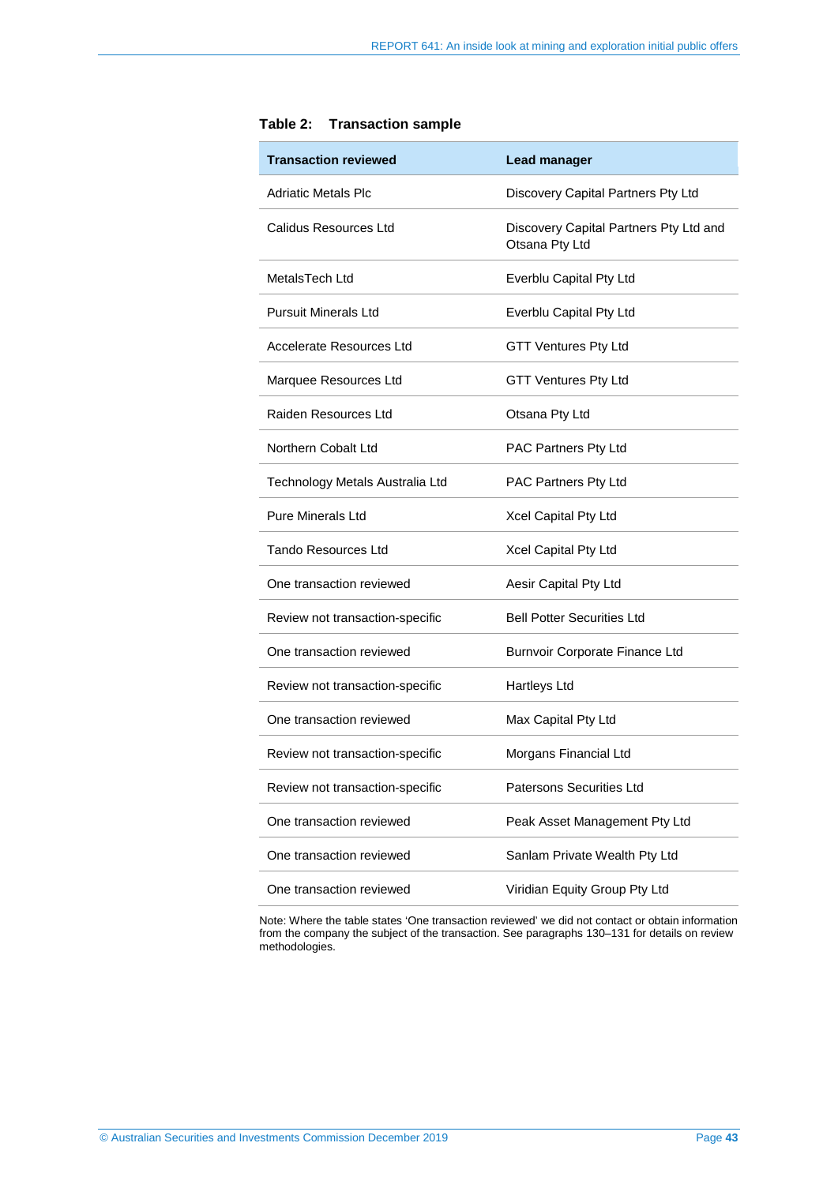**Table 2: Transaction sample**

| Transaction reviewed | Lead manager |
|---|---|
| Adriatic Metals Plc | Discovery Capital Partners Pty Ltd |
| Calidus Resources Ltd | Discovery Capital Partners Pty Ltd and Otsana Pty Ltd |
| MetalsTech Ltd | Everblu Capital Pty Ltd |
| Pursuit Minerals Ltd | Everblu Capital Pty Ltd |
| Accelerate Resources Ltd | GTT Ventures Pty Ltd |
| Marquee Resources Ltd | GTT Ventures Pty Ltd |
| Raiden Resources Ltd | Otsana Pty Ltd |
| Northern Cobalt Ltd | PAC Partners Pty Ltd |
| Technology Metals Australia Ltd | PAC Partners Pty Ltd |
| Pure Minerals Ltd | Xcel Capital Pty Ltd |
| Tando Resources Ltd | Xcel Capital Pty Ltd |
| One transaction reviewed | Aesir Capital Pty Ltd |
| Review not transaction-specific | Bell Potter Securities Ltd |
| One transaction reviewed | Burnvoir Corporate Finance Ltd |
| Review not transaction-specific | Hartleys Ltd |
| One transaction reviewed | Max Capital Pty Ltd |
| Review not transaction-specific | Morgans Financial Ltd |
| Review not transaction-specific | Patersons Securities Ltd |
| One transaction reviewed | Peak Asset Management Pty Ltd |
| One transaction reviewed | Sanlam Private Wealth Pty Ltd |
| One transaction reviewed | Viridian Equity Group Pty Ltd |

Note: Where the table states 'One transaction reviewed' we did not contact or obtain information from the company the subject of the transaction. See paragraphs 130–131 for details on review methodologies.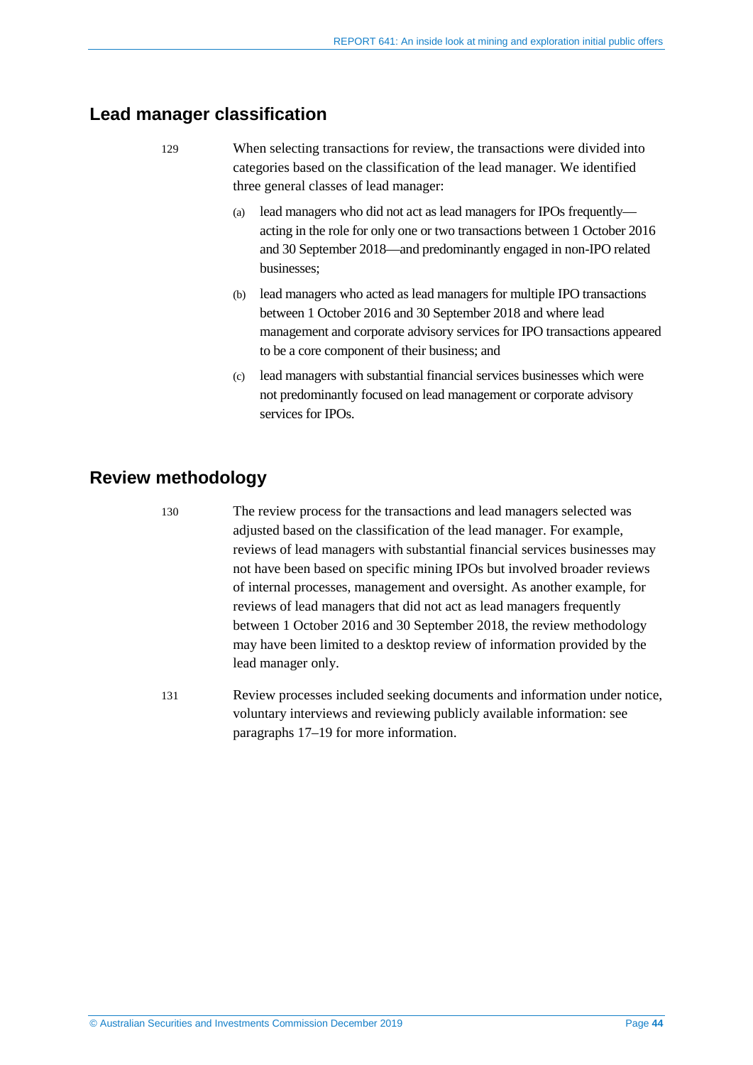## Lead manager classification

129 When selecting transactions for review, the transactions were divided into categories based on the classification of the lead manager. We identified three general classes of lead manager:

(a) lead managers who did not act as lead managers for IPOs frequently—acting in the role for only one or two transactions between 1 October 2016 and 30 September 2018—and predominantly engaged in non-IPO related businesses;

(b) lead managers who acted as lead managers for multiple IPO transactions between 1 October 2016 and 30 September 2018 and where lead management and corporate advisory services for IPO transactions appeared to be a core component of their business; and

(c) lead managers with substantial financial services businesses which were not predominantly focused on lead management or corporate advisory services for IPOs.

## Review methodology

130 The review process for the transactions and lead managers selected was adjusted based on the classification of the lead manager. For example, reviews of lead managers with substantial financial services businesses may not have been based on specific mining IPOs but involved broader reviews of internal processes, management and oversight. As another example, for reviews of lead managers that did not act as lead managers frequently between 1 October 2016 and 30 September 2018, the review methodology may have been limited to a desktop review of information provided by the lead manager only.

131 Review processes included seeking documents and information under notice, voluntary interviews and reviewing publicly available information: see paragraphs 17–19 for more information.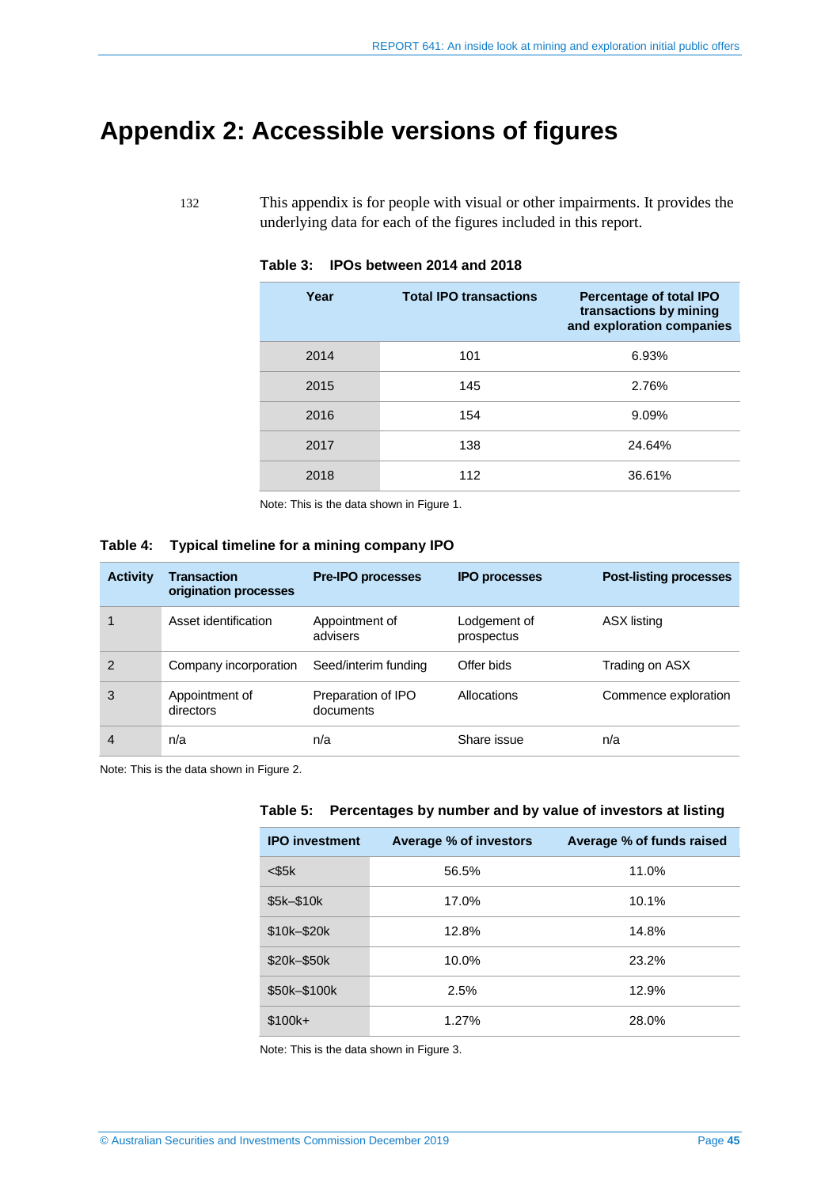# Appendix 2: Accessible versions of figures

132 This appendix is for people with visual or other impairments. It provides the underlying data for each of the figures included in this report.

**Table 3: IPOs between 2014 and 2018**

| Year | Total IPO transactions | Percentage of total IPO transactions by mining and exploration companies |
|---|---|---|
| 2014 | 101 | 6.93% |
| 2015 | 145 | 2.76% |
| 2016 | 154 | 9.09% |
| 2017 | 138 | 24.64% |
| 2018 | 112 | 36.61% |

Note: This is the data shown in Figure 1.

**Table 4: Typical timeline for a mining company IPO**

| Activity | Transaction origination processes | Pre-IPO processes | IPO processes | Post-listing processes |
|---|---|---|---|---|
| 1 | Asset identification | Appointment of advisers | Lodgement of prospectus | ASX listing |
| 2 | Company incorporation | Seed/interim funding | Offer bids | Trading on ASX |
| 3 | Appointment of directors | Preparation of IPO documents | Allocations | Commence exploration |
| 4 | n/a | n/a | Share issue | n/a |

Note: This is the data shown in Figure 2.

**Table 5: Percentages by number and by value of investors at listing**

| IPO investment | Average % of investors | Average % of funds raised |
|---|---|---|
| <$5k | 56.5% | 11.0% |
| $5k–$10k | 17.0% | 10.1% |
| $10k–$20k | 12.8% | 14.8% |
| $20k–$50k | 10.0% | 23.2% |
| $50k–$100k | 2.5% | 12.9% |
| $100k+ | 1.27% | 28.0% |

Note: This is the data shown in Figure 3.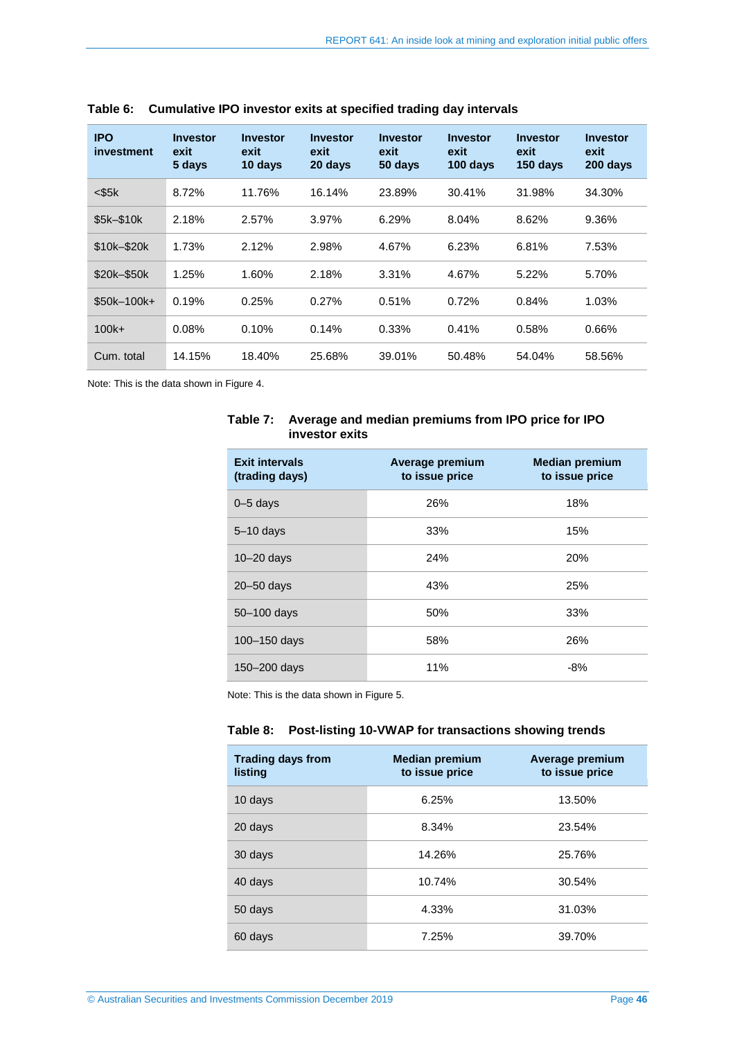**Table 6: Cumulative IPO investor exits at specified trading day intervals**

| IPO investment | Investor exit 5 days | Investor exit 10 days | Investor exit 20 days | Investor exit 50 days | Investor exit 100 days | Investor exit 150 days | Investor exit 200 days |
|---|---|---|---|---|---|---|---|
| <$5k | 8.72% | 11.76% | 16.14% | 23.89% | 30.41% | 31.98% | 34.30% |
| $5k–$10k | 2.18% | 2.57% | 3.97% | 6.29% | 8.04% | 8.62% | 9.36% |
| $10k–$20k | 1.73% | 2.12% | 2.98% | 4.67% | 6.23% | 6.81% | 7.53% |
| $20k–$50k | 1.25% | 1.60% | 2.18% | 3.31% | 4.67% | 5.22% | 5.70% |
| $50k–100k+ | 0.19% | 0.25% | 0.27% | 0.51% | 0.72% | 0.84% | 1.03% |
| 100k+ | 0.08% | 0.10% | 0.14% | 0.33% | 0.41% | 0.58% | 0.66% |
| Cum. total | 14.15% | 18.40% | 25.68% | 39.01% | 50.48% | 54.04% | 58.56% |

Note: This is the data shown in Figure 4.

**Table 7: Average and median premiums from IPO price for IPO investor exits**

| Exit intervals (trading days) | Average premium to issue price | Median premium to issue price |
|---|---|---|
| 0–5 days | 26% | 18% |
| 5–10 days | 33% | 15% |
| 10–20 days | 24% | 20% |
| 20–50 days | 43% | 25% |
| 50–100 days | 50% | 33% |
| 100–150 days | 58% | 26% |
| 150–200 days | 11% | -8% |

Note: This is the data shown in Figure 5.

**Table 8: Post-listing 10-VWAP for transactions showing trends**

| Trading days from listing | Median premium to issue price | Average premium to issue price |
|---|---|---|
| 10 days | 6.25% | 13.50% |
| 20 days | 8.34% | 23.54% |
| 30 days | 14.26% | 25.76% |
| 40 days | 10.74% | 30.54% |
| 50 days | 4.33% | 31.03% |
| 60 days | 7.25% | 39.70% |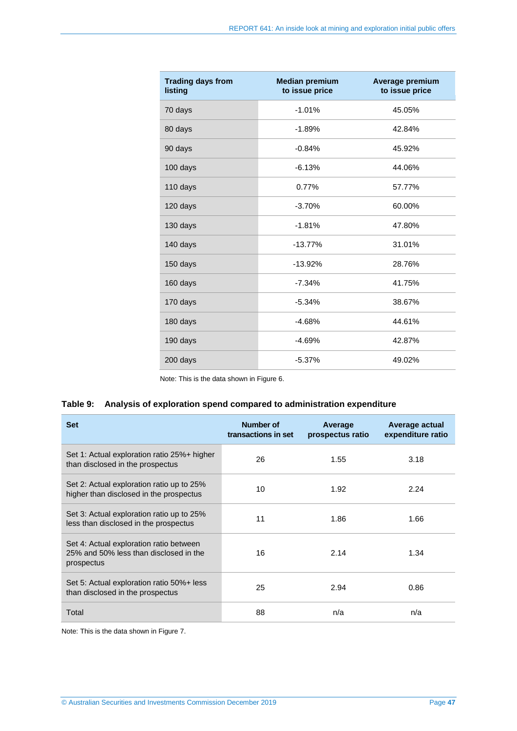| Trading days from listing | Median premium to issue price | Average premium to issue price |
|---|---|---|
| 70 days | -1.01% | 45.05% |
| 80 days | -1.89% | 42.84% |
| 90 days | -0.84% | 45.92% |
| 100 days | -6.13% | 44.06% |
| 110 days | 0.77% | 57.77% |
| 120 days | -3.70% | 60.00% |
| 130 days | -1.81% | 47.80% |
| 140 days | -13.77% | 31.01% |
| 150 days | -13.92% | 28.76% |
| 160 days | -7.34% | 41.75% |
| 170 days | -5.34% | 38.67% |
| 180 days | -4.68% | 44.61% |
| 190 days | -4.69% | 42.87% |
| 200 days | -5.37% | 49.02% |

Note: This is the data shown in Figure 6.

**Table 9: Analysis of exploration spend compared to administration expenditure**

| Set | Number of transactions in set | Average prospectus ratio | Average actual expenditure ratio |
|---|---|---|---|
| Set 1: Actual exploration ratio 25%+ higher than disclosed in the prospectus | 26 | 1.55 | 3.18 |
| Set 2: Actual exploration ratio up to 25% higher than disclosed in the prospectus | 10 | 1.92 | 2.24 |
| Set 3: Actual exploration ratio up to 25% less than disclosed in the prospectus | 11 | 1.86 | 1.66 |
| Set 4: Actual exploration ratio between 25% and 50% less than disclosed in the prospectus | 16 | 2.14 | 1.34 |
| Set 5: Actual exploration ratio 50%+ less than disclosed in the prospectus | 25 | 2.94 | 0.86 |
| Total | 88 | n/a | n/a |

Note: This is the data shown in Figure 7.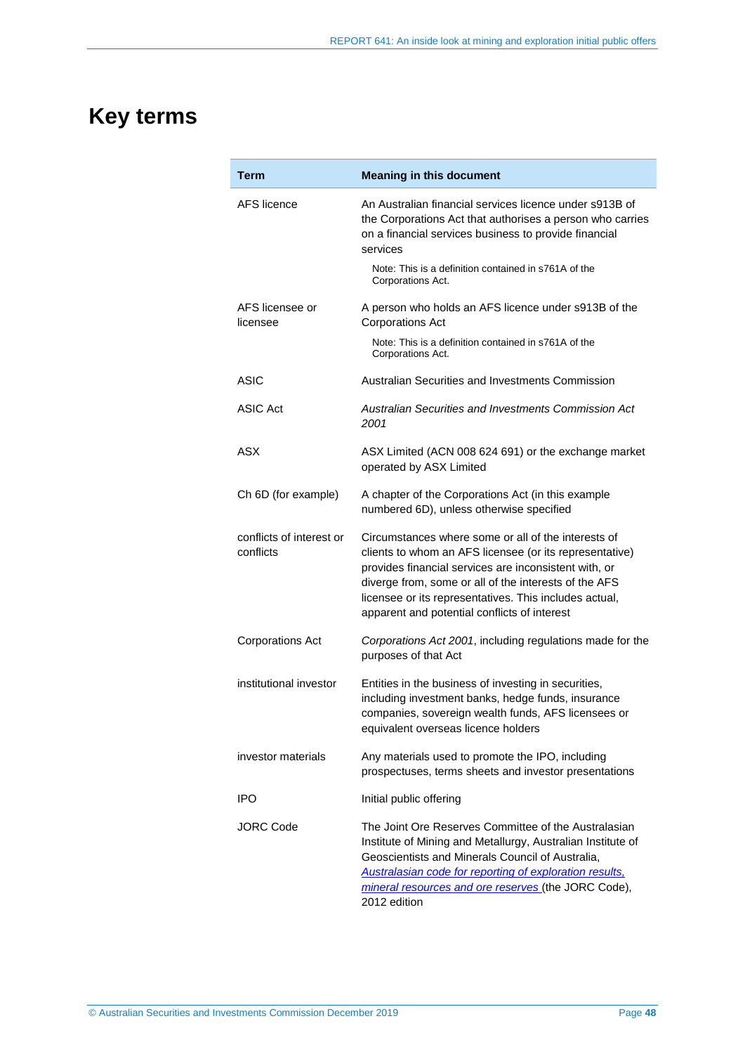# Key terms

| Term | Meaning in this document |
|---|---|
| AFS licence | An Australian financial services licence under s913B of the Corporations Act that authorises a person who carries on a financial services business to provide financial services<br><br>Note: This is a definition contained in s761A of the Corporations Act. |
| AFS licensee or licensee | A person who holds an AFS licence under s913B of the Corporations Act<br><br>Note: This is a definition contained in s761A of the Corporations Act. |
| ASIC | Australian Securities and Investments Commission |
| ASIC Act | *Australian Securities and Investments Commission Act 2001* |
| ASX | ASX Limited (ACN 008 624 691) or the exchange market operated by ASX Limited |
| Ch 6D (for example) | A chapter of the Corporations Act (in this example numbered 6D), unless otherwise specified |
| conflicts of interest or conflicts | Circumstances where some or all of the interests of clients to whom an AFS licensee (or its representative) provides financial services are inconsistent with, or diverge from, some or all of the interests of the AFS licensee or its representatives. This includes actual, apparent and potential conflicts of interest |
| Corporations Act | *Corporations Act 2001*, including regulations made for the purposes of that Act |
| institutional investor | Entities in the business of investing in securities, including investment banks, hedge funds, insurance companies, sovereign wealth funds, AFS licensees or equivalent overseas licence holders |
| investor materials | Any materials used to promote the IPO, including prospectuses, terms sheets and investor presentations |
| IPO | Initial public offering |
| JORC Code | The Joint Ore Reserves Committee of the Australasian Institute of Mining and Metallurgy, Australian Institute of Geoscientists and Minerals Council of Australia, *Australasian code for reporting of exploration results, mineral resources and ore reserves* (the JORC Code), 2012 edition |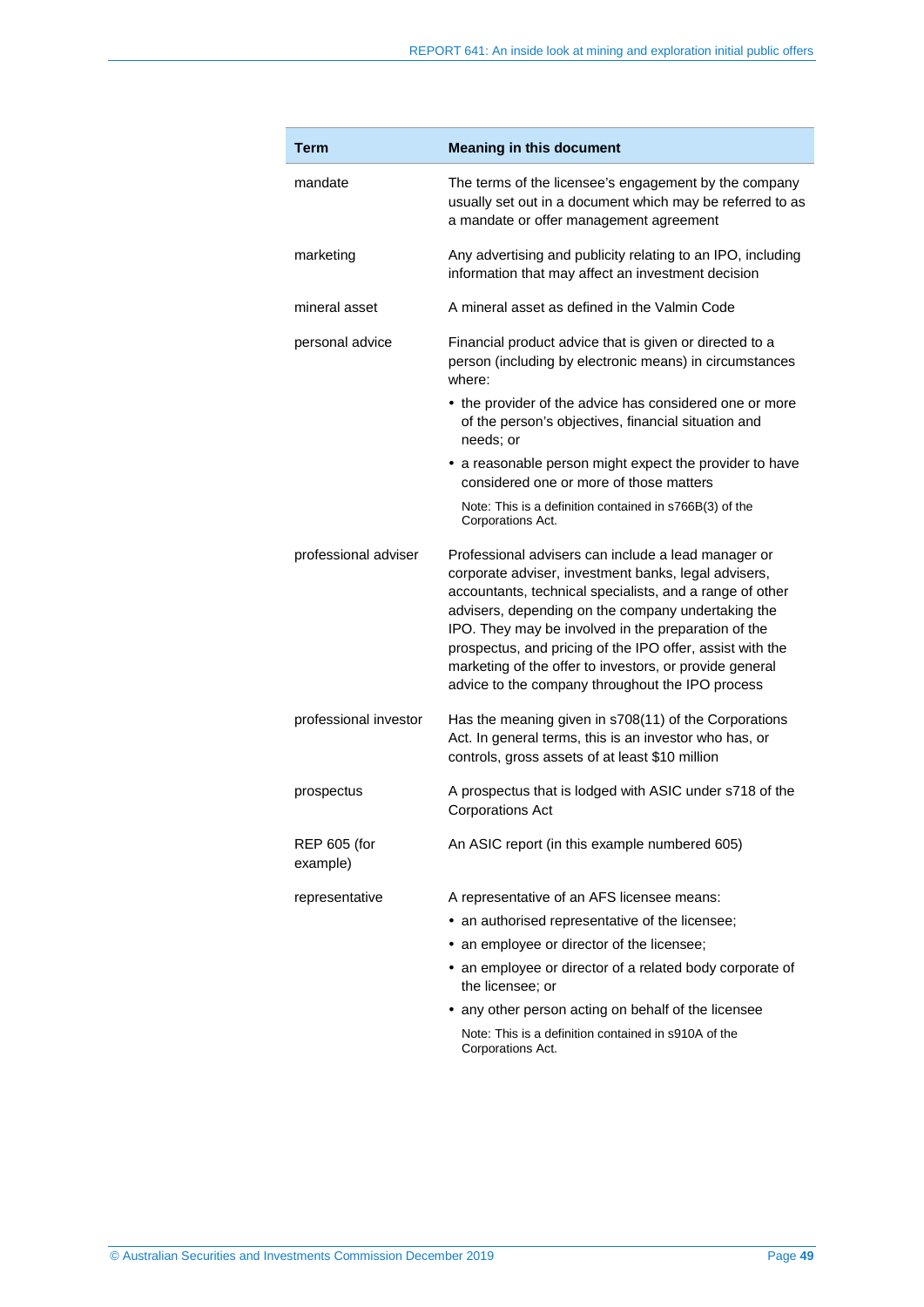| Term | Meaning in this document |
|---|---|
| mandate | The terms of the licensee's engagement by the company usually set out in a document which may be referred to as a mandate or offer management agreement |
| marketing | Any advertising and publicity relating to an IPO, including information that may affect an investment decision |
| mineral asset | A mineral asset as defined in the Valmin Code |
| personal advice | Financial product advice that is given or directed to a person (including by electronic means) in circumstances where: <br>• the provider of the advice has considered one or more of the person's objectives, financial situation and needs; or <br>• a reasonable person might expect the provider to have considered one or more of those matters <br>Note: This is a definition contained in s766B(3) of the Corporations Act. |
| professional adviser | Professional advisers can include a lead manager or corporate adviser, investment banks, legal advisers, accountants, technical specialists, and a range of other advisers, depending on the company undertaking the IPO. They may be involved in the preparation of the prospectus, and pricing of the IPO offer, assist with the marketing of the offer to investors, or provide general advice to the company throughout the IPO process |
| professional investor | Has the meaning given in s708(11) of the Corporations Act. In general terms, this is an investor who has, or controls, gross assets of at least $10 million |
| prospectus | A prospectus that is lodged with ASIC under s718 of the Corporations Act |
| REP 605 (for example) | An ASIC report (in this example numbered 605) |
| representative | A representative of an AFS licensee means: <br>• an authorised representative of the licensee; <br>• an employee or director of the licensee; <br>• an employee or director of a related body corporate of the licensee; or <br>• any other person acting on behalf of the licensee <br>Note: This is a definition contained in s910A of the Corporations Act. |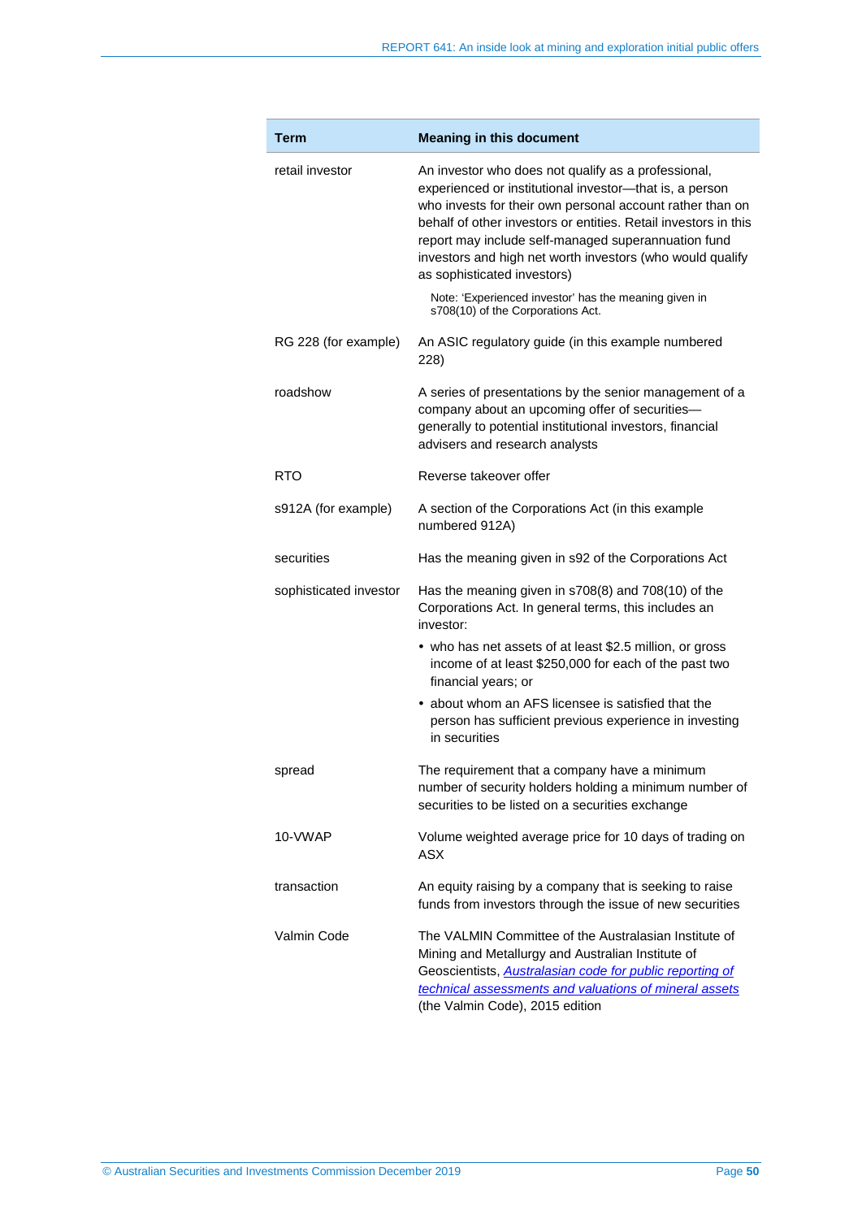| Term | Meaning in this document |
|---|---|
| retail investor | An investor who does not qualify as a professional, experienced or institutional investor—that is, a person who invests for their own personal account rather than on behalf of other investors or entities. Retail investors in this report may include self-managed superannuation fund investors and high net worth investors (who would qualify as sophisticated investors)<br><br>Note: 'Experienced investor' has the meaning given in s708(10) of the Corporations Act. |
| RG 228 (for example) | An ASIC regulatory guide (in this example numbered 228) |
| roadshow | A series of presentations by the senior management of a company about an upcoming offer of securities—generally to potential institutional investors, financial advisers and research analysts |
| RTO | Reverse takeover offer |
| s912A (for example) | A section of the Corporations Act (in this example numbered 912A) |
| securities | Has the meaning given in s92 of the Corporations Act |
| sophisticated investor | Has the meaning given in s708(8) and 708(10) of the Corporations Act. In general terms, this includes an investor:<br>• who has net assets of at least $2.5 million, or gross income of at least $250,000 for each of the past two financial years; or<br>• about whom an AFS licensee is satisfied that the person has sufficient previous experience in investing in securities |
| spread | The requirement that a company have a minimum number of security holders holding a minimum number of securities to be listed on a securities exchange |
| 10-VWAP | Volume weighted average price for 10 days of trading on ASX |
| transaction | An equity raising by a company that is seeking to raise funds from investors through the issue of new securities |
| Valmin Code | The VALMIN Committee of the Australasian Institute of Mining and Metallurgy and Australian Institute of Geoscientists, *Australasian code for public reporting of technical assessments and valuations of mineral assets* (the Valmin Code), 2015 edition |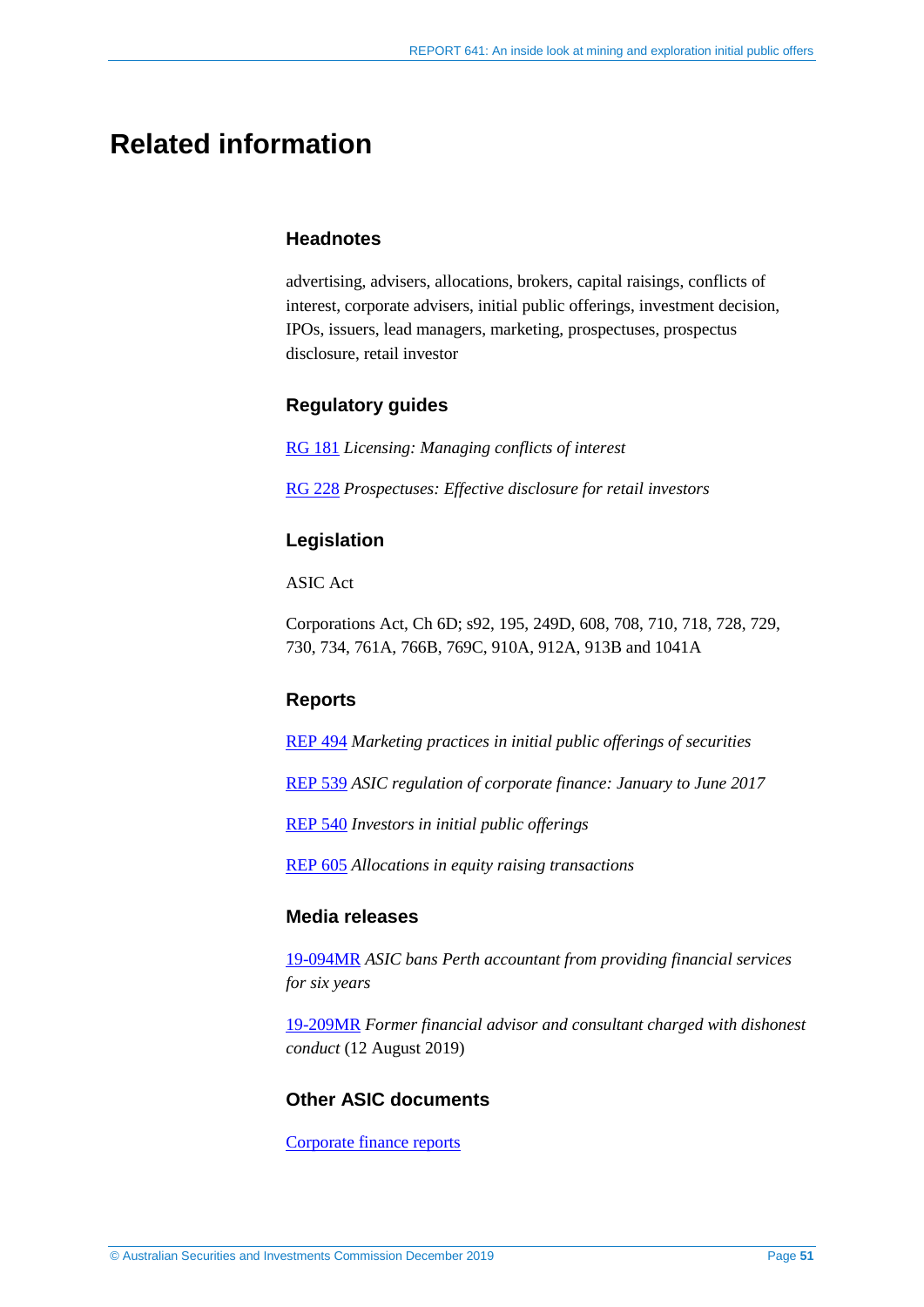# Related information

### Headnotes

advertising, advisers, allocations, brokers, capital raisings, conflicts of interest, corporate advisers, initial public offerings, investment decision, IPOs, issuers, lead managers, marketing, prospectuses, prospectus disclosure, retail investor

### Regulatory guides

RG 181 *Licensing: Managing conflicts of interest*

RG 228 *Prospectuses: Effective disclosure for retail investors*

### Legislation

ASIC Act

Corporations Act, Ch 6D; s92, 195, 249D, 608, 708, 710, 718, 728, 729, 730, 734, 761A, 766B, 769C, 910A, 912A, 913B and 1041A

### Reports

REP 494 *Marketing practices in initial public offerings of securities*

REP 539 *ASIC regulation of corporate finance: January to June 2017*

REP 540 *Investors in initial public offerings*

REP 605 *Allocations in equity raising transactions*

### Media releases

19-094MR *ASIC bans Perth accountant from providing financial services for six years*

19-209MR *Former financial advisor and consultant charged with dishonest conduct* (12 August 2019)

### Other ASIC documents

Corporate finance reports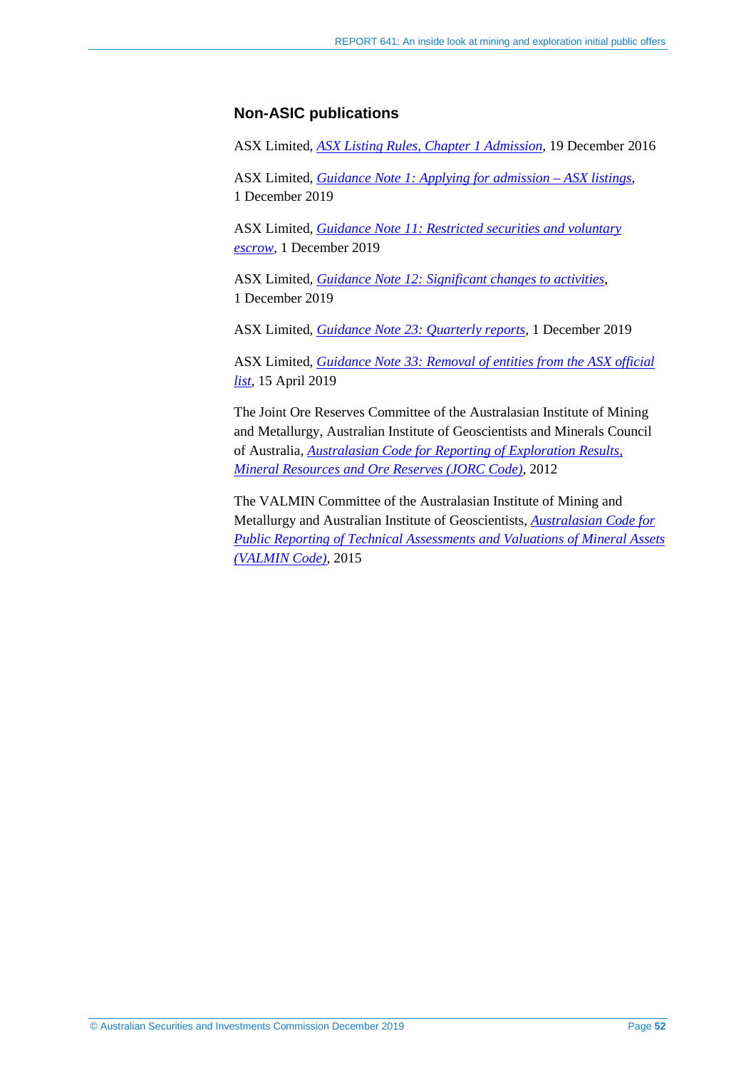## Non-ASIC publications

ASX Limited, *ASX Listing Rules, Chapter 1 Admission*, 19 December 2016

ASX Limited, *Guidance Note 1: Applying for admission – ASX listings*, 1 December 2019

ASX Limited, *Guidance Note 11: Restricted securities and voluntary escrow*, 1 December 2019

ASX Limited, *Guidance Note 12: Significant changes to activities*, 1 December 2019

ASX Limited, *Guidance Note 23: Quarterly reports*, 1 December 2019

ASX Limited, *Guidance Note 33: Removal of entities from the ASX official list*, 15 April 2019

The Joint Ore Reserves Committee of the Australasian Institute of Mining and Metallurgy, Australian Institute of Geoscientists and Minerals Council of Australia, *Australasian Code for Reporting of Exploration Results, Mineral Resources and Ore Reserves (JORC Code)*, 2012

The VALMIN Committee of the Australasian Institute of Mining and Metallurgy and Australian Institute of Geoscientists, *Australasian Code for Public Reporting of Technical Assessments and Valuations of Mineral Assets (VALMIN Code)*, 2015